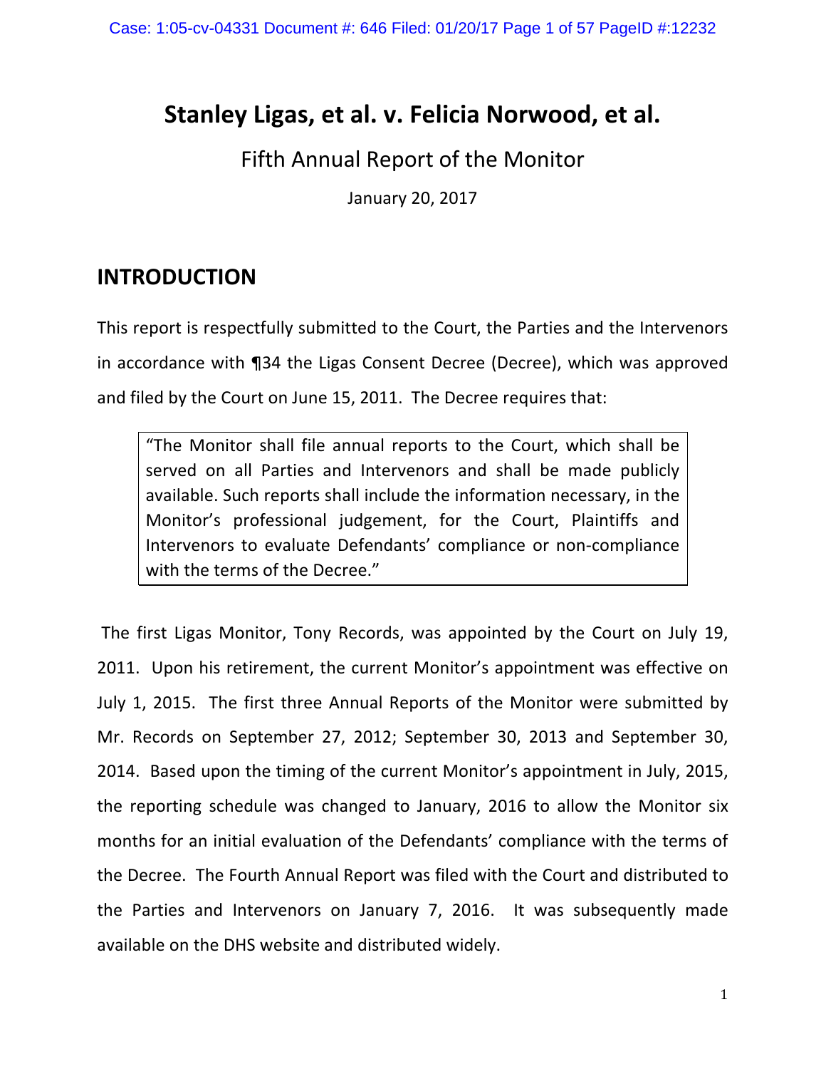# Stanley Ligas, et al. v. Felicia Norwood, et al.

Fifth Annual Report of the Monitor

January 20, 2017

## INTRODUCTION

This report is respectfully submitted to the Court, the Parties and the Intervenors in accordance with ¶34 the Ligas Consent Decree (Decree), which was approved and filed by the Court on June 15, 2011. The Decree requires that:

> "The Monitor shall file annual reports to the Court, which shall be served on all Parties and Intervenors and shall be made publicly available. Such reports shall include the information necessary, in the Monitor's professional judgement, for the Court, Plaintiffs and Intervenors to evaluate Defendants' compliance or non-compliance with the terms of the Decree."

The first Ligas Monitor, Tony Records, was appointed by the Court on July 19, 2011. Upon his retirement, the current Monitor's appointment was effective on July 1, 2015. The first three Annual Reports of the Monitor were submitted by Mr. Records on September 27, 2012; September 30, 2013 and September 30, 2014. Based upon the timing of the current Monitor's appointment in July, 2015, the reporting schedule was changed to January, 2016 to allow the Monitor six months for an initial evaluation of the Defendants' compliance with the terms of the Decree. The Fourth Annual Report was filed with the Court and distributed to the Parties and Intervenors on January 7, 2016. It was subsequently made available on the DHS website and distributed widely.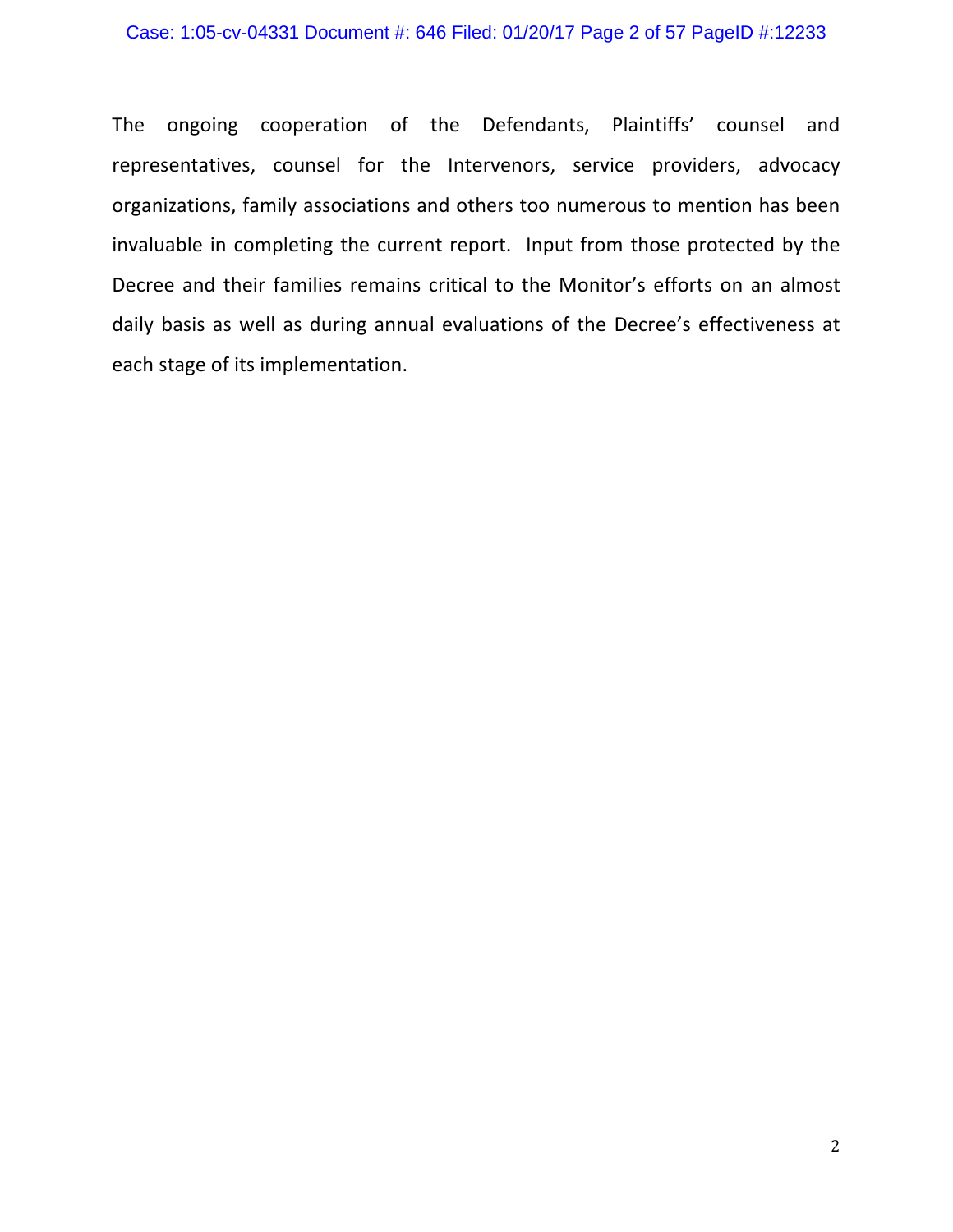The ongoing cooperation of the Defendants, Plaintiffs' counsel and representatives, counsel for the Intervenors, service providers, advocacy organizations, family associations and others too numerous to mention has been invaluable in completing the current report. Input from those protected by the Decree and their families remains critical to the Monitor's efforts on an almost daily basis as well as during annual evaluations of the Decree's effectiveness at each stage of its implementation.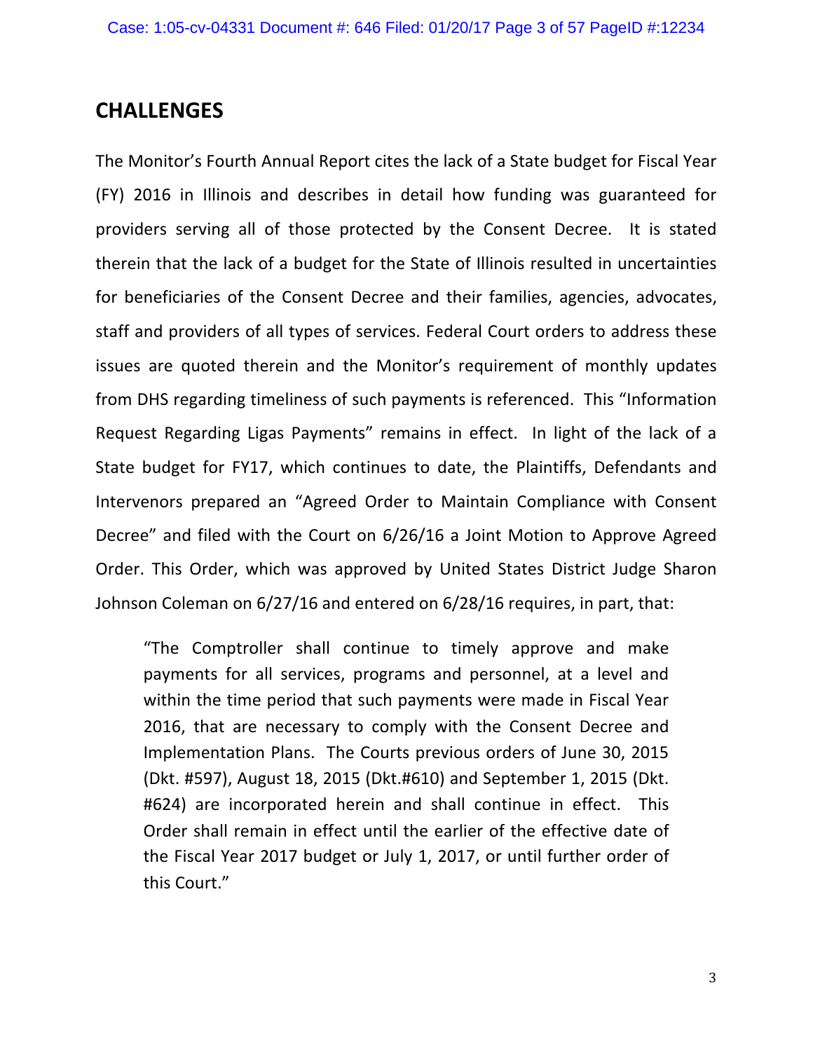## CHALLENGES

The Monitor's Fourth Annual Report cites the lack of a State budget for Fiscal Year (FY) 2016 in Illinois and describes in detail how funding was guaranteed for providers serving all of those protected by the Consent Decree. It is stated therein that the lack of a budget for the State of Illinois resulted in uncertainties for beneficiaries of the Consent Decree and their families, agencies, advocates, staff and providers of all types of services. Federal Court orders to address these issues are quoted therein and the Monitor's requirement of monthly updates from DHS regarding timeliness of such payments is referenced. This "Information Request Regarding Ligas Payments" remains in effect. In light of the lack of a State budget for FY17, which continues to date, the Plaintiffs, Defendants and Intervenors prepared an "Agreed Order to Maintain Compliance with Consent Decree" and filed with the Court on 6/26/16 a Joint Motion to Approve Agreed Order. This Order, which was approved by United States District Judge Sharon Johnson Coleman on 6/27/16 and entered on 6/28/16 requires, in part, that:

> "The Comptroller shall continue to timely approve and make payments for all services, programs and personnel, at a level and within the time period that such payments were made in Fiscal Year 2016, that are necessary to comply with the Consent Decree and Implementation Plans. The Courts previous orders of June 30, 2015 (Dkt. #597), August 18, 2015 (Dkt.#610) and September 1, 2015 (Dkt. #624) are incorporated herein and shall continue in effect. This Order shall remain in effect until the earlier of the effective date of the Fiscal Year 2017 budget or July 1, 2017, or until further order of this Court."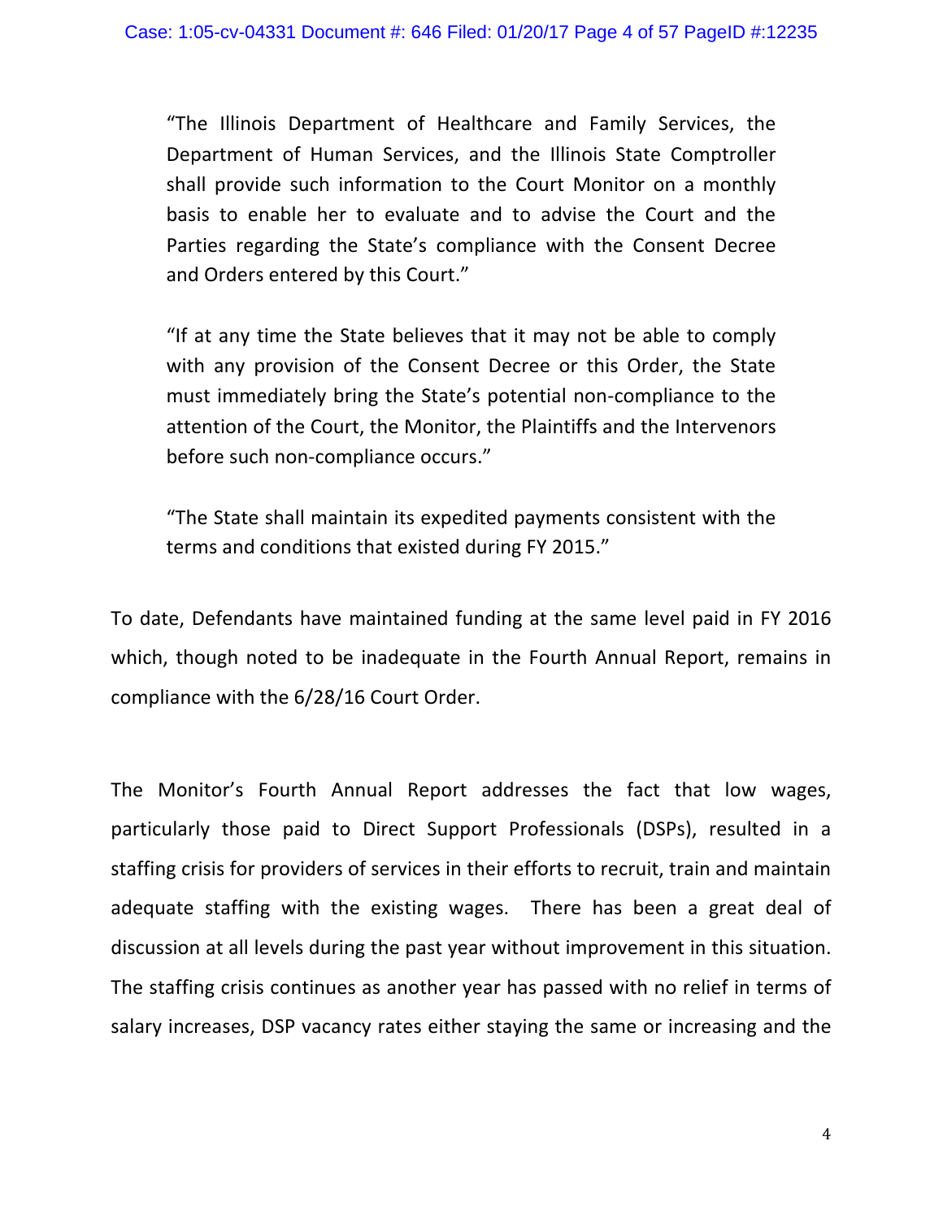> "The Illinois Department of Healthcare and Family Services, the Department of Human Services, and the Illinois State Comptroller shall provide such information to the Court Monitor on a monthly basis to enable her to evaluate and to advise the Court and the Parties regarding the State's compliance with the Consent Decree and Orders entered by this Court."
>
> "If at any time the State believes that it may not be able to comply with any provision of the Consent Decree or this Order, the State must immediately bring the State's potential non-compliance to the attention of the Court, the Monitor, the Plaintiffs and the Intervenors before such non-compliance occurs."
>
> "The State shall maintain its expedited payments consistent with the terms and conditions that existed during FY 2015."

To date, Defendants have maintained funding at the same level paid in FY 2016 which, though noted to be inadequate in the Fourth Annual Report, remains in compliance with the 6/28/16 Court Order.

The Monitor's Fourth Annual Report addresses the fact that low wages, particularly those paid to Direct Support Professionals (DSPs), resulted in a staffing crisis for providers of services in their efforts to recruit, train and maintain adequate staffing with the existing wages. There has been a great deal of discussion at all levels during the past year without improvement in this situation. The staffing crisis continues as another year has passed with no relief in terms of salary increases, DSP vacancy rates either staying the same or increasing and the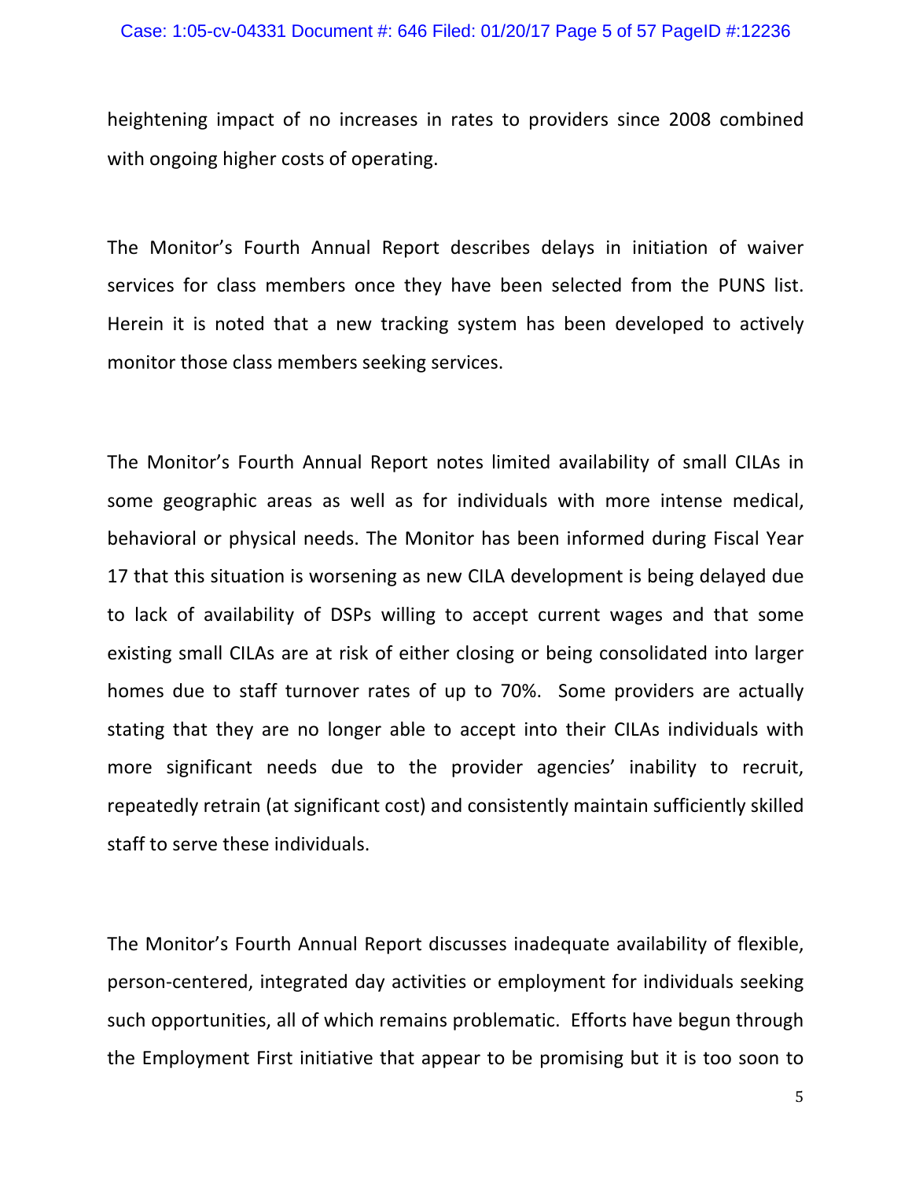heightening impact of no increases in rates to providers since 2008 combined with ongoing higher costs of operating.

The Monitor's Fourth Annual Report describes delays in initiation of waiver services for class members once they have been selected from the PUNS list. Herein it is noted that a new tracking system has been developed to actively monitor those class members seeking services.

The Monitor's Fourth Annual Report notes limited availability of small CILAs in some geographic areas as well as for individuals with more intense medical, behavioral or physical needs. The Monitor has been informed during Fiscal Year 17 that this situation is worsening as new CILA development is being delayed due to lack of availability of DSPs willing to accept current wages and that some existing small CILAs are at risk of either closing or being consolidated into larger homes due to staff turnover rates of up to 70%. Some providers are actually stating that they are no longer able to accept into their CILAs individuals with more significant needs due to the provider agencies' inability to recruit, repeatedly retrain (at significant cost) and consistently maintain sufficiently skilled staff to serve these individuals.

The Monitor's Fourth Annual Report discusses inadequate availability of flexible, person-centered, integrated day activities or employment for individuals seeking such opportunities, all of which remains problematic. Efforts have begun through the Employment First initiative that appear to be promising but it is too soon to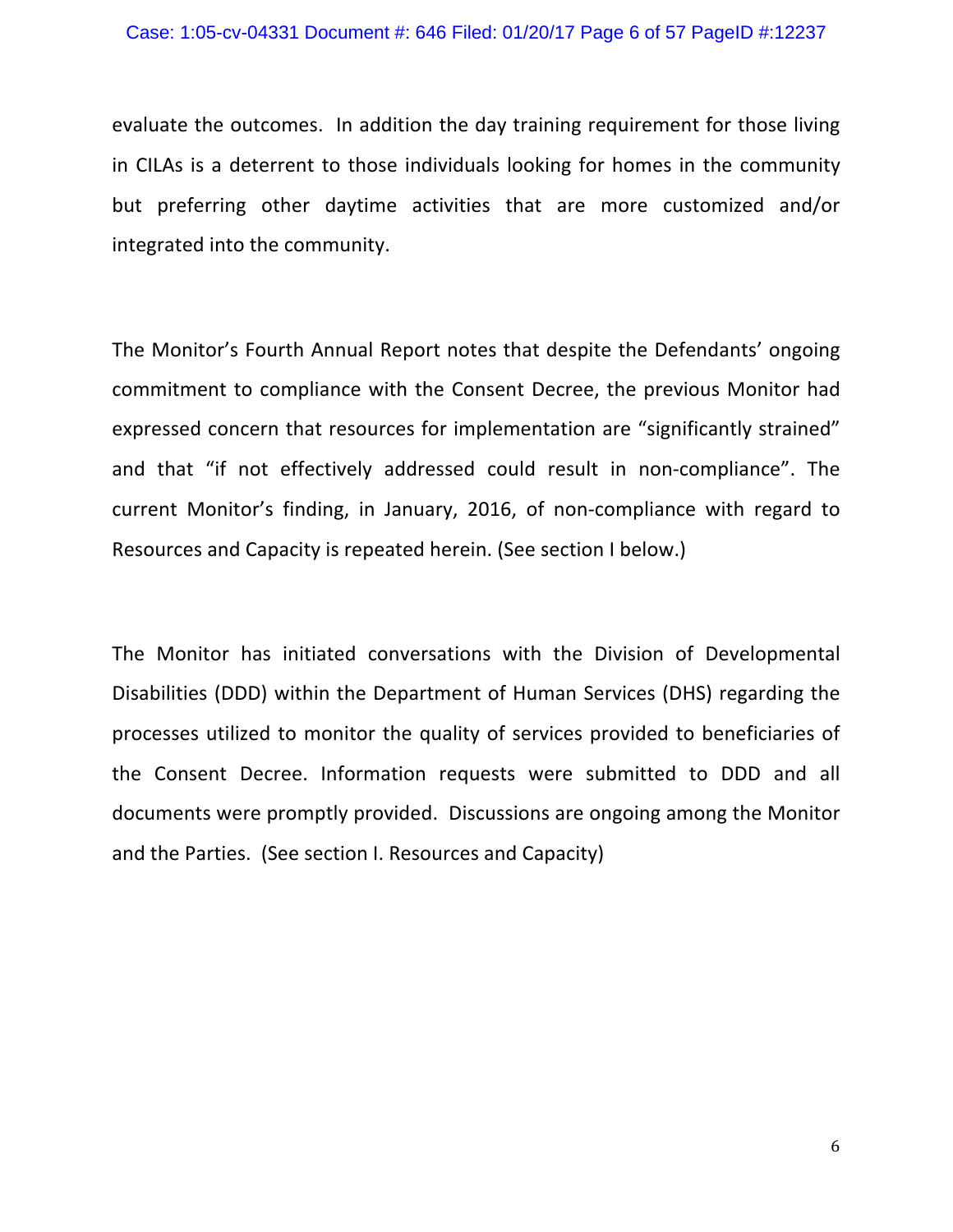evaluate the outcomes. In addition the day training requirement for those living in CILAs is a deterrent to those individuals looking for homes in the community but preferring other daytime activities that are more customized and/or integrated into the community.

The Monitor's Fourth Annual Report notes that despite the Defendants' ongoing commitment to compliance with the Consent Decree, the previous Monitor had expressed concern that resources for implementation are "significantly strained" and that "if not effectively addressed could result in non-compliance". The current Monitor's finding, in January, 2016, of non-compliance with regard to Resources and Capacity is repeated herein. (See section I below.)

The Monitor has initiated conversations with the Division of Developmental Disabilities (DDD) within the Department of Human Services (DHS) regarding the processes utilized to monitor the quality of services provided to beneficiaries of the Consent Decree. Information requests were submitted to DDD and all documents were promptly provided. Discussions are ongoing among the Monitor and the Parties. (See section I. Resources and Capacity)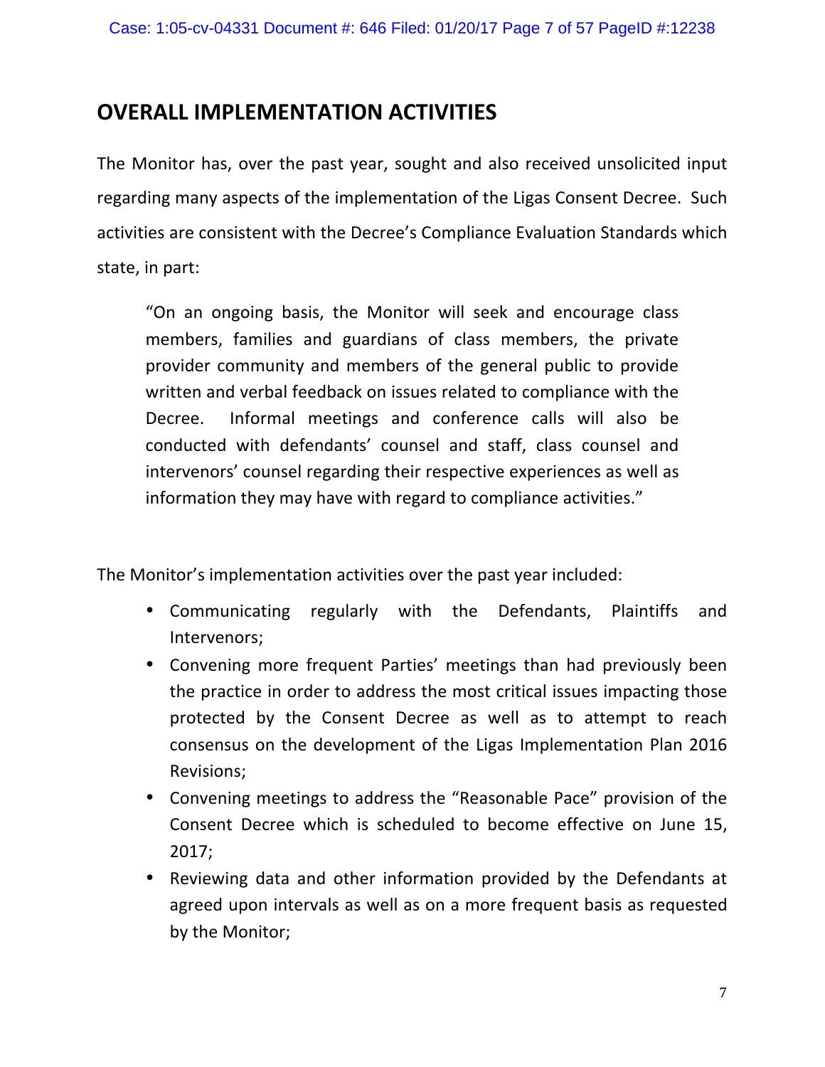## OVERALL IMPLEMENTATION ACTIVITIES

The Monitor has, over the past year, sought and also received unsolicited input regarding many aspects of the implementation of the Ligas Consent Decree. Such activities are consistent with the Decree's Compliance Evaluation Standards which state, in part:

> "On an ongoing basis, the Monitor will seek and encourage class members, families and guardians of class members, the private provider community and members of the general public to provide written and verbal feedback on issues related to compliance with the Decree. Informal meetings and conference calls will also be conducted with defendants' counsel and staff, class counsel and intervenors' counsel regarding their respective experiences as well as information they may have with regard to compliance activities."

The Monitor's implementation activities over the past year included:

- Communicating regularly with the Defendants, Plaintiffs and Intervenors;
- Convening more frequent Parties' meetings than had previously been the practice in order to address the most critical issues impacting those protected by the Consent Decree as well as to attempt to reach consensus on the development of the Ligas Implementation Plan 2016 Revisions;
- Convening meetings to address the "Reasonable Pace" provision of the Consent Decree which is scheduled to become effective on June 15, 2017;
- Reviewing data and other information provided by the Defendants at agreed upon intervals as well as on a more frequent basis as requested by the Monitor;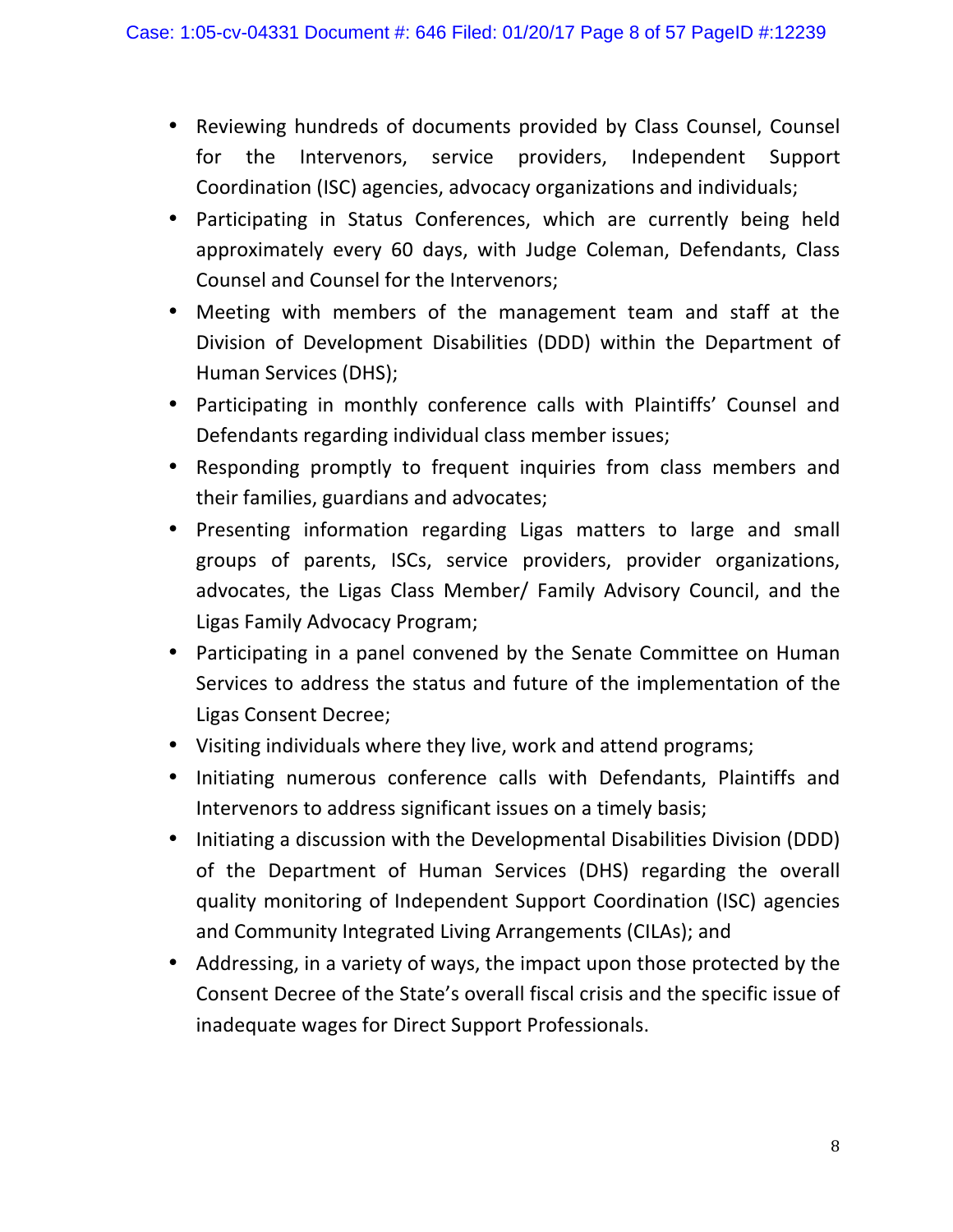- Reviewing hundreds of documents provided by Class Counsel, Counsel for the Intervenors, service providers, Independent Support Coordination (ISC) agencies, advocacy organizations and individuals;
- Participating in Status Conferences, which are currently being held approximately every 60 days, with Judge Coleman, Defendants, Class Counsel and Counsel for the Intervenors;
- Meeting with members of the management team and staff at the Division of Development Disabilities (DDD) within the Department of Human Services (DHS);
- Participating in monthly conference calls with Plaintiffs' Counsel and Defendants regarding individual class member issues;
- Responding promptly to frequent inquiries from class members and their families, guardians and advocates;
- Presenting information regarding Ligas matters to large and small groups of parents, ISCs, service providers, provider organizations, advocates, the Ligas Class Member/ Family Advisory Council, and the Ligas Family Advocacy Program;
- Participating in a panel convened by the Senate Committee on Human Services to address the status and future of the implementation of the Ligas Consent Decree;
- Visiting individuals where they live, work and attend programs;
- Initiating numerous conference calls with Defendants, Plaintiffs and Intervenors to address significant issues on a timely basis;
- Initiating a discussion with the Developmental Disabilities Division (DDD) of the Department of Human Services (DHS) regarding the overall quality monitoring of Independent Support Coordination (ISC) agencies and Community Integrated Living Arrangements (CILAs); and
- Addressing, in a variety of ways, the impact upon those protected by the Consent Decree of the State's overall fiscal crisis and the specific issue of inadequate wages for Direct Support Professionals.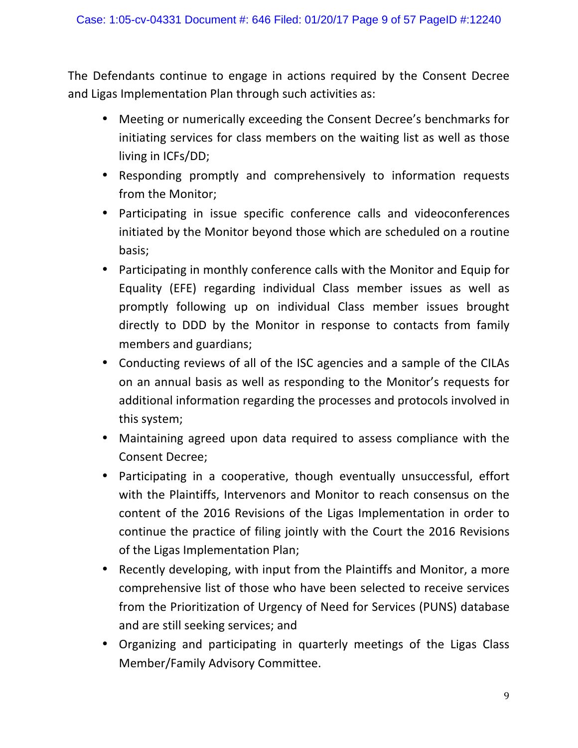The Defendants continue to engage in actions required by the Consent Decree and Ligas Implementation Plan through such activities as:

- Meeting or numerically exceeding the Consent Decree's benchmarks for initiating services for class members on the waiting list as well as those living in ICFs/DD;
- Responding promptly and comprehensively to information requests from the Monitor;
- Participating in issue specific conference calls and videoconferences initiated by the Monitor beyond those which are scheduled on a routine basis;
- Participating in monthly conference calls with the Monitor and Equip for Equality (EFE) regarding individual Class member issues as well as promptly following up on individual Class member issues brought directly to DDD by the Monitor in response to contacts from family members and guardians;
- Conducting reviews of all of the ISC agencies and a sample of the CILAs on an annual basis as well as responding to the Monitor's requests for additional information regarding the processes and protocols involved in this system;
- Maintaining agreed upon data required to assess compliance with the Consent Decree;
- Participating in a cooperative, though eventually unsuccessful, effort with the Plaintiffs, Intervenors and Monitor to reach consensus on the content of the 2016 Revisions of the Ligas Implementation in order to continue the practice of filing jointly with the Court the 2016 Revisions of the Ligas Implementation Plan;
- Recently developing, with input from the Plaintiffs and Monitor, a more comprehensive list of those who have been selected to receive services from the Prioritization of Urgency of Need for Services (PUNS) database and are still seeking services; and
- Organizing and participating in quarterly meetings of the Ligas Class Member/Family Advisory Committee.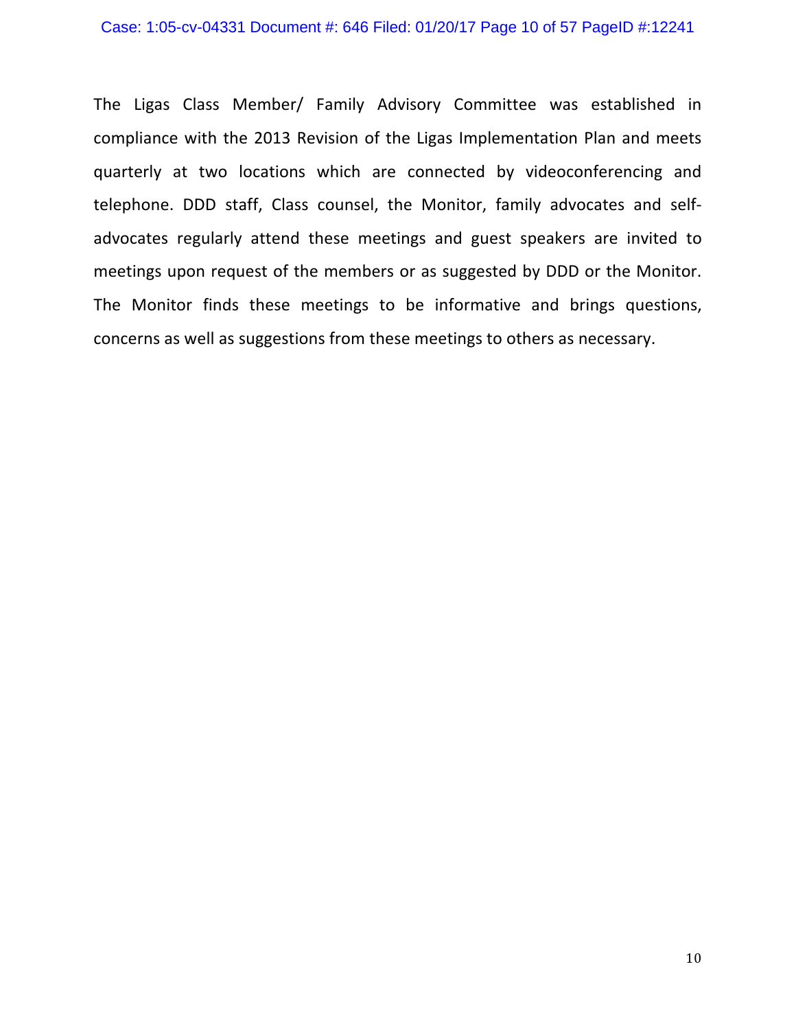The Ligas Class Member/ Family Advisory Committee was established in compliance with the 2013 Revision of the Ligas Implementation Plan and meets quarterly at two locations which are connected by videoconferencing and telephone. DDD staff, Class counsel, the Monitor, family advocates and self-advocates regularly attend these meetings and guest speakers are invited to meetings upon request of the members or as suggested by DDD or the Monitor. The Monitor finds these meetings to be informative and brings questions, concerns as well as suggestions from these meetings to others as necessary.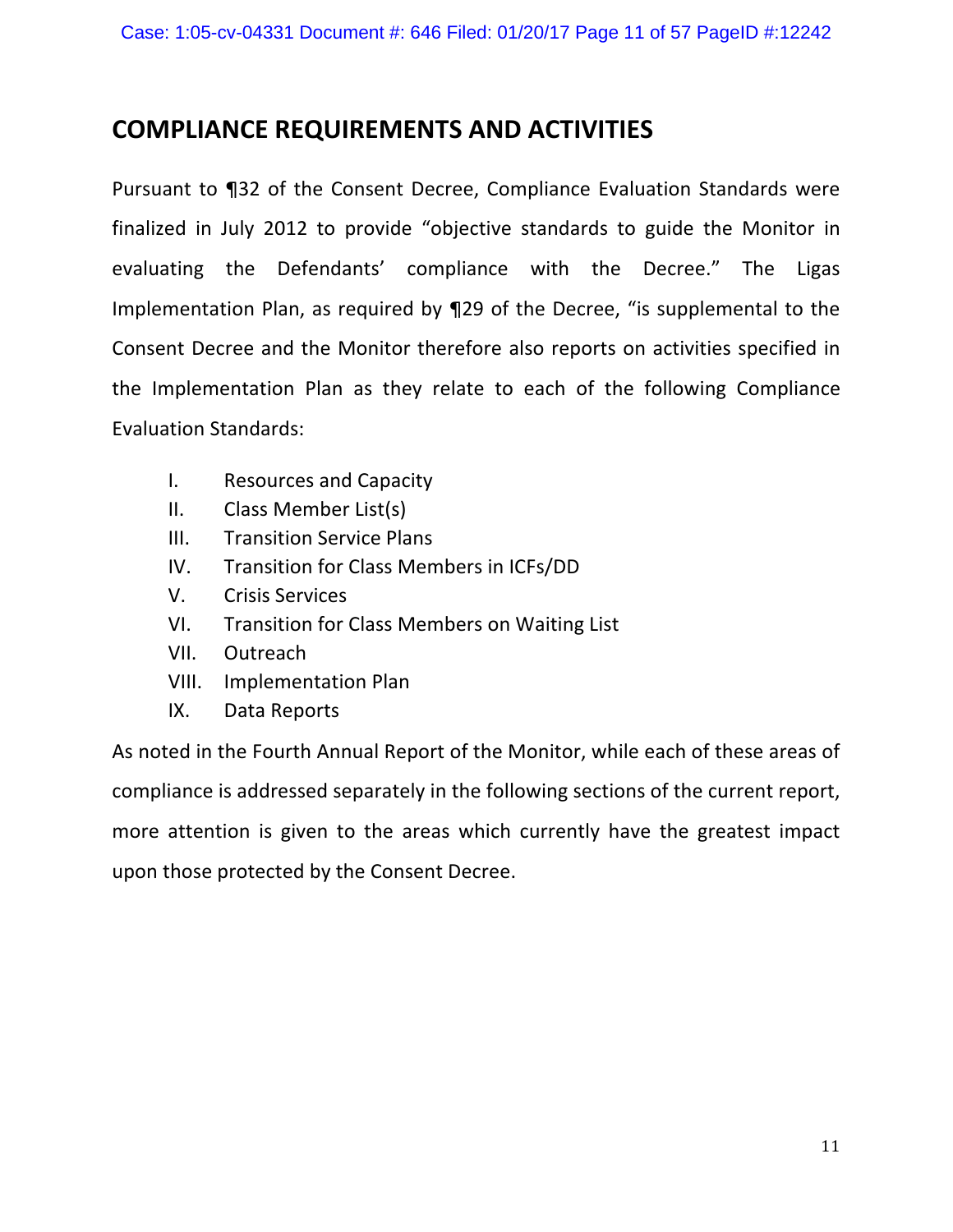# COMPLIANCE REQUIREMENTS AND ACTIVITIES

Pursuant to ¶32 of the Consent Decree, Compliance Evaluation Standards were finalized in July 2012 to provide "objective standards to guide the Monitor in evaluating the Defendants' compliance with the Decree." The Ligas Implementation Plan, as required by ¶29 of the Decree, "is supplemental to the Consent Decree and the Monitor therefore also reports on activities specified in the Implementation Plan as they relate to each of the following Compliance Evaluation Standards:

I. Resources and Capacity
II. Class Member List(s)
III. Transition Service Plans
IV. Transition for Class Members in ICFs/DD
V. Crisis Services
VI. Transition for Class Members on Waiting List
VII. Outreach
VIII. Implementation Plan
IX. Data Reports

As noted in the Fourth Annual Report of the Monitor, while each of these areas of compliance is addressed separately in the following sections of the current report, more attention is given to the areas which currently have the greatest impact upon those protected by the Consent Decree.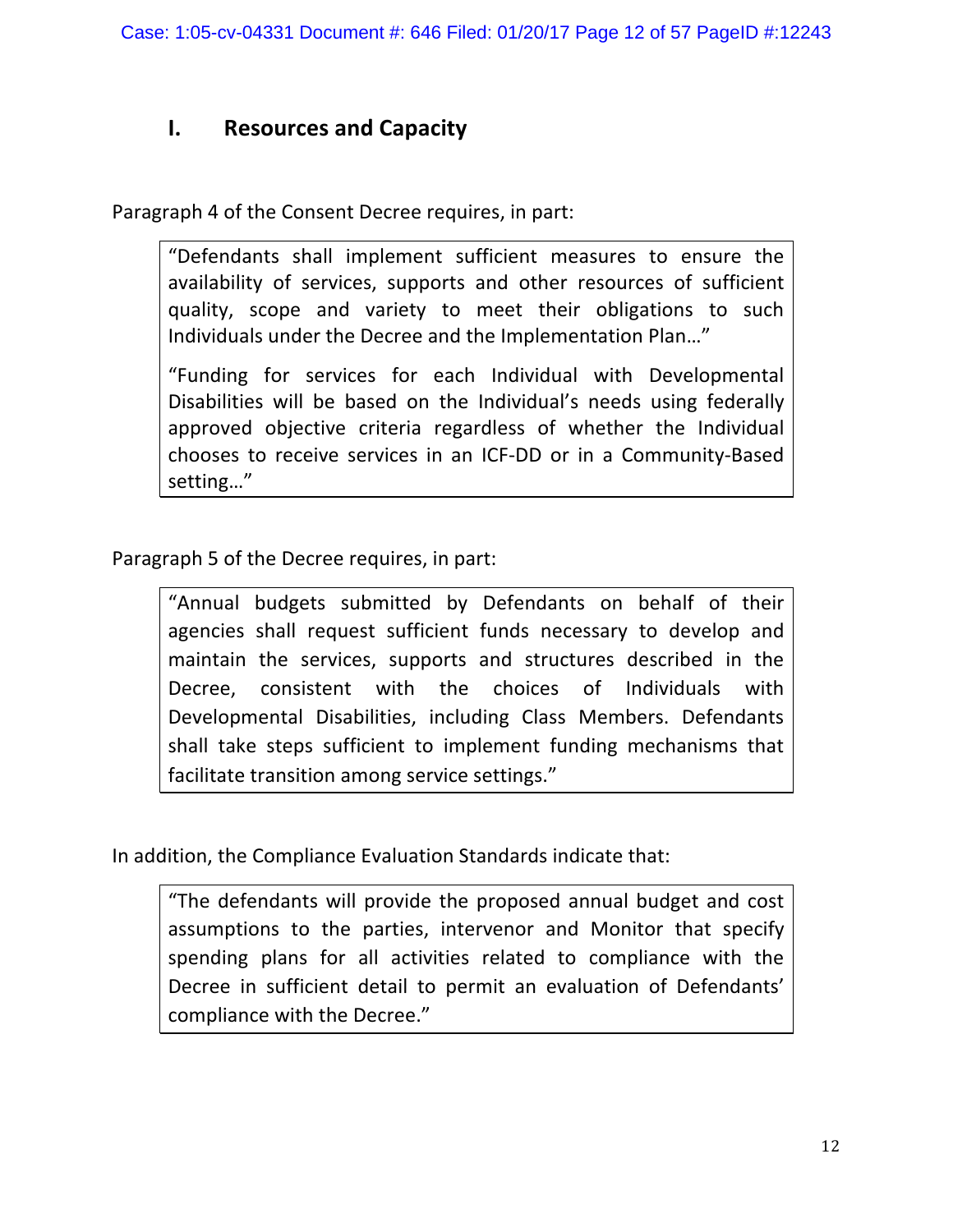## I. Resources and Capacity

Paragraph 4 of the Consent Decree requires, in part:

> "Defendants shall implement sufficient measures to ensure the availability of services, supports and other resources of sufficient quality, scope and variety to meet their obligations to such Individuals under the Decree and the Implementation Plan…"
>
> "Funding for services for each Individual with Developmental Disabilities will be based on the Individual's needs using federally approved objective criteria regardless of whether the Individual chooses to receive services in an ICF-DD or in a Community-Based setting…"

Paragraph 5 of the Decree requires, in part:

> "Annual budgets submitted by Defendants on behalf of their agencies shall request sufficient funds necessary to develop and maintain the services, supports and structures described in the Decree, consistent with the choices of Individuals with Developmental Disabilities, including Class Members. Defendants shall take steps sufficient to implement funding mechanisms that facilitate transition among service settings."

In addition, the Compliance Evaluation Standards indicate that:

> "The defendants will provide the proposed annual budget and cost assumptions to the parties, intervenor and Monitor that specify spending plans for all activities related to compliance with the Decree in sufficient detail to permit an evaluation of Defendants' compliance with the Decree."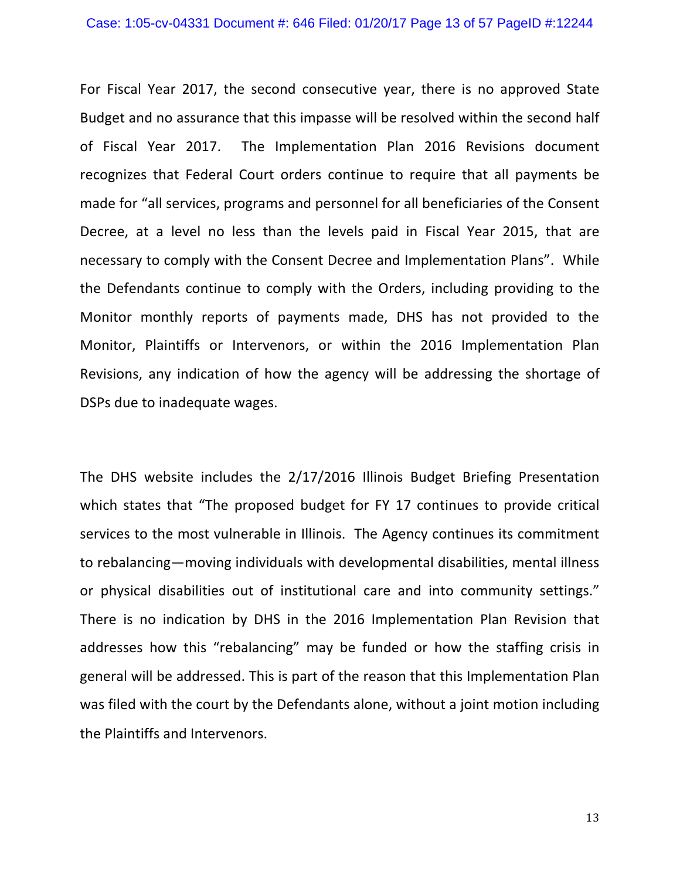For Fiscal Year 2017, the second consecutive year, there is no approved State Budget and no assurance that this impasse will be resolved within the second half of Fiscal Year 2017. The Implementation Plan 2016 Revisions document recognizes that Federal Court orders continue to require that all payments be made for "all services, programs and personnel for all beneficiaries of the Consent Decree, at a level no less than the levels paid in Fiscal Year 2015, that are necessary to comply with the Consent Decree and Implementation Plans". While the Defendants continue to comply with the Orders, including providing to the Monitor monthly reports of payments made, DHS has not provided to the Monitor, Plaintiffs or Intervenors, or within the 2016 Implementation Plan Revisions, any indication of how the agency will be addressing the shortage of DSPs due to inadequate wages.

The DHS website includes the 2/17/2016 Illinois Budget Briefing Presentation which states that "The proposed budget for FY 17 continues to provide critical services to the most vulnerable in Illinois. The Agency continues its commitment to rebalancing—moving individuals with developmental disabilities, mental illness or physical disabilities out of institutional care and into community settings." There is no indication by DHS in the 2016 Implementation Plan Revision that addresses how this "rebalancing" may be funded or how the staffing crisis in general will be addressed. This is part of the reason that this Implementation Plan was filed with the court by the Defendants alone, without a joint motion including the Plaintiffs and Intervenors.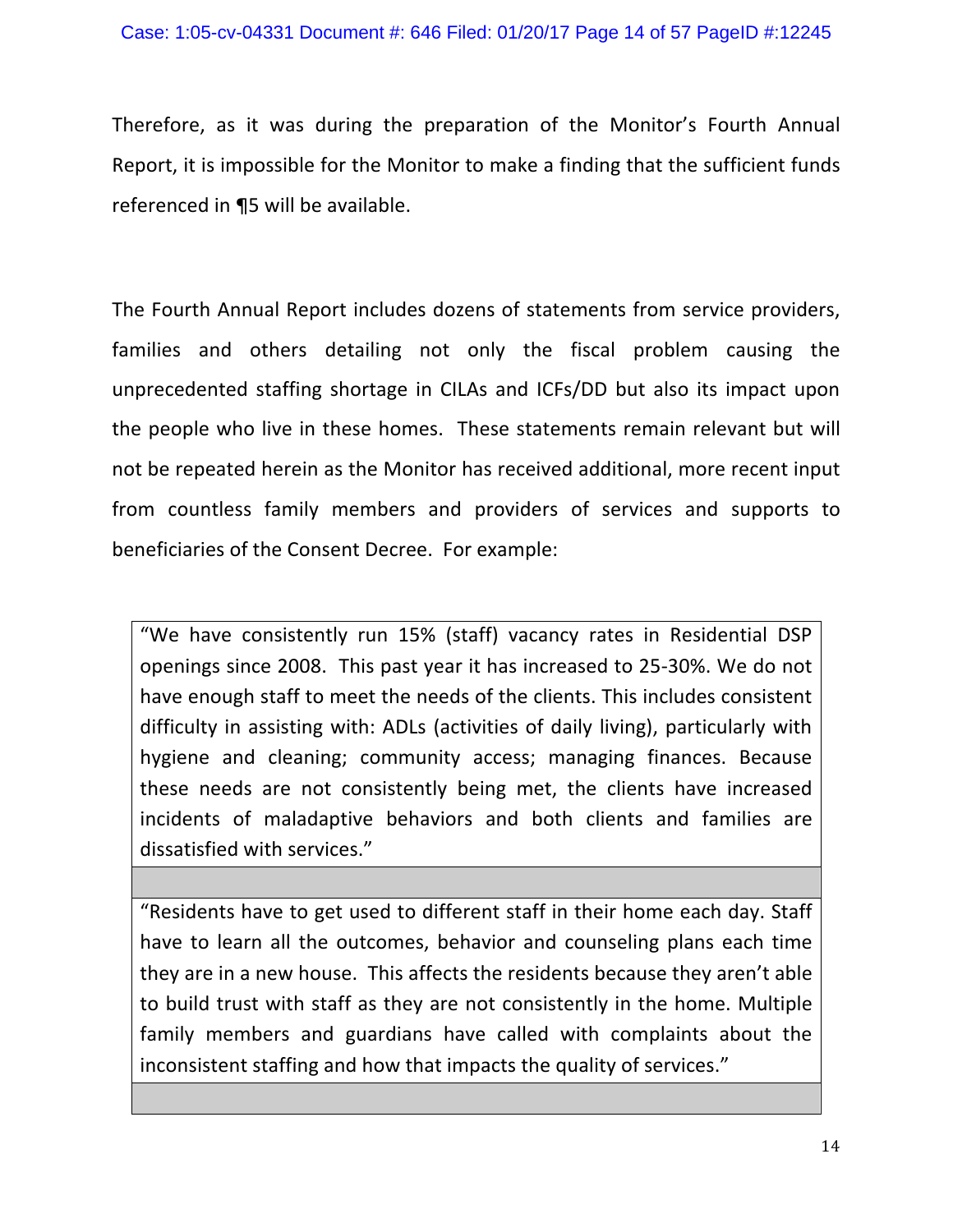Therefore, as it was during the preparation of the Monitor's Fourth Annual Report, it is impossible for the Monitor to make a finding that the sufficient funds referenced in ¶5 will be available.

The Fourth Annual Report includes dozens of statements from service providers, families and others detailing not only the fiscal problem causing the unprecedented staffing shortage in CILAs and ICFs/DD but also its impact upon the people who live in these homes. These statements remain relevant but will not be repeated herein as the Monitor has received additional, more recent input from countless family members and providers of services and supports to beneficiaries of the Consent Decree. For example:

> "We have consistently run 15% (staff) vacancy rates in Residential DSP openings since 2008. This past year it has increased to 25-30%. We do not have enough staff to meet the needs of the clients. This includes consistent difficulty in assisting with: ADLs (activities of daily living), particularly with hygiene and cleaning; community access; managing finances. Because these needs are not consistently being met, the clients have increased incidents of maladaptive behaviors and both clients and families are dissatisfied with services."

> "Residents have to get used to different staff in their home each day. Staff have to learn all the outcomes, behavior and counseling plans each time they are in a new house. This affects the residents because they aren't able to build trust with staff as they are not consistently in the home. Multiple family members and guardians have called with complaints about the inconsistent staffing and how that impacts the quality of services."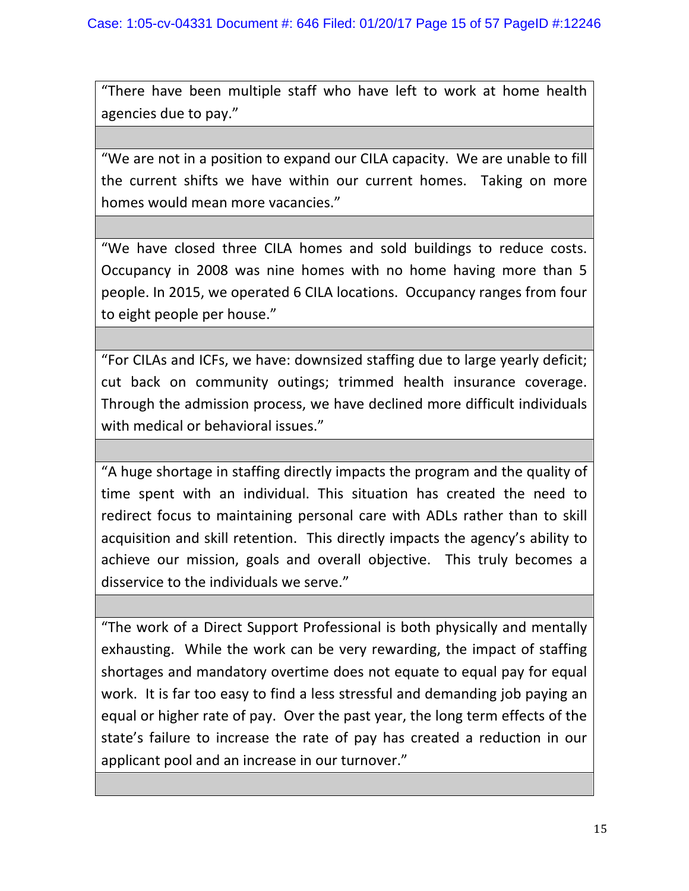"There have been multiple staff who have left to work at home health agencies due to pay."

"We are not in a position to expand our CILA capacity. We are unable to fill the current shifts we have within our current homes. Taking on more homes would mean more vacancies."

"We have closed three CILA homes and sold buildings to reduce costs. Occupancy in 2008 was nine homes with no home having more than 5 people. In 2015, we operated 6 CILA locations. Occupancy ranges from four to eight people per house."

"For CILAs and ICFs, we have: downsized staffing due to large yearly deficit; cut back on community outings; trimmed health insurance coverage. Through the admission process, we have declined more difficult individuals with medical or behavioral issues."

"A huge shortage in staffing directly impacts the program and the quality of time spent with an individual. This situation has created the need to redirect focus to maintaining personal care with ADLs rather than to skill acquisition and skill retention. This directly impacts the agency's ability to achieve our mission, goals and overall objective. This truly becomes a disservice to the individuals we serve."

"The work of a Direct Support Professional is both physically and mentally exhausting. While the work can be very rewarding, the impact of staffing shortages and mandatory overtime does not equate to equal pay for equal work. It is far too easy to find a less stressful and demanding job paying an equal or higher rate of pay. Over the past year, the long term effects of the state's failure to increase the rate of pay has created a reduction in our applicant pool and an increase in our turnover."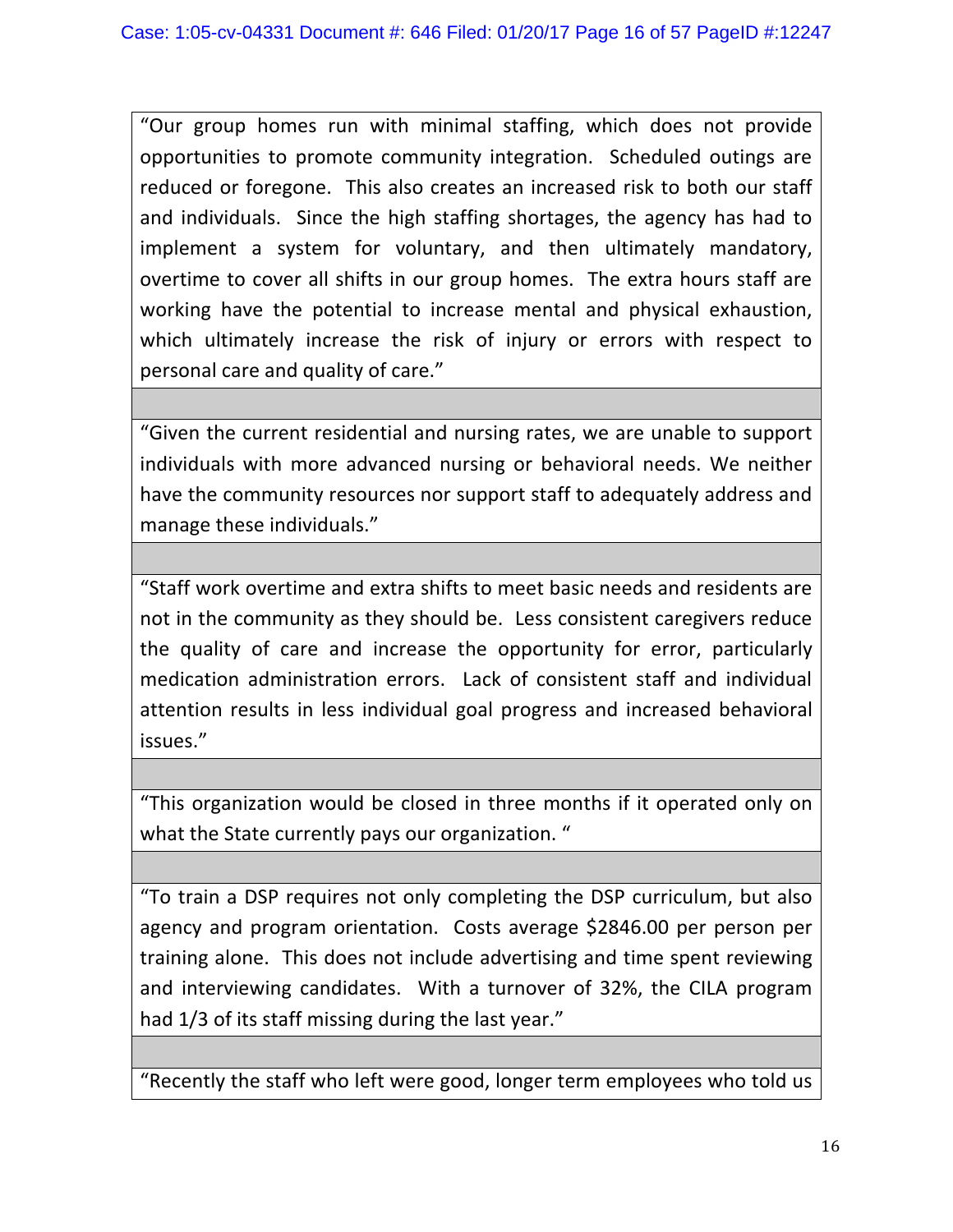| |
|---|
| "Our group homes run with minimal staffing, which does not provide opportunities to promote community integration. Scheduled outings are reduced or foregone. This also creates an increased risk to both our staff and individuals. Since the high staffing shortages, the agency has had to implement a system for voluntary, and then ultimately mandatory, overtime to cover all shifts in our group homes. The extra hours staff are working have the potential to increase mental and physical exhaustion, which ultimately increase the risk of injury or errors with respect to personal care and quality of care." |
| |
| "Given the current residential and nursing rates, we are unable to support individuals with more advanced nursing or behavioral needs. We neither have the community resources nor support staff to adequately address and manage these individuals." |
| |
| "Staff work overtime and extra shifts to meet basic needs and residents are not in the community as they should be. Less consistent caregivers reduce the quality of care and increase the opportunity for error, particularly medication administration errors. Lack of consistent staff and individual attention results in less individual goal progress and increased behavioral issues." |
| |
| "This organization would be closed in three months if it operated only on what the State currently pays our organization. " |
| |
| "To train a DSP requires not only completing the DSP curriculum, but also agency and program orientation. Costs average $2846.00 per person per training alone. This does not include advertising and time spent reviewing and interviewing candidates. With a turnover of 32%, the CILA program had 1/3 of its staff missing during the last year." |
| |
| "Recently the staff who left were good, longer term employees who told us |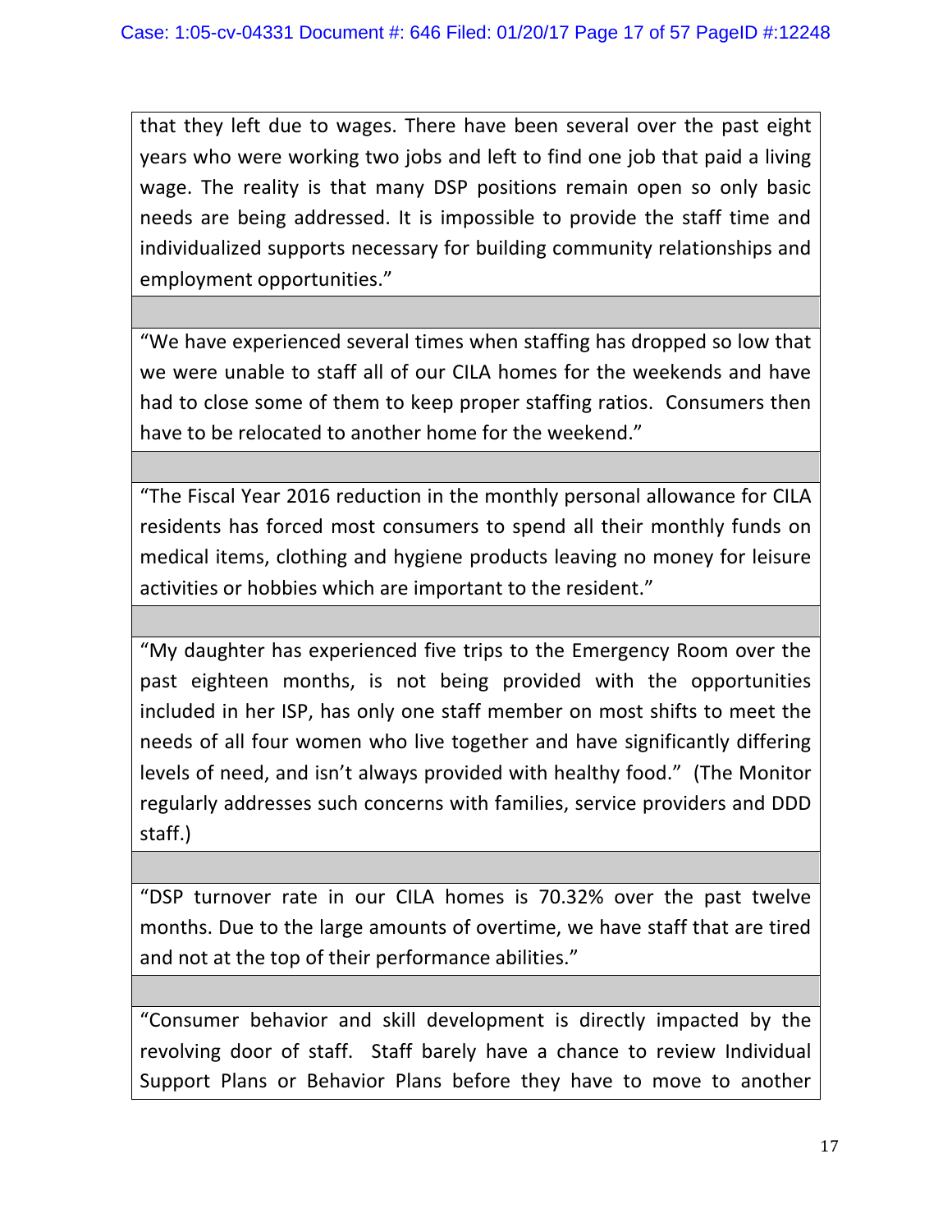| |
|---|
| that they left due to wages. There have been several over the past eight years who were working two jobs and left to find one job that paid a living wage. The reality is that many DSP positions remain open so only basic needs are being addressed. It is impossible to provide the staff time and individualized supports necessary for building community relationships and employment opportunities.” |
| |
| “We have experienced several times when staffing has dropped so low that we were unable to staff all of our CILA homes for the weekends and have had to close some of them to keep proper staffing ratios. Consumers then have to be relocated to another home for the weekend.” |
| |
| “The Fiscal Year 2016 reduction in the monthly personal allowance for CILA residents has forced most consumers to spend all their monthly funds on medical items, clothing and hygiene products leaving no money for leisure activities or hobbies which are important to the resident.” |
| |
| “My daughter has experienced five trips to the Emergency Room over the past eighteen months, is not being provided with the opportunities included in her ISP, has only one staff member on most shifts to meet the needs of all four women who live together and have significantly differing levels of need, and isn’t always provided with healthy food.” (The Monitor regularly addresses such concerns with families, service providers and DDD staff.) |
| |
| “DSP turnover rate in our CILA homes is 70.32% over the past twelve months. Due to the large amounts of overtime, we have staff that are tired and not at the top of their performance abilities.” |
| |
| “Consumer behavior and skill development is directly impacted by the revolving door of staff. Staff barely have a chance to review Individual Support Plans or Behavior Plans before they have to move to another |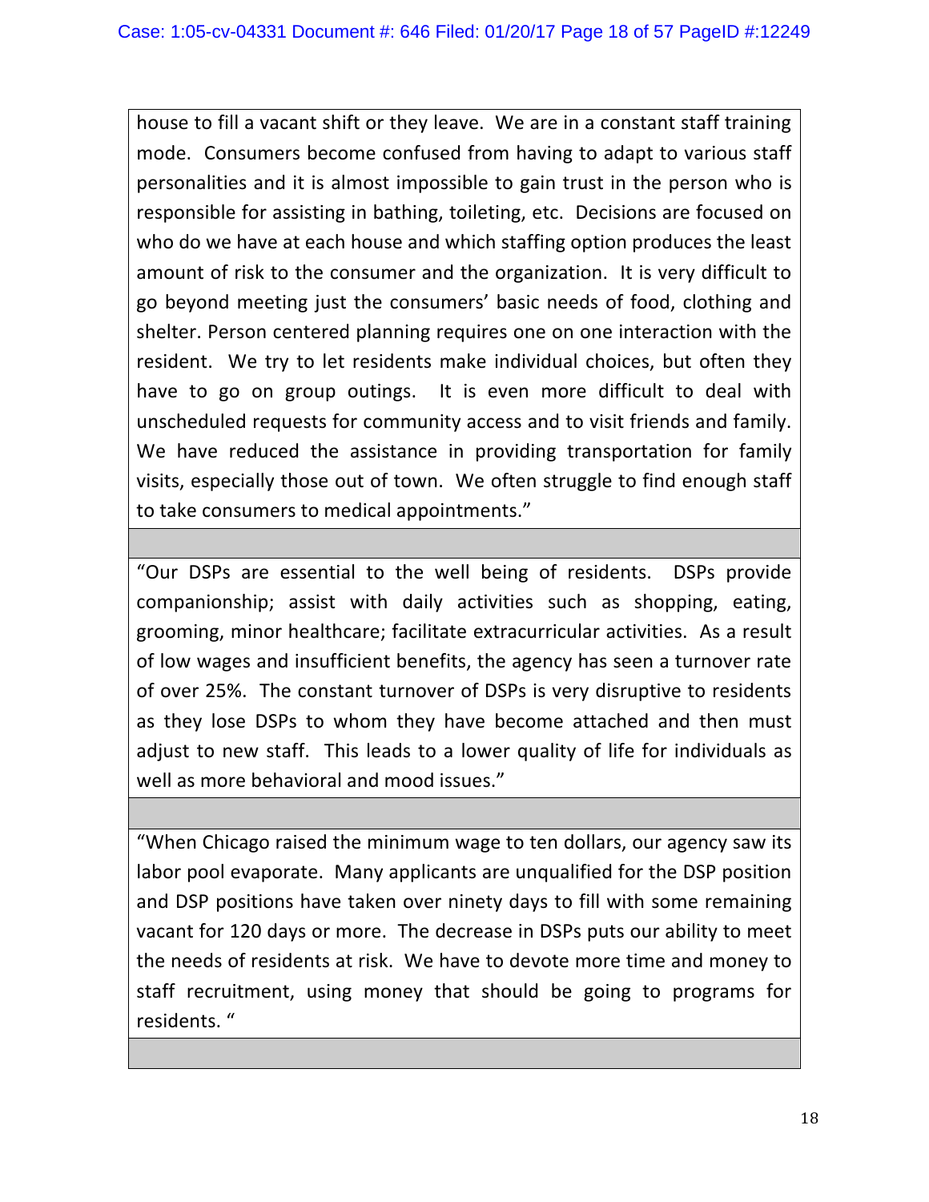house to fill a vacant shift or they leave. We are in a constant staff training mode. Consumers become confused from having to adapt to various staff personalities and it is almost impossible to gain trust in the person who is responsible for assisting in bathing, toileting, etc. Decisions are focused on who do we have at each house and which staffing option produces the least amount of risk to the consumer and the organization. It is very difficult to go beyond meeting just the consumers' basic needs of food, clothing and shelter. Person centered planning requires one on one interaction with the resident. We try to let residents make individual choices, but often they have to go on group outings. It is even more difficult to deal with unscheduled requests for community access and to visit friends and family. We have reduced the assistance in providing transportation for family visits, especially those out of town. We often struggle to find enough staff to take consumers to medical appointments."

"Our DSPs are essential to the well being of residents. DSPs provide companionship; assist with daily activities such as shopping, eating, grooming, minor healthcare; facilitate extracurricular activities. As a result of low wages and insufficient benefits, the agency has seen a turnover rate of over 25%. The constant turnover of DSPs is very disruptive to residents as they lose DSPs to whom they have become attached and then must adjust to new staff. This leads to a lower quality of life for individuals as well as more behavioral and mood issues."

"When Chicago raised the minimum wage to ten dollars, our agency saw its labor pool evaporate. Many applicants are unqualified for the DSP position and DSP positions have taken over ninety days to fill with some remaining vacant for 120 days or more. The decrease in DSPs puts our ability to meet the needs of residents at risk. We have to devote more time and money to staff recruitment, using money that should be going to programs for residents. "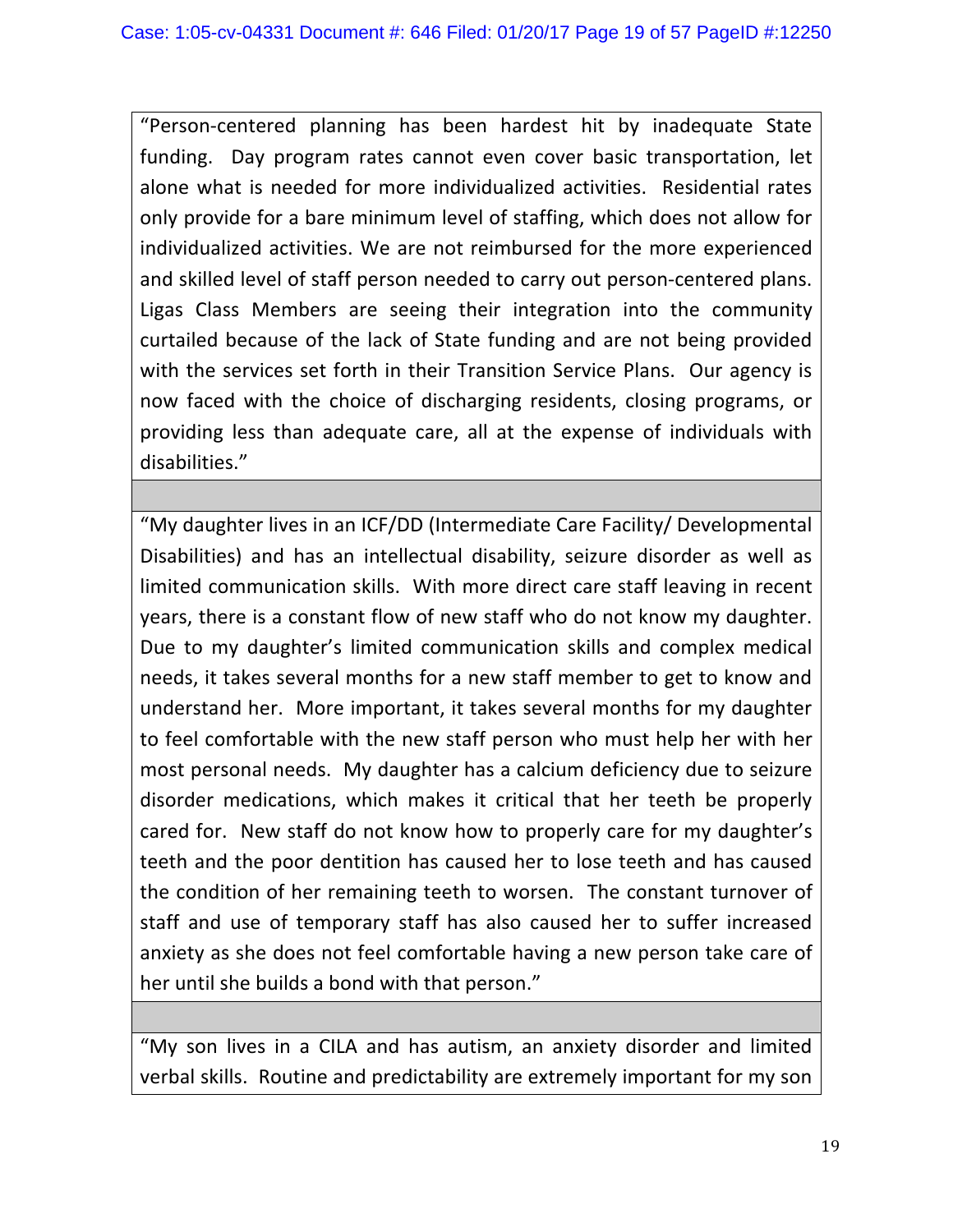"Person-centered planning has been hardest hit by inadequate State funding. Day program rates cannot even cover basic transportation, let alone what is needed for more individualized activities. Residential rates only provide for a bare minimum level of staffing, which does not allow for individualized activities. We are not reimbursed for the more experienced and skilled level of staff person needed to carry out person-centered plans. Ligas Class Members are seeing their integration into the community curtailed because of the lack of State funding and are not being provided with the services set forth in their Transition Service Plans. Our agency is now faced with the choice of discharging residents, closing programs, or providing less than adequate care, all at the expense of individuals with disabilities."

---

"My daughter lives in an ICF/DD (Intermediate Care Facility/ Developmental Disabilities) and has an intellectual disability, seizure disorder as well as limited communication skills. With more direct care staff leaving in recent years, there is a constant flow of new staff who do not know my daughter. Due to my daughter's limited communication skills and complex medical needs, it takes several months for a new staff member to get to know and understand her. More important, it takes several months for my daughter to feel comfortable with the new staff person who must help her with her most personal needs. My daughter has a calcium deficiency due to seizure disorder medications, which makes it critical that her teeth be properly cared for. New staff do not know how to properly care for my daughter's teeth and the poor dentition has caused her to lose teeth and has caused the condition of her remaining teeth to worsen. The constant turnover of staff and use of temporary staff has also caused her to suffer increased anxiety as she does not feel comfortable having a new person take care of her until she builds a bond with that person."

---

"My son lives in a CILA and has autism, an anxiety disorder and limited verbal skills. Routine and predictability are extremely important for my son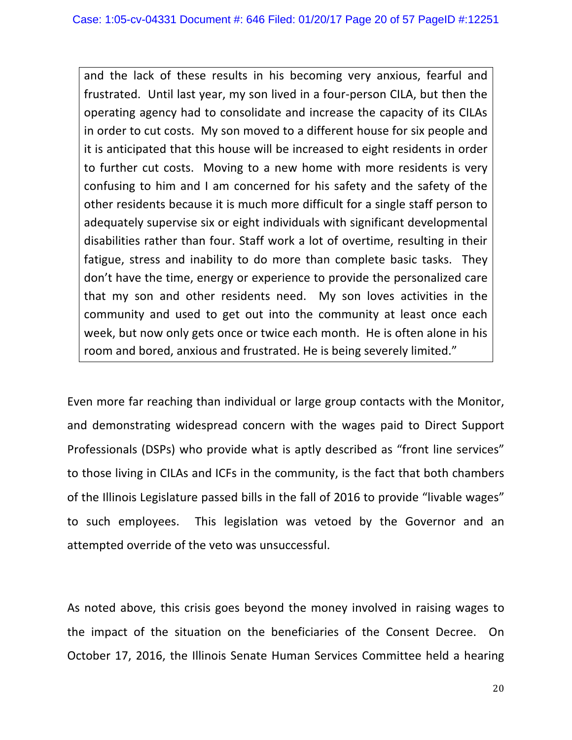> and the lack of these results in his becoming very anxious, fearful and frustrated. Until last year, my son lived in a four-person CILA, but then the operating agency had to consolidate and increase the capacity of its CILAs in order to cut costs. My son moved to a different house for six people and it is anticipated that this house will be increased to eight residents in order to further cut costs. Moving to a new home with more residents is very confusing to him and I am concerned for his safety and the safety of the other residents because it is much more difficult for a single staff person to adequately supervise six or eight individuals with significant developmental disabilities rather than four. Staff work a lot of overtime, resulting in their fatigue, stress and inability to do more than complete basic tasks. They don't have the time, energy or experience to provide the personalized care that my son and other residents need. My son loves activities in the community and used to get out into the community at least once each week, but now only gets once or twice each month. He is often alone in his room and bored, anxious and frustrated. He is being severely limited."

Even more far reaching than individual or large group contacts with the Monitor, and demonstrating widespread concern with the wages paid to Direct Support Professionals (DSPs) who provide what is aptly described as "front line services" to those living in CILAs and ICFs in the community, is the fact that both chambers of the Illinois Legislature passed bills in the fall of 2016 to provide "livable wages" to such employees. This legislation was vetoed by the Governor and an attempted override of the veto was unsuccessful.

As noted above, this crisis goes beyond the money involved in raising wages to the impact of the situation on the beneficiaries of the Consent Decree. On October 17, 2016, the Illinois Senate Human Services Committee held a hearing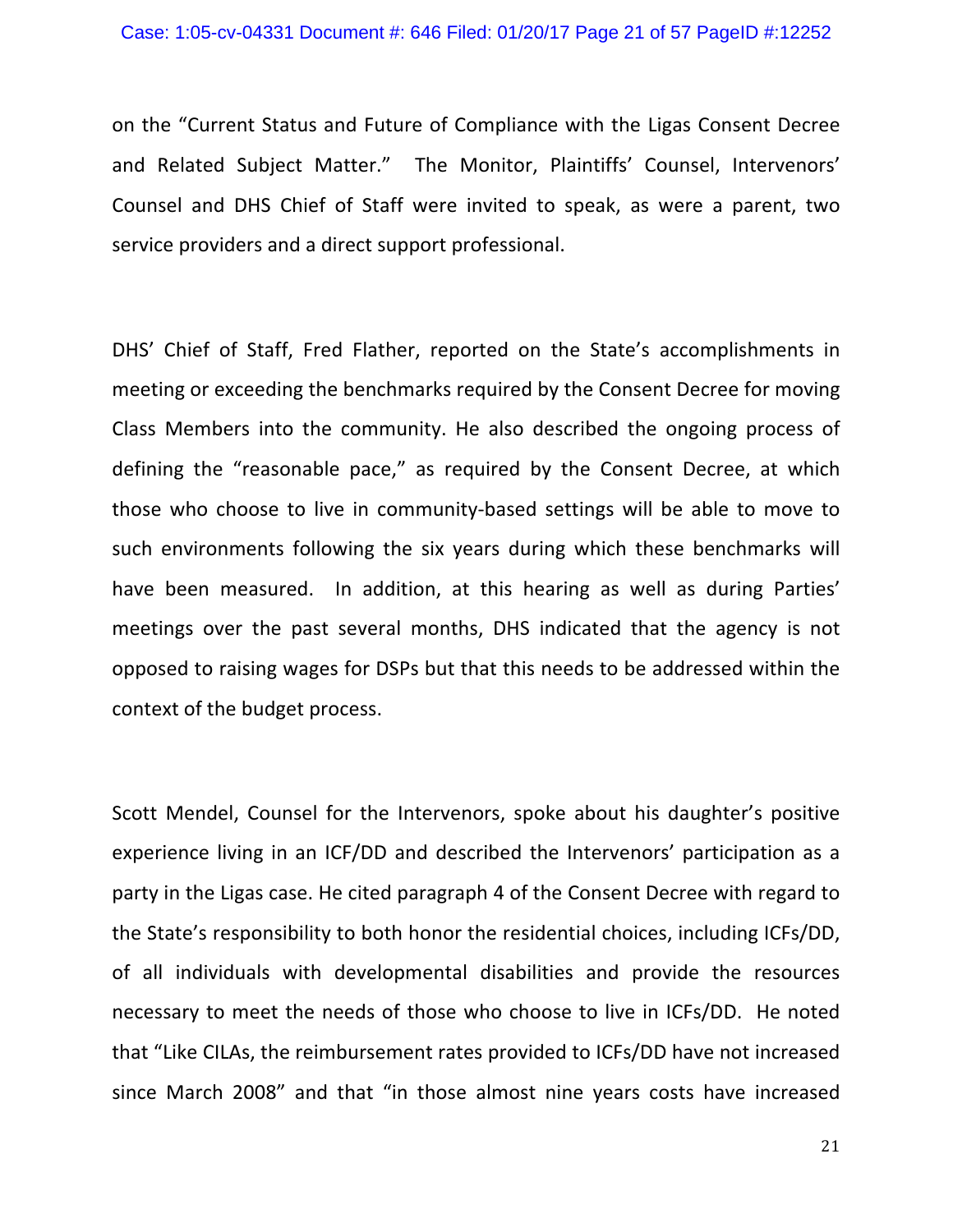on the "Current Status and Future of Compliance with the Ligas Consent Decree and Related Subject Matter." The Monitor, Plaintiffs' Counsel, Intervenors' Counsel and DHS Chief of Staff were invited to speak, as were a parent, two service providers and a direct support professional.

DHS' Chief of Staff, Fred Flather, reported on the State's accomplishments in meeting or exceeding the benchmarks required by the Consent Decree for moving Class Members into the community. He also described the ongoing process of defining the "reasonable pace," as required by the Consent Decree, at which those who choose to live in community-based settings will be able to move to such environments following the six years during which these benchmarks will have been measured. In addition, at this hearing as well as during Parties' meetings over the past several months, DHS indicated that the agency is not opposed to raising wages for DSPs but that this needs to be addressed within the context of the budget process.

Scott Mendel, Counsel for the Intervenors, spoke about his daughter's positive experience living in an ICF/DD and described the Intervenors' participation as a party in the Ligas case. He cited paragraph 4 of the Consent Decree with regard to the State's responsibility to both honor the residential choices, including ICFs/DD, of all individuals with developmental disabilities and provide the resources necessary to meet the needs of those who choose to live in ICFs/DD. He noted that "Like CILAs, the reimbursement rates provided to ICFs/DD have not increased since March 2008" and that "in those almost nine years costs have increased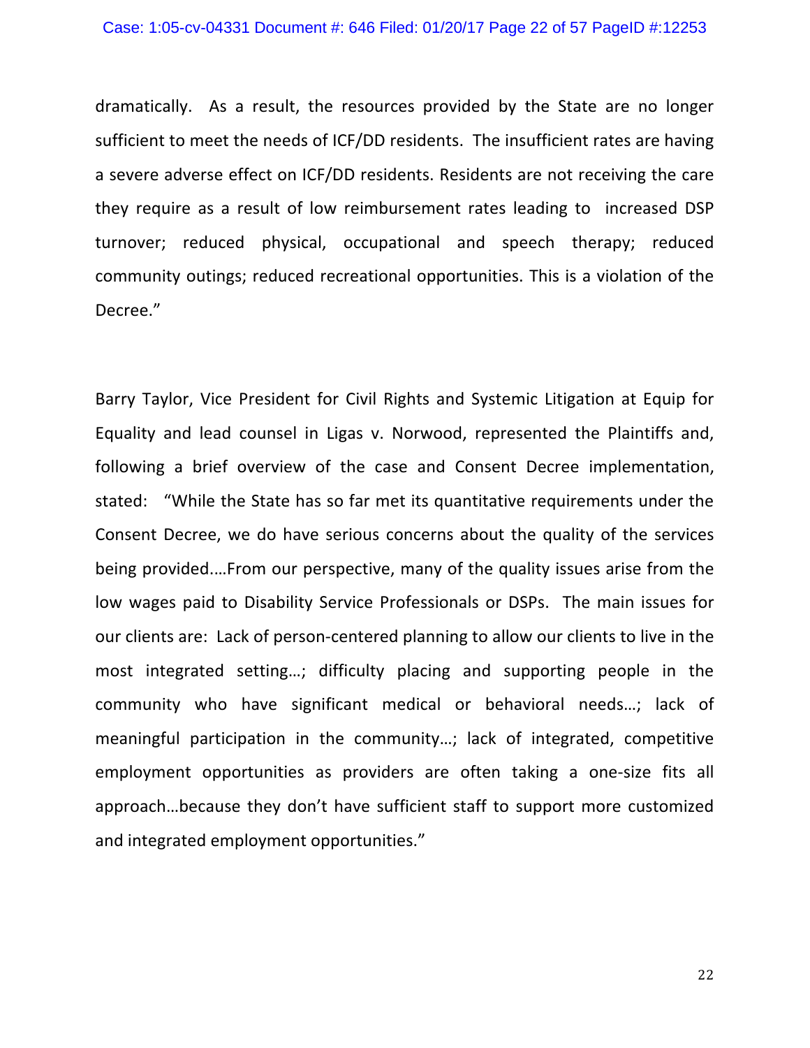dramatically. As a result, the resources provided by the State are no longer sufficient to meet the needs of ICF/DD residents. The insufficient rates are having a severe adverse effect on ICF/DD residents. Residents are not receiving the care they require as a result of low reimbursement rates leading to increased DSP turnover; reduced physical, occupational and speech therapy; reduced community outings; reduced recreational opportunities. This is a violation of the Decree."

Barry Taylor, Vice President for Civil Rights and Systemic Litigation at Equip for Equality and lead counsel in Ligas v. Norwood, represented the Plaintiffs and, following a brief overview of the case and Consent Decree implementation, stated: "While the State has so far met its quantitative requirements under the Consent Decree, we do have serious concerns about the quality of the services being provided.…From our perspective, many of the quality issues arise from the low wages paid to Disability Service Professionals or DSPs. The main issues for our clients are: Lack of person-centered planning to allow our clients to live in the most integrated setting…; difficulty placing and supporting people in the community who have significant medical or behavioral needs…; lack of meaningful participation in the community…; lack of integrated, competitive employment opportunities as providers are often taking a one-size fits all approach…because they don't have sufficient staff to support more customized and integrated employment opportunities."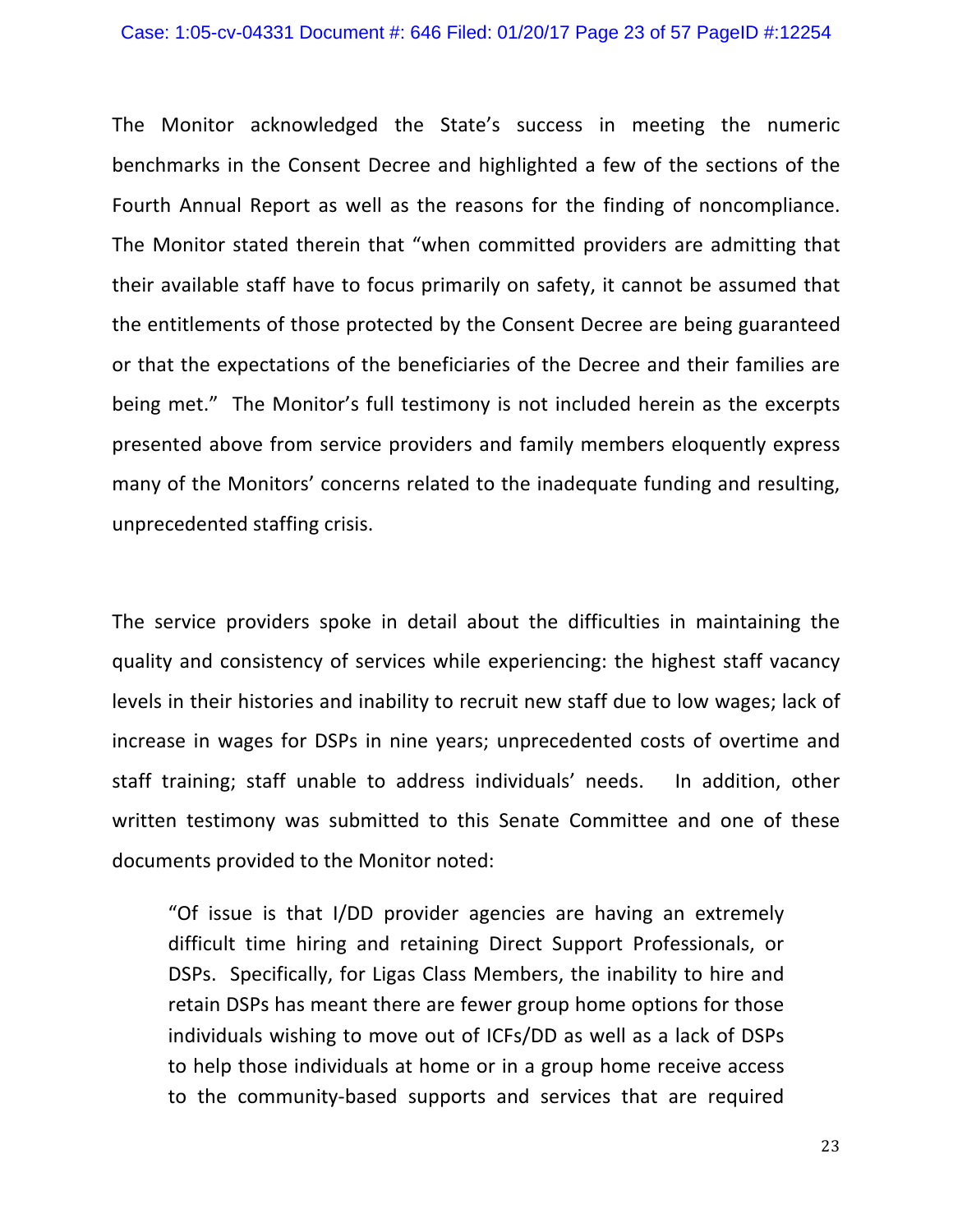The Monitor acknowledged the State's success in meeting the numeric benchmarks in the Consent Decree and highlighted a few of the sections of the Fourth Annual Report as well as the reasons for the finding of noncompliance. The Monitor stated therein that "when committed providers are admitting that their available staff have to focus primarily on safety, it cannot be assumed that the entitlements of those protected by the Consent Decree are being guaranteed or that the expectations of the beneficiaries of the Decree and their families are being met." The Monitor's full testimony is not included herein as the excerpts presented above from service providers and family members eloquently express many of the Monitors' concerns related to the inadequate funding and resulting, unprecedented staffing crisis.

The service providers spoke in detail about the difficulties in maintaining the quality and consistency of services while experiencing: the highest staff vacancy levels in their histories and inability to recruit new staff due to low wages; lack of increase in wages for DSPs in nine years; unprecedented costs of overtime and staff training; staff unable to address individuals' needs. In addition, other written testimony was submitted to this Senate Committee and one of these documents provided to the Monitor noted:

> "Of issue is that I/DD provider agencies are having an extremely difficult time hiring and retaining Direct Support Professionals, or DSPs. Specifically, for Ligas Class Members, the inability to hire and retain DSPs has meant there are fewer group home options for those individuals wishing to move out of ICFs/DD as well as a lack of DSPs to help those individuals at home or in a group home receive access to the community-based supports and services that are required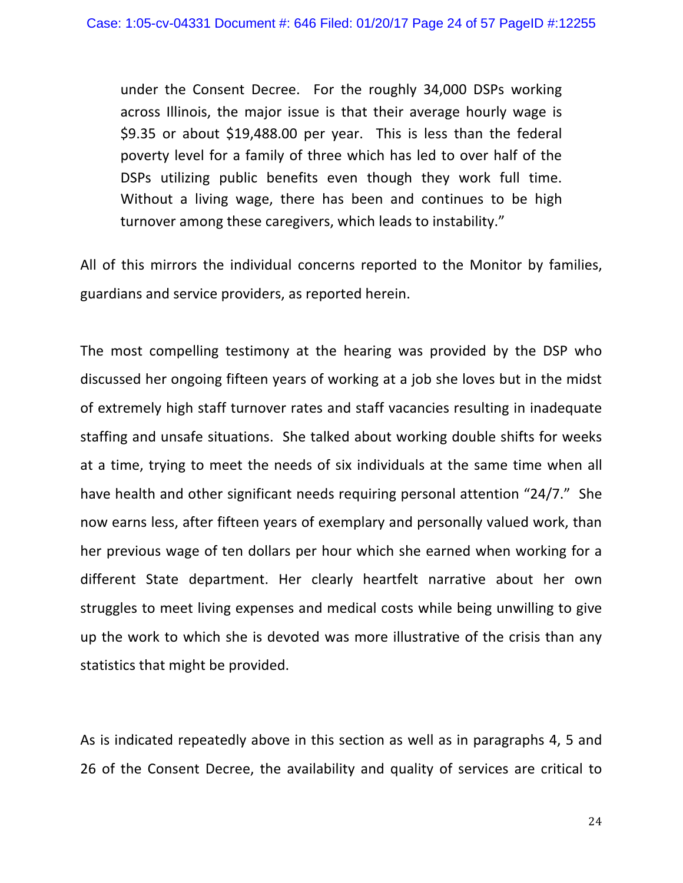> under the Consent Decree. For the roughly 34,000 DSPs working across Illinois, the major issue is that their average hourly wage is $9.35 or about $19,488.00 per year. This is less than the federal poverty level for a family of three which has led to over half of the DSPs utilizing public benefits even though they work full time. Without a living wage, there has been and continues to be high turnover among these caregivers, which leads to instability."

All of this mirrors the individual concerns reported to the Monitor by families, guardians and service providers, as reported herein.

The most compelling testimony at the hearing was provided by the DSP who discussed her ongoing fifteen years of working at a job she loves but in the midst of extremely high staff turnover rates and staff vacancies resulting in inadequate staffing and unsafe situations. She talked about working double shifts for weeks at a time, trying to meet the needs of six individuals at the same time when all have health and other significant needs requiring personal attention "24/7." She now earns less, after fifteen years of exemplary and personally valued work, than her previous wage of ten dollars per hour which she earned when working for a different State department. Her clearly heartfelt narrative about her own struggles to meet living expenses and medical costs while being unwilling to give up the work to which she is devoted was more illustrative of the crisis than any statistics that might be provided.

As is indicated repeatedly above in this section as well as in paragraphs 4, 5 and 26 of the Consent Decree, the availability and quality of services are critical to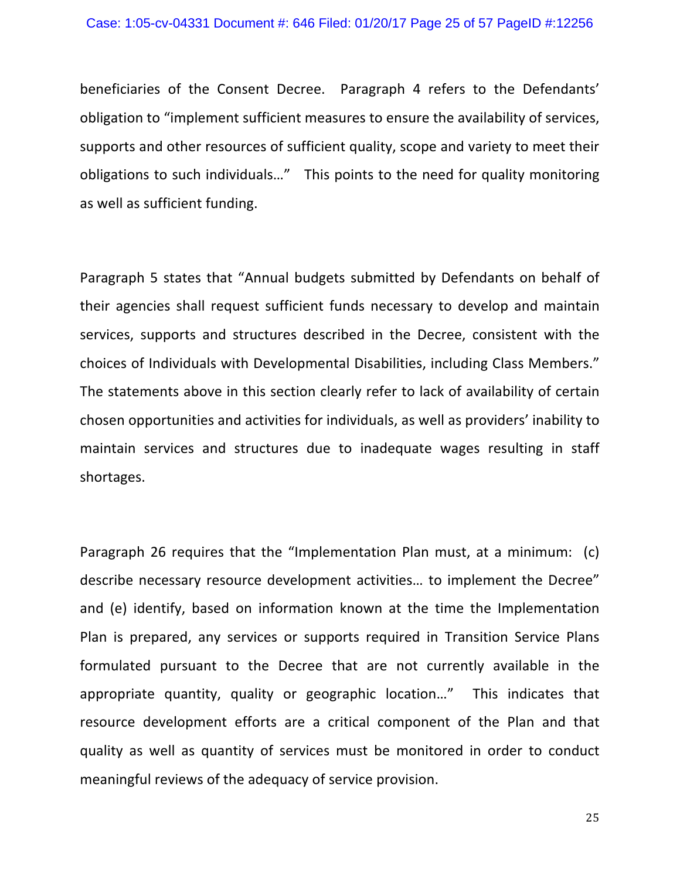beneficiaries of the Consent Decree. Paragraph 4 refers to the Defendants' obligation to "implement sufficient measures to ensure the availability of services, supports and other resources of sufficient quality, scope and variety to meet their obligations to such individuals…" This points to the need for quality monitoring as well as sufficient funding.

Paragraph 5 states that "Annual budgets submitted by Defendants on behalf of their agencies shall request sufficient funds necessary to develop and maintain services, supports and structures described in the Decree, consistent with the choices of Individuals with Developmental Disabilities, including Class Members." The statements above in this section clearly refer to lack of availability of certain chosen opportunities and activities for individuals, as well as providers' inability to maintain services and structures due to inadequate wages resulting in staff shortages.

Paragraph 26 requires that the "Implementation Plan must, at a minimum: (c) describe necessary resource development activities… to implement the Decree" and (e) identify, based on information known at the time the Implementation Plan is prepared, any services or supports required in Transition Service Plans formulated pursuant to the Decree that are not currently available in the appropriate quantity, quality or geographic location…" This indicates that resource development efforts are a critical component of the Plan and that quality as well as quantity of services must be monitored in order to conduct meaningful reviews of the adequacy of service provision.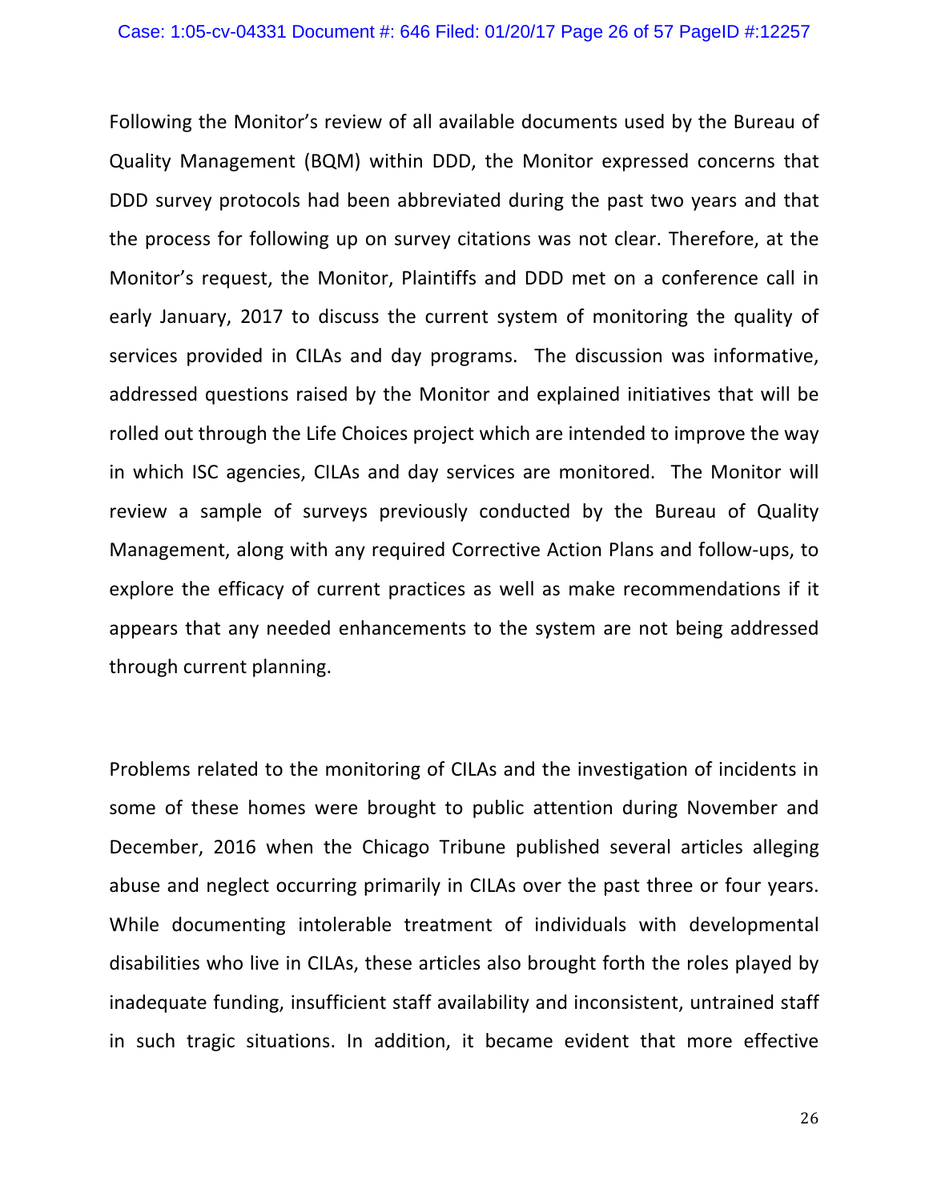Following the Monitor's review of all available documents used by the Bureau of Quality Management (BQM) within DDD, the Monitor expressed concerns that DDD survey protocols had been abbreviated during the past two years and that the process for following up on survey citations was not clear. Therefore, at the Monitor's request, the Monitor, Plaintiffs and DDD met on a conference call in early January, 2017 to discuss the current system of monitoring the quality of services provided in CILAs and day programs. The discussion was informative, addressed questions raised by the Monitor and explained initiatives that will be rolled out through the Life Choices project which are intended to improve the way in which ISC agencies, CILAs and day services are monitored. The Monitor will review a sample of surveys previously conducted by the Bureau of Quality Management, along with any required Corrective Action Plans and follow-ups, to explore the efficacy of current practices as well as make recommendations if it appears that any needed enhancements to the system are not being addressed through current planning.

Problems related to the monitoring of CILAs and the investigation of incidents in some of these homes were brought to public attention during November and December, 2016 when the Chicago Tribune published several articles alleging abuse and neglect occurring primarily in CILAs over the past three or four years. While documenting intolerable treatment of individuals with developmental disabilities who live in CILAs, these articles also brought forth the roles played by inadequate funding, insufficient staff availability and inconsistent, untrained staff in such tragic situations. In addition, it became evident that more effective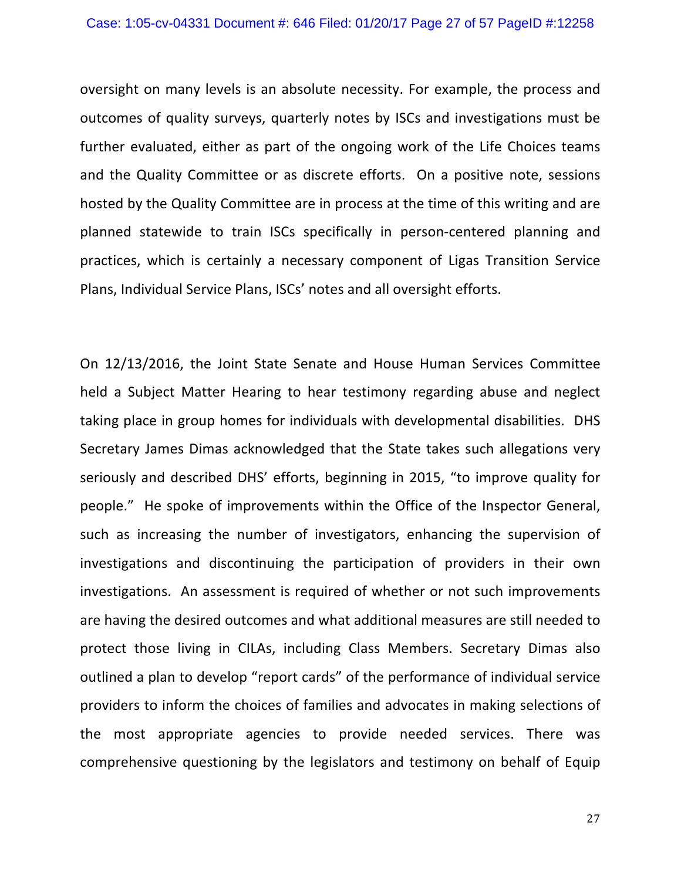oversight on many levels is an absolute necessity. For example, the process and outcomes of quality surveys, quarterly notes by ISCs and investigations must be further evaluated, either as part of the ongoing work of the Life Choices teams and the Quality Committee or as discrete efforts. On a positive note, sessions hosted by the Quality Committee are in process at the time of this writing and are planned statewide to train ISCs specifically in person-centered planning and practices, which is certainly a necessary component of Ligas Transition Service Plans, Individual Service Plans, ISCs' notes and all oversight efforts.

On 12/13/2016, the Joint State Senate and House Human Services Committee held a Subject Matter Hearing to hear testimony regarding abuse and neglect taking place in group homes for individuals with developmental disabilities. DHS Secretary James Dimas acknowledged that the State takes such allegations very seriously and described DHS' efforts, beginning in 2015, "to improve quality for people." He spoke of improvements within the Office of the Inspector General, such as increasing the number of investigators, enhancing the supervision of investigations and discontinuing the participation of providers in their own investigations. An assessment is required of whether or not such improvements are having the desired outcomes and what additional measures are still needed to protect those living in CILAs, including Class Members. Secretary Dimas also outlined a plan to develop "report cards" of the performance of individual service providers to inform the choices of families and advocates in making selections of the most appropriate agencies to provide needed services. There was comprehensive questioning by the legislators and testimony on behalf of Equip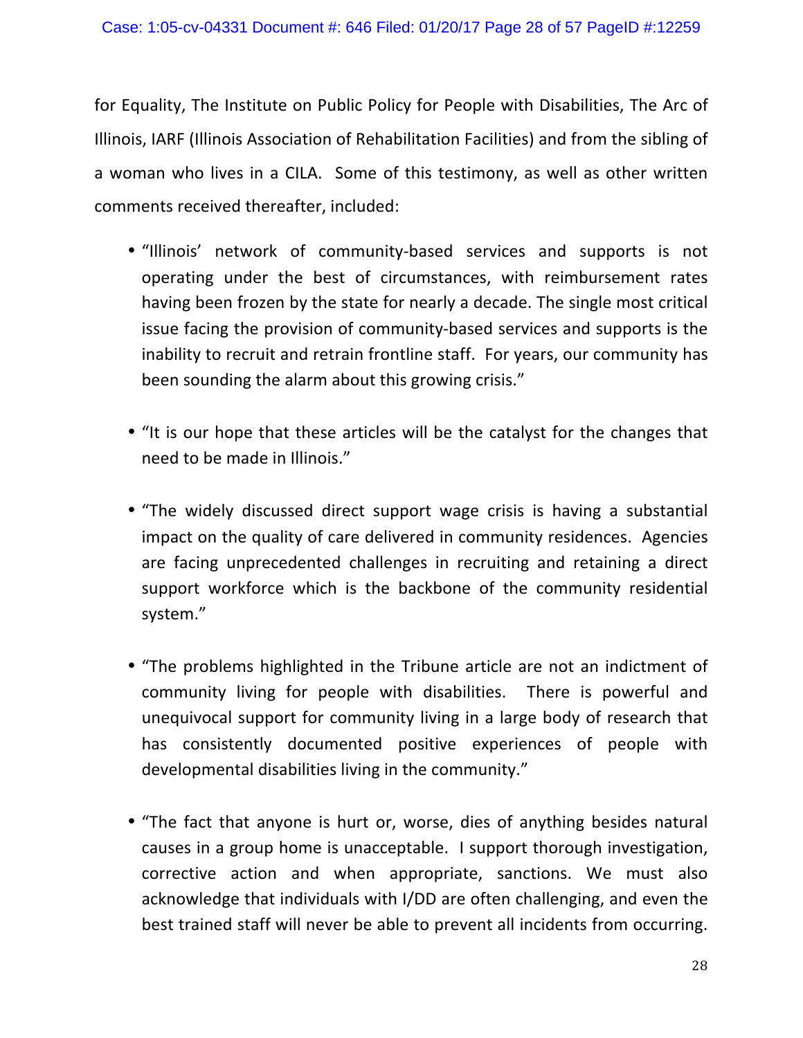for Equality, The Institute on Public Policy for People with Disabilities, The Arc of Illinois, IARF (Illinois Association of Rehabilitation Facilities) and from the sibling of a woman who lives in a CILA. Some of this testimony, as well as other written comments received thereafter, included:

- "Illinois' network of community-based services and supports is not operating under the best of circumstances, with reimbursement rates having been frozen by the state for nearly a decade. The single most critical issue facing the provision of community-based services and supports is the inability to recruit and retrain frontline staff. For years, our community has been sounding the alarm about this growing crisis."

- "It is our hope that these articles will be the catalyst for the changes that need to be made in Illinois."

- "The widely discussed direct support wage crisis is having a substantial impact on the quality of care delivered in community residences. Agencies are facing unprecedented challenges in recruiting and retaining a direct support workforce which is the backbone of the community residential system."

- "The problems highlighted in the Tribune article are not an indictment of community living for people with disabilities. There is powerful and unequivocal support for community living in a large body of research that has consistently documented positive experiences of people with developmental disabilities living in the community."

- "The fact that anyone is hurt or, worse, dies of anything besides natural causes in a group home is unacceptable. I support thorough investigation, corrective action and when appropriate, sanctions. We must also acknowledge that individuals with I/DD are often challenging, and even the best trained staff will never be able to prevent all incidents from occurring.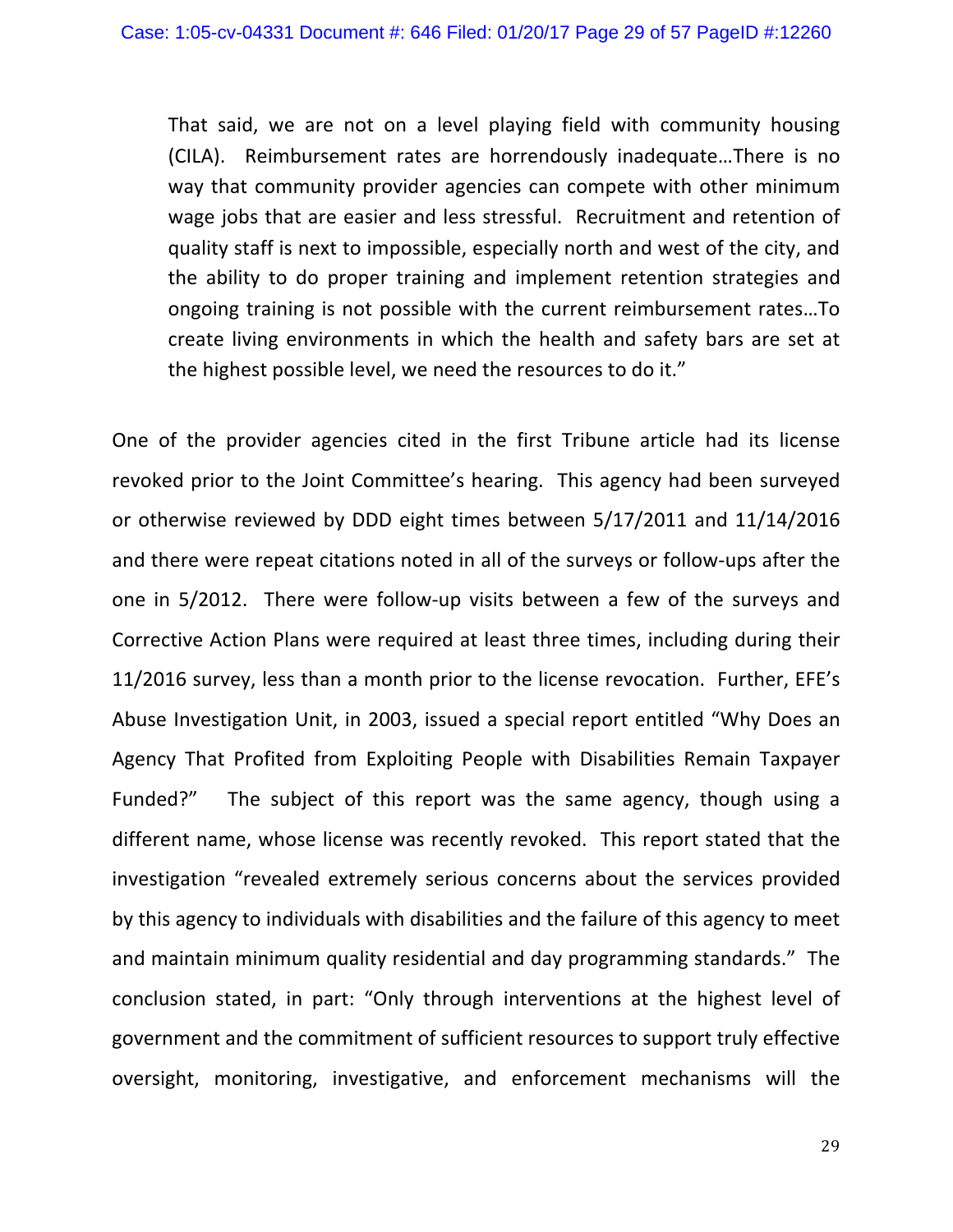> That said, we are not on a level playing field with community housing (CILA). Reimbursement rates are horrendously inadequate…There is no way that community provider agencies can compete with other minimum wage jobs that are easier and less stressful. Recruitment and retention of quality staff is next to impossible, especially north and west of the city, and the ability to do proper training and implement retention strategies and ongoing training is not possible with the current reimbursement rates…To create living environments in which the health and safety bars are set at the highest possible level, we need the resources to do it."

One of the provider agencies cited in the first Tribune article had its license revoked prior to the Joint Committee's hearing. This agency had been surveyed or otherwise reviewed by DDD eight times between 5/17/2011 and 11/14/2016 and there were repeat citations noted in all of the surveys or follow-ups after the one in 5/2012. There were follow-up visits between a few of the surveys and Corrective Action Plans were required at least three times, including during their 11/2016 survey, less than a month prior to the license revocation. Further, EFE's Abuse Investigation Unit, in 2003, issued a special report entitled "Why Does an Agency That Profited from Exploiting People with Disabilities Remain Taxpayer Funded?" The subject of this report was the same agency, though using a different name, whose license was recently revoked. This report stated that the investigation "revealed extremely serious concerns about the services provided by this agency to individuals with disabilities and the failure of this agency to meet and maintain minimum quality residential and day programming standards." The conclusion stated, in part: "Only through interventions at the highest level of government and the commitment of sufficient resources to support truly effective oversight, monitoring, investigative, and enforcement mechanisms will the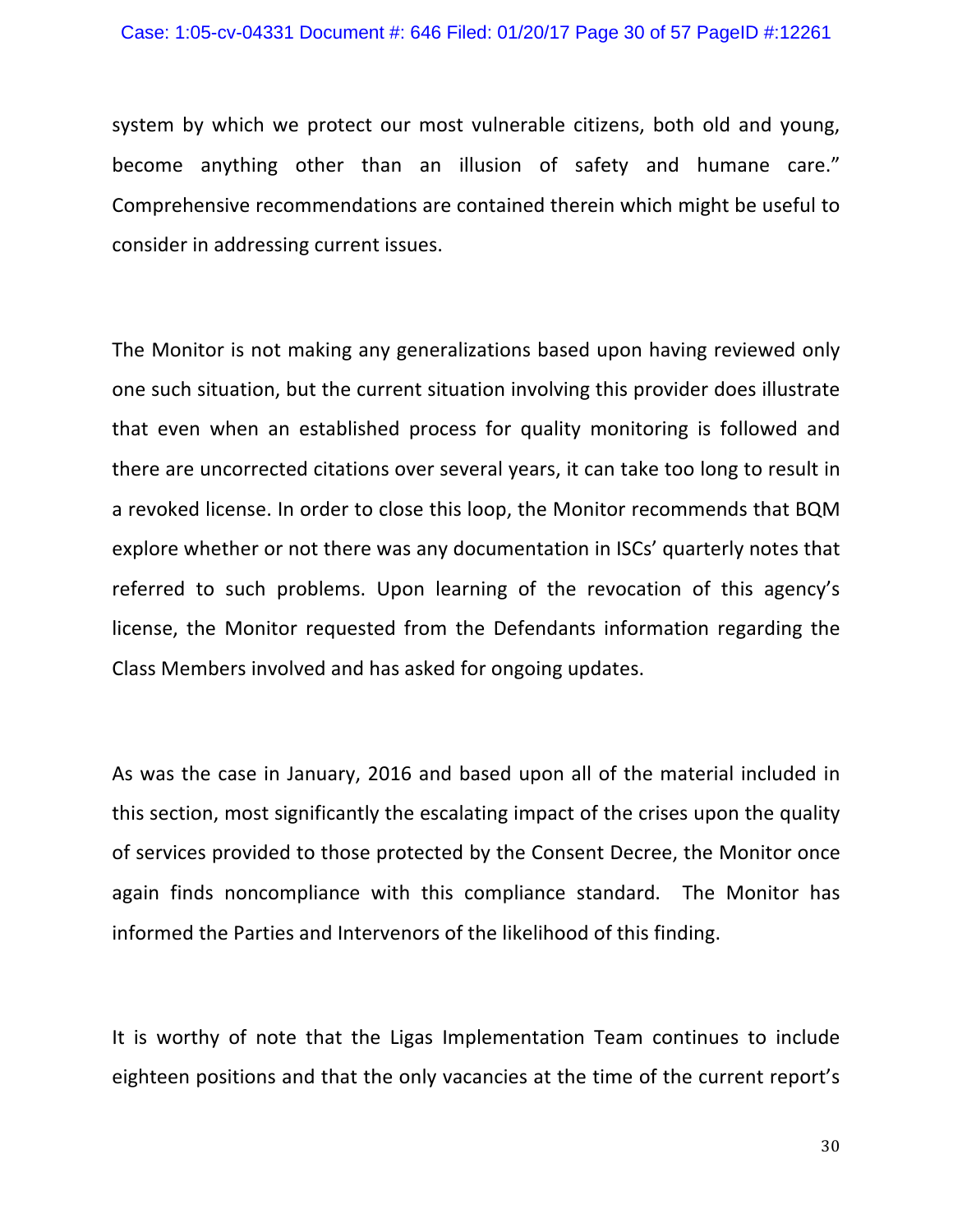system by which we protect our most vulnerable citizens, both old and young, become anything other than an illusion of safety and humane care." Comprehensive recommendations are contained therein which might be useful to consider in addressing current issues.

The Monitor is not making any generalizations based upon having reviewed only one such situation, but the current situation involving this provider does illustrate that even when an established process for quality monitoring is followed and there are uncorrected citations over several years, it can take too long to result in a revoked license. In order to close this loop, the Monitor recommends that BQM explore whether or not there was any documentation in ISCs' quarterly notes that referred to such problems. Upon learning of the revocation of this agency's license, the Monitor requested from the Defendants information regarding the Class Members involved and has asked for ongoing updates.

As was the case in January, 2016 and based upon all of the material included in this section, most significantly the escalating impact of the crises upon the quality of services provided to those protected by the Consent Decree, the Monitor once again finds noncompliance with this compliance standard. The Monitor has informed the Parties and Intervenors of the likelihood of this finding.

It is worthy of note that the Ligas Implementation Team continues to include eighteen positions and that the only vacancies at the time of the current report's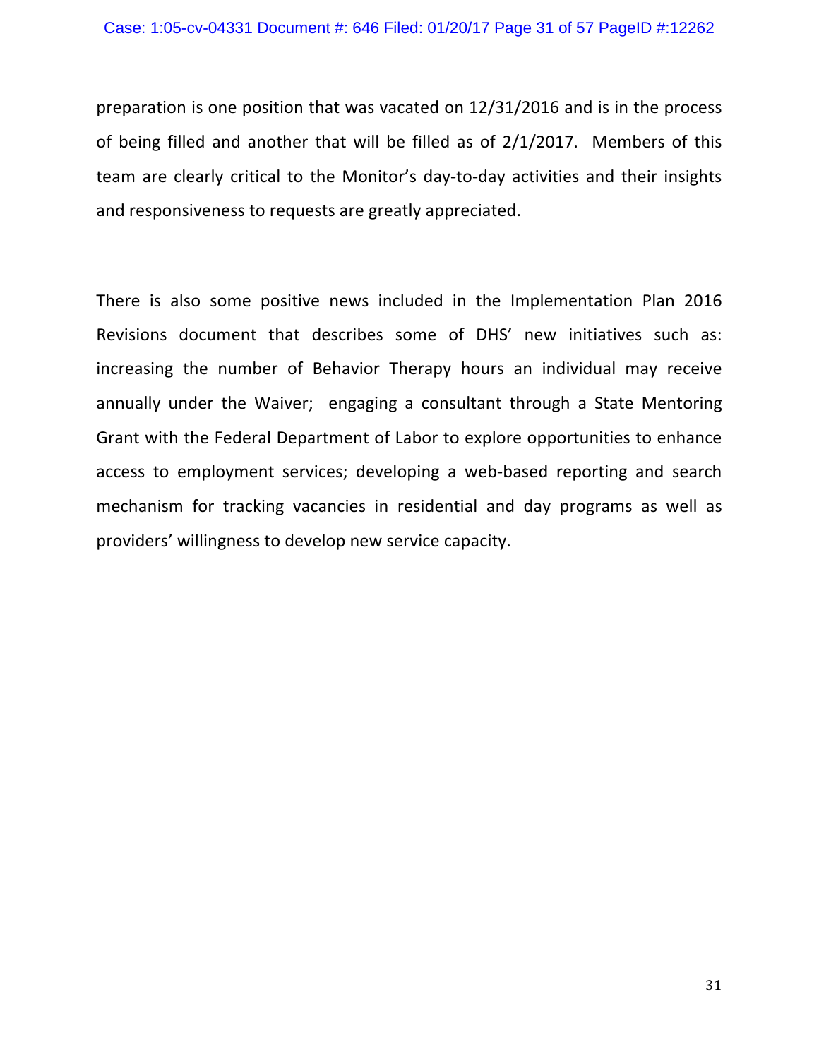preparation is one position that was vacated on 12/31/2016 and is in the process of being filled and another that will be filled as of 2/1/2017. Members of this team are clearly critical to the Monitor's day-to-day activities and their insights and responsiveness to requests are greatly appreciated.

There is also some positive news included in the Implementation Plan 2016 Revisions document that describes some of DHS' new initiatives such as: increasing the number of Behavior Therapy hours an individual may receive annually under the Waiver; engaging a consultant through a State Mentoring Grant with the Federal Department of Labor to explore opportunities to enhance access to employment services; developing a web-based reporting and search mechanism for tracking vacancies in residential and day programs as well as providers' willingness to develop new service capacity.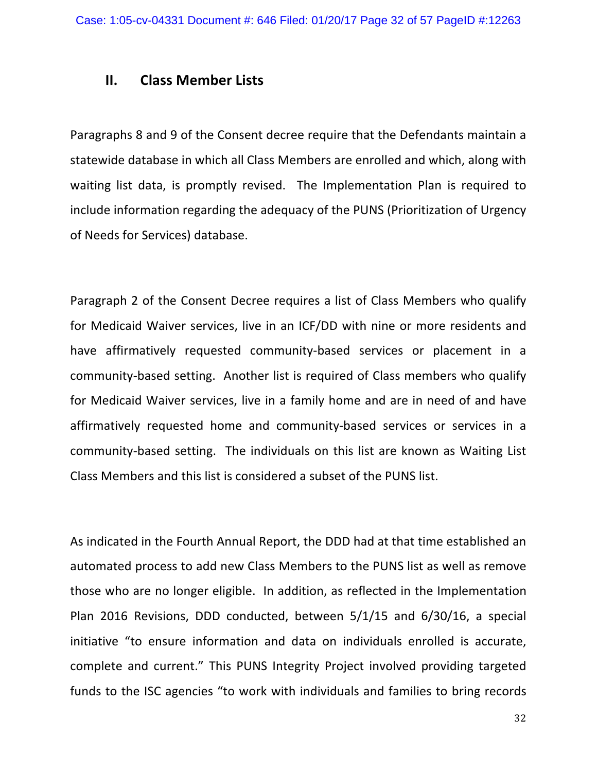## II. Class Member Lists

Paragraphs 8 and 9 of the Consent decree require that the Defendants maintain a statewide database in which all Class Members are enrolled and which, along with waiting list data, is promptly revised. The Implementation Plan is required to include information regarding the adequacy of the PUNS (Prioritization of Urgency of Needs for Services) database.

Paragraph 2 of the Consent Decree requires a list of Class Members who qualify for Medicaid Waiver services, live in an ICF/DD with nine or more residents and have affirmatively requested community-based services or placement in a community-based setting. Another list is required of Class members who qualify for Medicaid Waiver services, live in a family home and are in need of and have affirmatively requested home and community-based services or services in a community-based setting. The individuals on this list are known as Waiting List Class Members and this list is considered a subset of the PUNS list.

As indicated in the Fourth Annual Report, the DDD had at that time established an automated process to add new Class Members to the PUNS list as well as remove those who are no longer eligible. In addition, as reflected in the Implementation Plan 2016 Revisions, DDD conducted, between 5/1/15 and 6/30/16, a special initiative "to ensure information and data on individuals enrolled is accurate, complete and current." This PUNS Integrity Project involved providing targeted funds to the ISC agencies "to work with individuals and families to bring records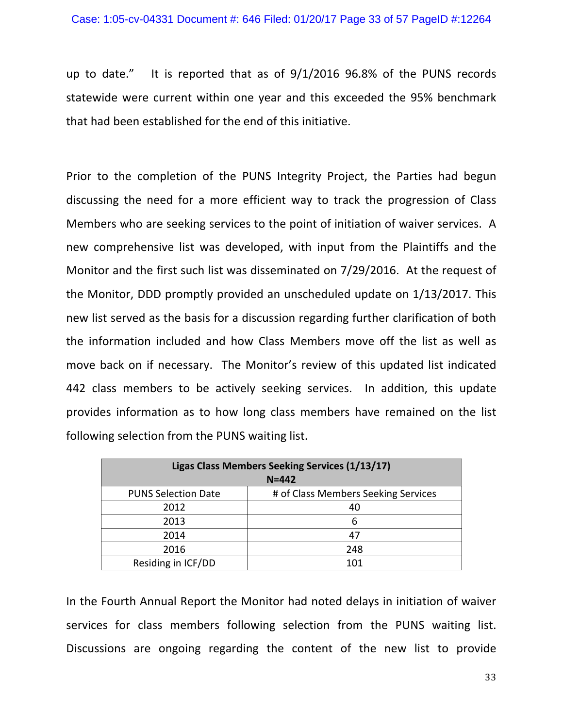up to date." It is reported that as of 9/1/2016 96.8% of the PUNS records statewide were current within one year and this exceeded the 95% benchmark that had been established for the end of this initiative.

Prior to the completion of the PUNS Integrity Project, the Parties had begun discussing the need for a more efficient way to track the progression of Class Members who are seeking services to the point of initiation of waiver services. A new comprehensive list was developed, with input from the Plaintiffs and the Monitor and the first such list was disseminated on 7/29/2016. At the request of the Monitor, DDD promptly provided an unscheduled update on 1/13/2017. This new list served as the basis for a discussion regarding further clarification of both the information included and how Class Members move off the list as well as move back on if necessary. The Monitor's review of this updated list indicated 442 class members to be actively seeking services. In addition, this update provides information as to how long class members have remained on the list following selection from the PUNS waiting list.

| **Ligas Class Members Seeking Services (1/13/17) N=442** | |
|---|---|
| PUNS Selection Date | # of Class Members Seeking Services |
| 2012 | 40 |
| 2013 | 6 |
| 2014 | 47 |
| 2016 | 248 |
| Residing in ICF/DD | 101 |

In the Fourth Annual Report the Monitor had noted delays in initiation of waiver services for class members following selection from the PUNS waiting list. Discussions are ongoing regarding the content of the new list to provide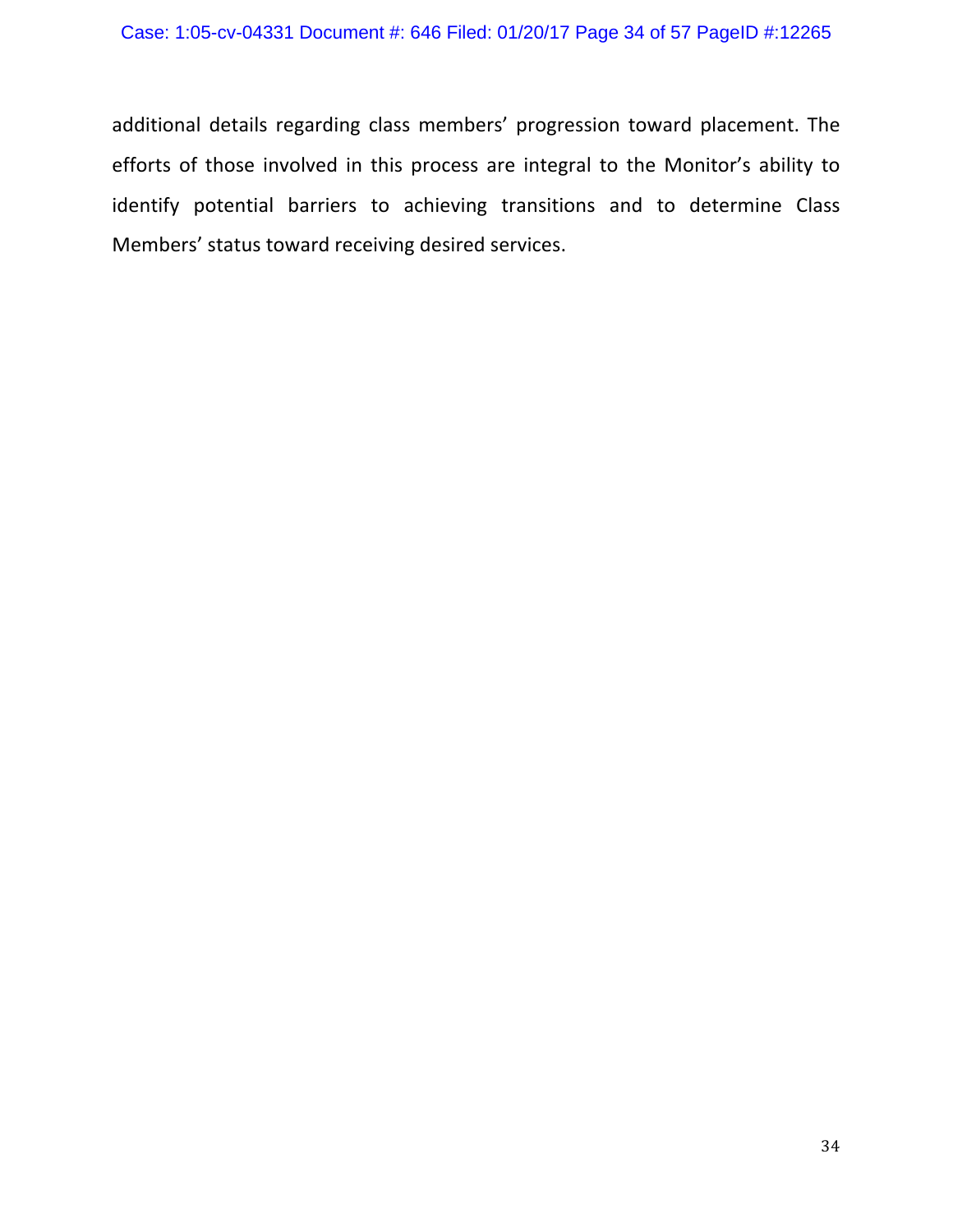additional details regarding class members' progression toward placement. The efforts of those involved in this process are integral to the Monitor's ability to identify potential barriers to achieving transitions and to determine Class Members' status toward receiving desired services.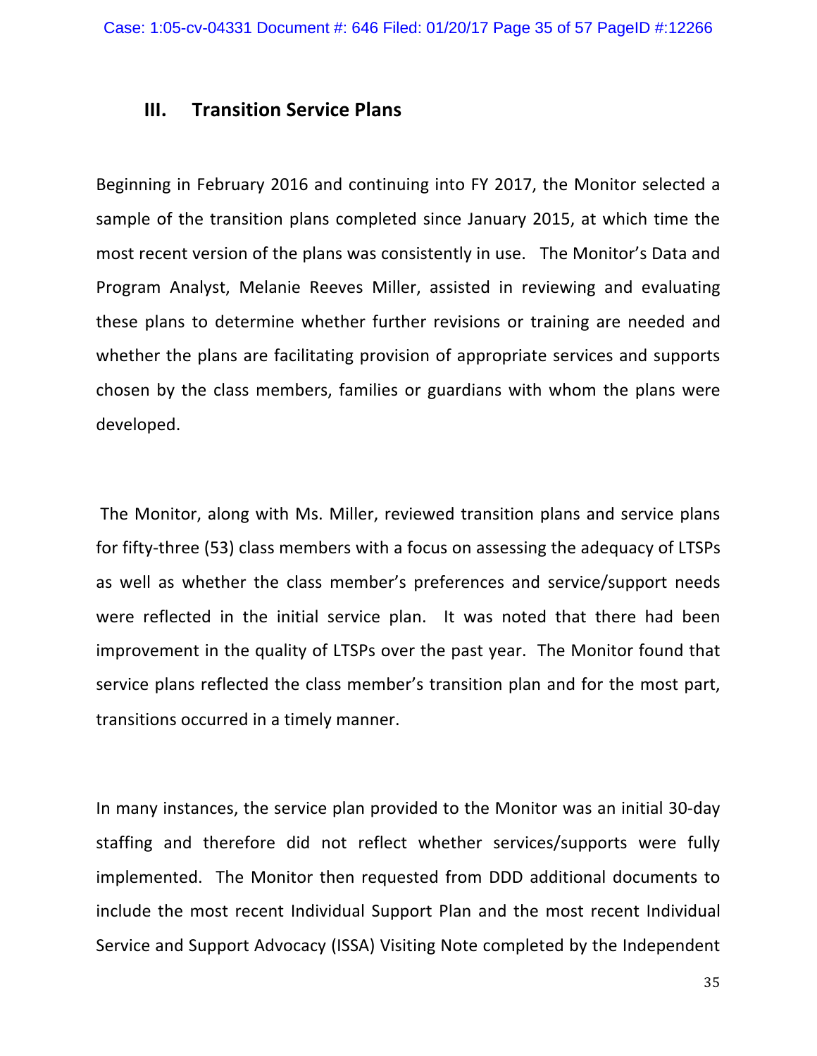## III. Transition Service Plans

Beginning in February 2016 and continuing into FY 2017, the Monitor selected a sample of the transition plans completed since January 2015, at which time the most recent version of the plans was consistently in use. The Monitor's Data and Program Analyst, Melanie Reeves Miller, assisted in reviewing and evaluating these plans to determine whether further revisions or training are needed and whether the plans are facilitating provision of appropriate services and supports chosen by the class members, families or guardians with whom the plans were developed.

The Monitor, along with Ms. Miller, reviewed transition plans and service plans for fifty-three (53) class members with a focus on assessing the adequacy of LTSPs as well as whether the class member's preferences and service/support needs were reflected in the initial service plan. It was noted that there had been improvement in the quality of LTSPs over the past year. The Monitor found that service plans reflected the class member's transition plan and for the most part, transitions occurred in a timely manner.

In many instances, the service plan provided to the Monitor was an initial 30-day staffing and therefore did not reflect whether services/supports were fully implemented. The Monitor then requested from DDD additional documents to include the most recent Individual Support Plan and the most recent Individual Service and Support Advocacy (ISSA) Visiting Note completed by the Independent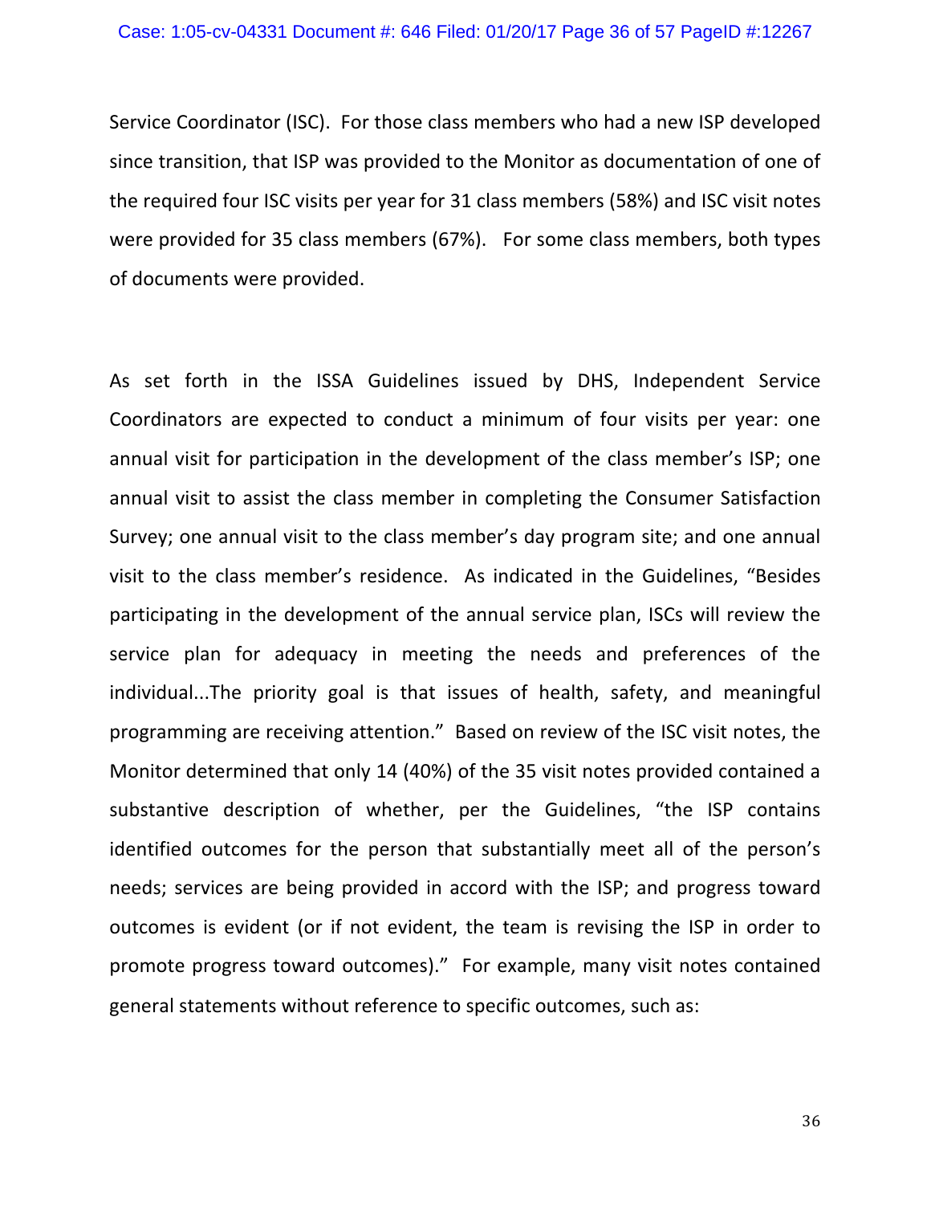Service Coordinator (ISC). For those class members who had a new ISP developed since transition, that ISP was provided to the Monitor as documentation of one of the required four ISC visits per year for 31 class members (58%) and ISC visit notes were provided for 35 class members (67%). For some class members, both types of documents were provided.

As set forth in the ISSA Guidelines issued by DHS, Independent Service Coordinators are expected to conduct a minimum of four visits per year: one annual visit for participation in the development of the class member's ISP; one annual visit to assist the class member in completing the Consumer Satisfaction Survey; one annual visit to the class member's day program site; and one annual visit to the class member's residence. As indicated in the Guidelines, "Besides participating in the development of the annual service plan, ISCs will review the service plan for adequacy in meeting the needs and preferences of the individual...The priority goal is that issues of health, safety, and meaningful programming are receiving attention." Based on review of the ISC visit notes, the Monitor determined that only 14 (40%) of the 35 visit notes provided contained a substantive description of whether, per the Guidelines, "the ISP contains identified outcomes for the person that substantially meet all of the person's needs; services are being provided in accord with the ISP; and progress toward outcomes is evident (or if not evident, the team is revising the ISP in order to promote progress toward outcomes)." For example, many visit notes contained general statements without reference to specific outcomes, such as: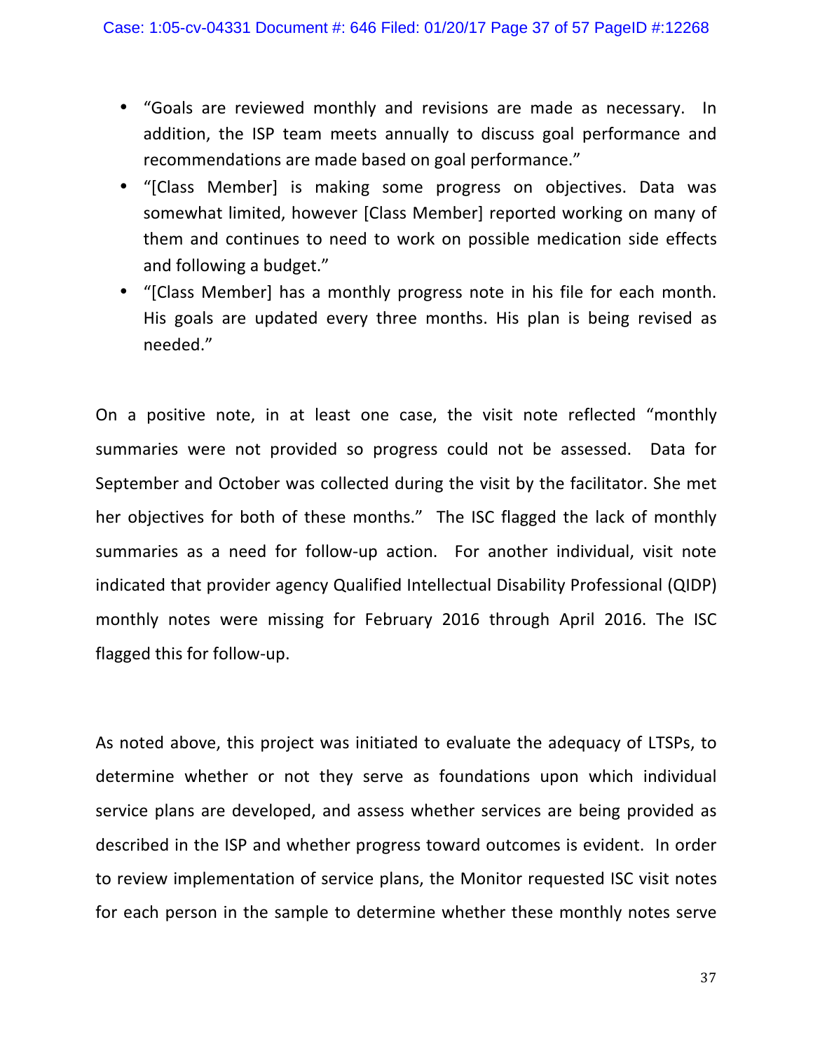- "Goals are reviewed monthly and revisions are made as necessary. In addition, the ISP team meets annually to discuss goal performance and recommendations are made based on goal performance."
- "[Class Member] is making some progress on objectives. Data was somewhat limited, however [Class Member] reported working on many of them and continues to need to work on possible medication side effects and following a budget."
- "[Class Member] has a monthly progress note in his file for each month. His goals are updated every three months. His plan is being revised as needed."

On a positive note, in at least one case, the visit note reflected "monthly summaries were not provided so progress could not be assessed. Data for September and October was collected during the visit by the facilitator. She met her objectives for both of these months." The ISC flagged the lack of monthly summaries as a need for follow-up action. For another individual, visit note indicated that provider agency Qualified Intellectual Disability Professional (QIDP) monthly notes were missing for February 2016 through April 2016. The ISC flagged this for follow-up.

As noted above, this project was initiated to evaluate the adequacy of LTSPs, to determine whether or not they serve as foundations upon which individual service plans are developed, and assess whether services are being provided as described in the ISP and whether progress toward outcomes is evident. In order to review implementation of service plans, the Monitor requested ISC visit notes for each person in the sample to determine whether these monthly notes serve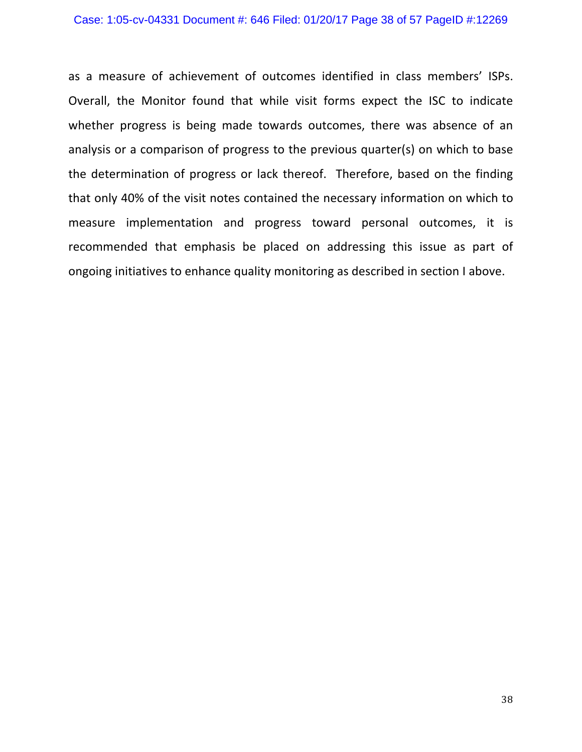as a measure of achievement of outcomes identified in class members' ISPs. Overall, the Monitor found that while visit forms expect the ISC to indicate whether progress is being made towards outcomes, there was absence of an analysis or a comparison of progress to the previous quarter(s) on which to base the determination of progress or lack thereof. Therefore, based on the finding that only 40% of the visit notes contained the necessary information on which to measure implementation and progress toward personal outcomes, it is recommended that emphasis be placed on addressing this issue as part of ongoing initiatives to enhance quality monitoring as described in section I above.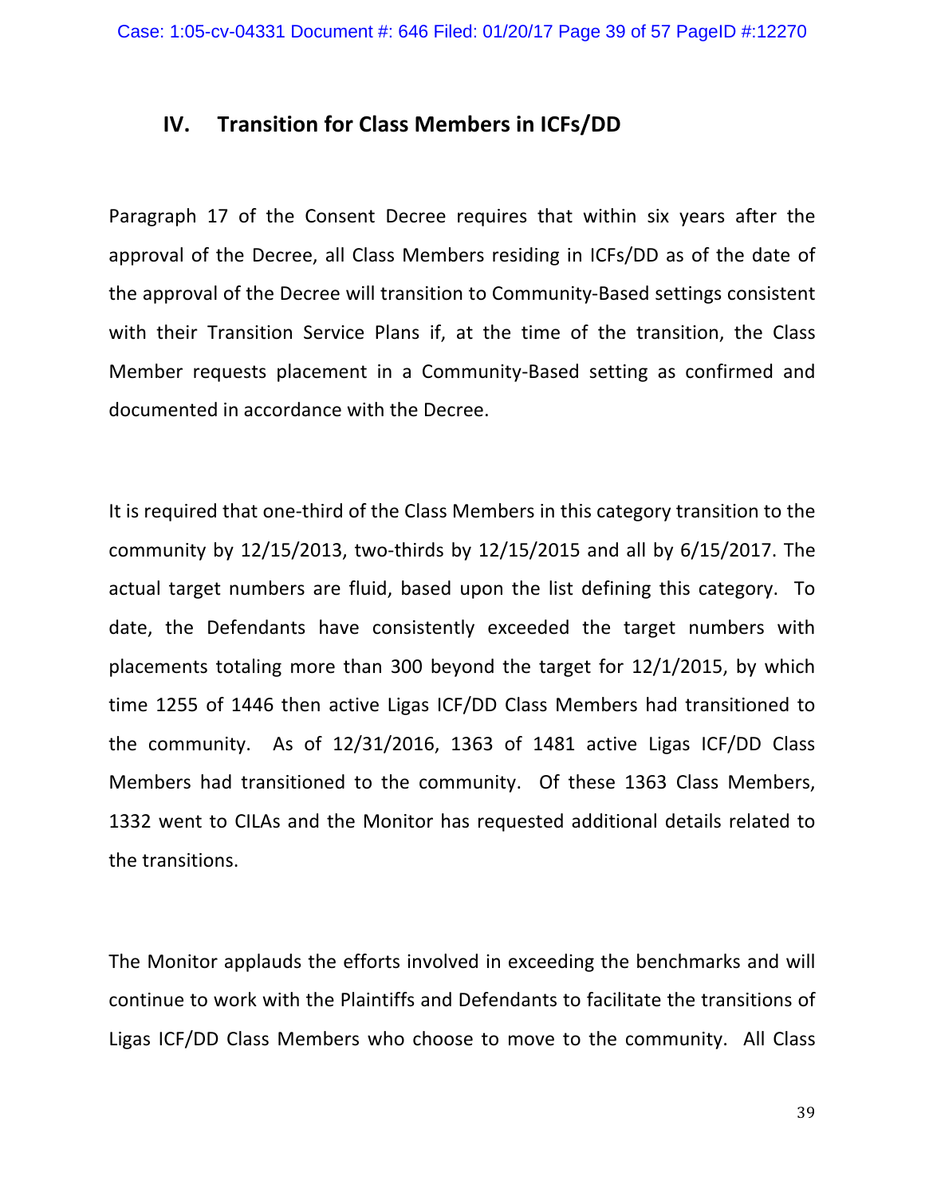## IV. Transition for Class Members in ICFs/DD

Paragraph 17 of the Consent Decree requires that within six years after the approval of the Decree, all Class Members residing in ICFs/DD as of the date of the approval of the Decree will transition to Community-Based settings consistent with their Transition Service Plans if, at the time of the transition, the Class Member requests placement in a Community-Based setting as confirmed and documented in accordance with the Decree.

It is required that one-third of the Class Members in this category transition to the community by 12/15/2013, two-thirds by 12/15/2015 and all by 6/15/2017. The actual target numbers are fluid, based upon the list defining this category. To date, the Defendants have consistently exceeded the target numbers with placements totaling more than 300 beyond the target for 12/1/2015, by which time 1255 of 1446 then active Ligas ICF/DD Class Members had transitioned to the community. As of 12/31/2016, 1363 of 1481 active Ligas ICF/DD Class Members had transitioned to the community. Of these 1363 Class Members, 1332 went to CILAs and the Monitor has requested additional details related to the transitions.

The Monitor applauds the efforts involved in exceeding the benchmarks and will continue to work with the Plaintiffs and Defendants to facilitate the transitions of Ligas ICF/DD Class Members who choose to move to the community. All Class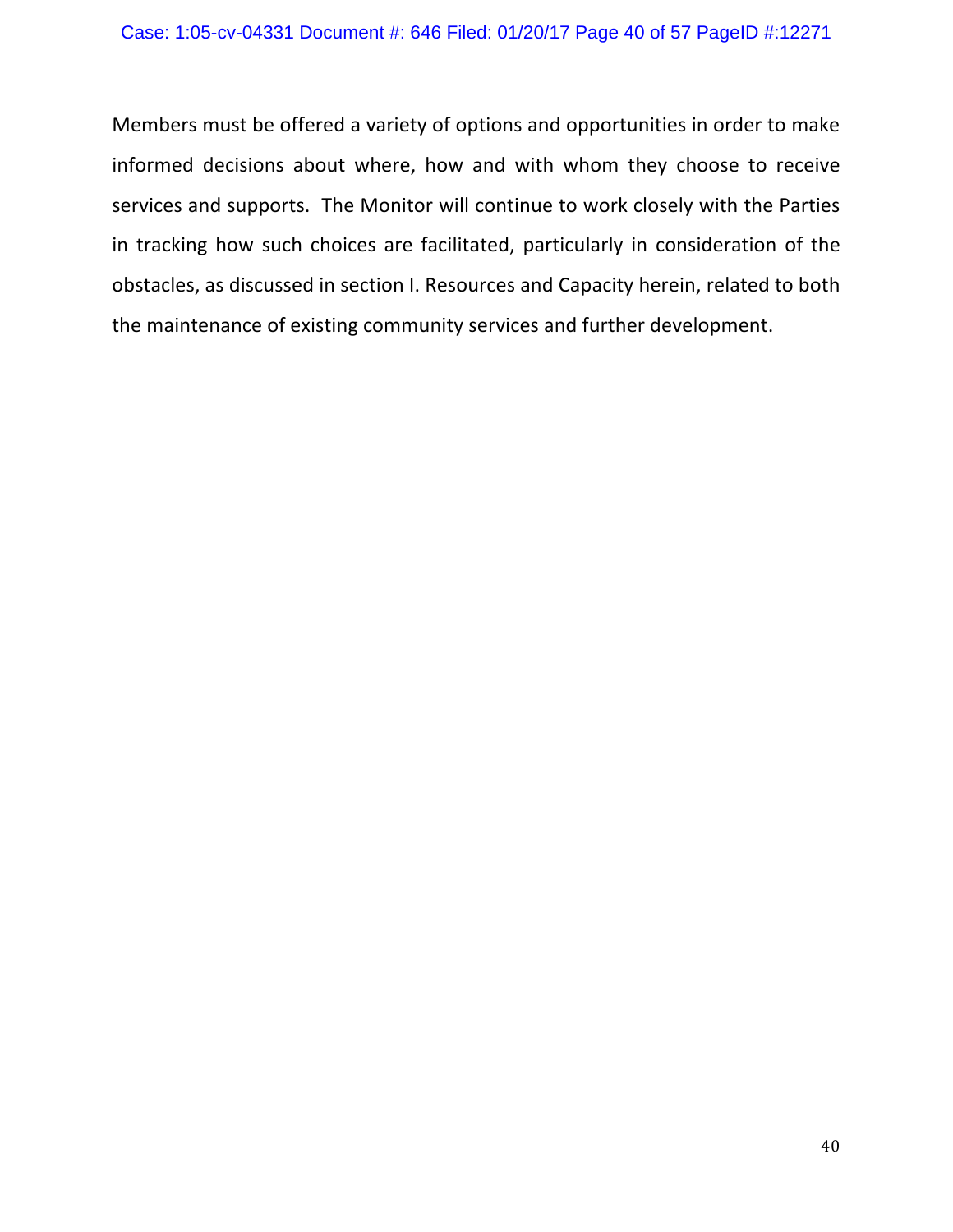Members must be offered a variety of options and opportunities in order to make informed decisions about where, how and with whom they choose to receive services and supports. The Monitor will continue to work closely with the Parties in tracking how such choices are facilitated, particularly in consideration of the obstacles, as discussed in section I. Resources and Capacity herein, related to both the maintenance of existing community services and further development.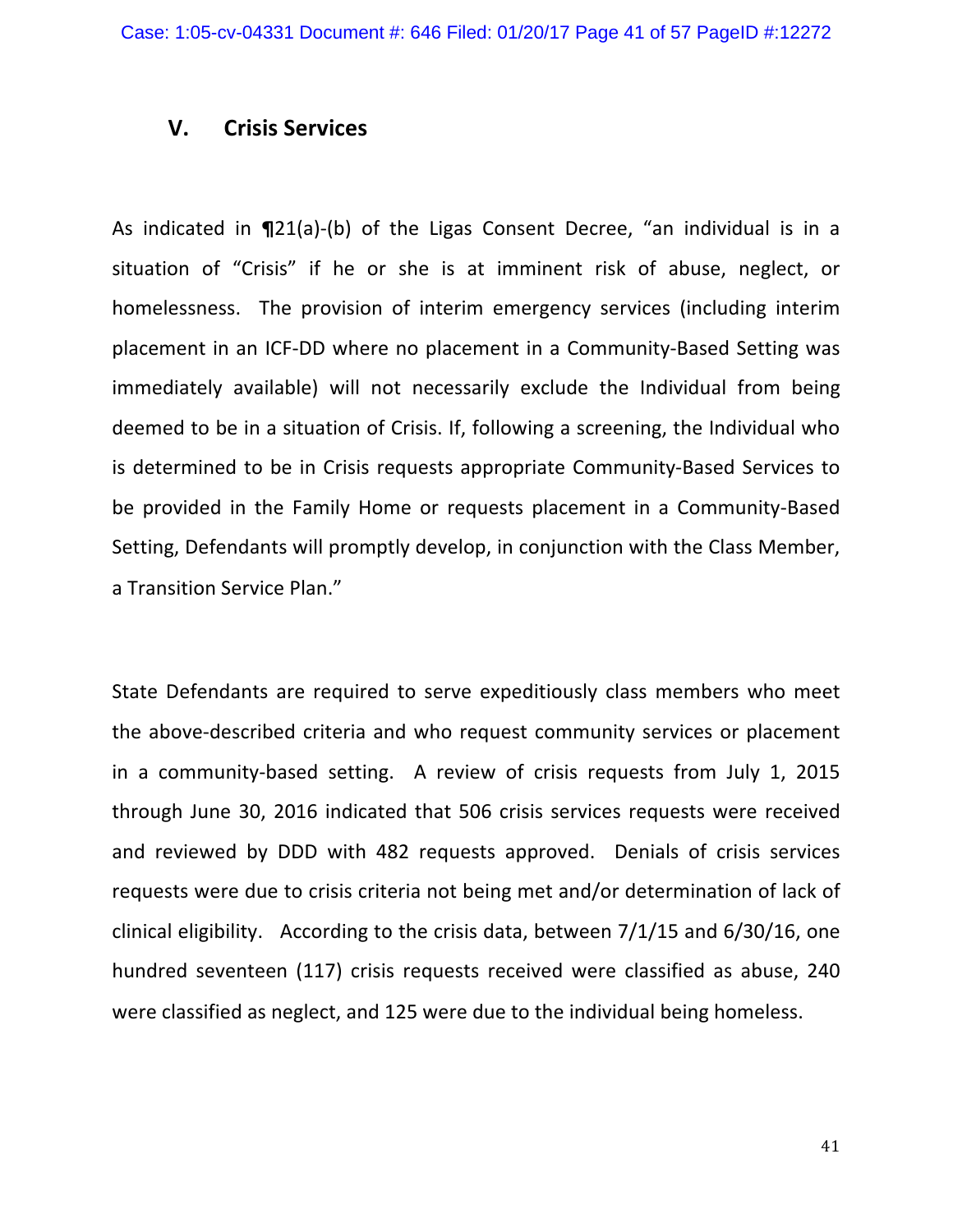## V. Crisis Services

As indicated in ¶21(a)-(b) of the Ligas Consent Decree, "an individual is in a situation of "Crisis" if he or she is at imminent risk of abuse, neglect, or homelessness. The provision of interim emergency services (including interim placement in an ICF-DD where no placement in a Community-Based Setting was immediately available) will not necessarily exclude the Individual from being deemed to be in a situation of Crisis. If, following a screening, the Individual who is determined to be in Crisis requests appropriate Community-Based Services to be provided in the Family Home or requests placement in a Community-Based Setting, Defendants will promptly develop, in conjunction with the Class Member, a Transition Service Plan."

State Defendants are required to serve expeditiously class members who meet the above-described criteria and who request community services or placement in a community-based setting. A review of crisis requests from July 1, 2015 through June 30, 2016 indicated that 506 crisis services requests were received and reviewed by DDD with 482 requests approved. Denials of crisis services requests were due to crisis criteria not being met and/or determination of lack of clinical eligibility. According to the crisis data, between 7/1/15 and 6/30/16, one hundred seventeen (117) crisis requests received were classified as abuse, 240 were classified as neglect, and 125 were due to the individual being homeless.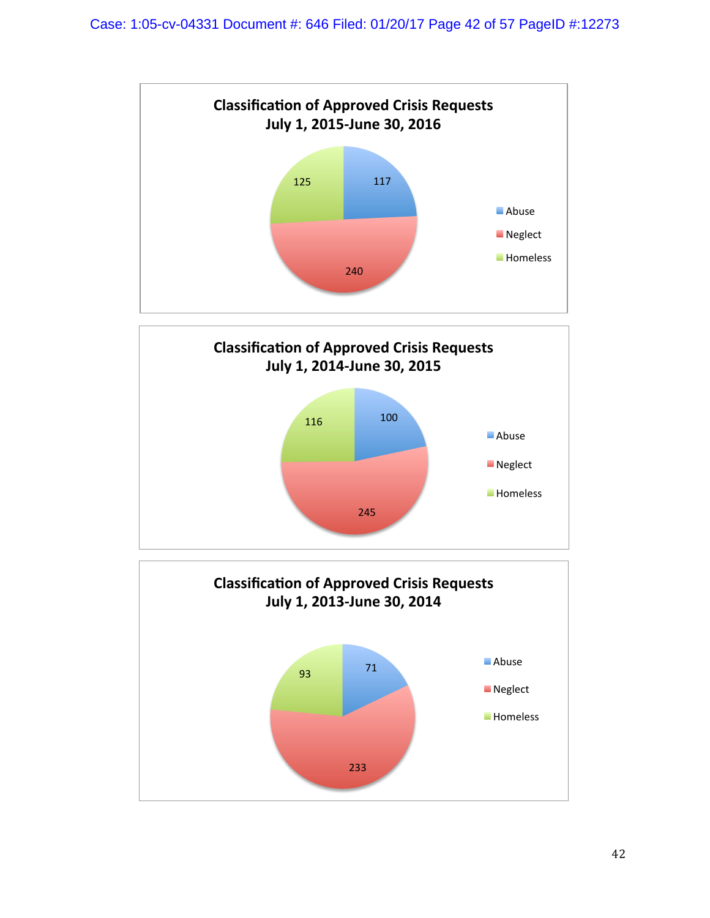## Classification of Approved Crisis Requests
## July 1, 2015-June 30, 2016

| Classification | Count |
|---|---|
| Abuse | 117 |
| Neglect | 240 |
| Homeless | 125 |

## Classification of Approved Crisis Requests
## July 1, 2014-June 30, 2015

| Classification | Count |
|---|---|
| Abuse | 100 |
| Neglect | 245 |
| Homeless | 116 |

## Classification of Approved Crisis Requests
## July 1, 2013-June 30, 2014

| Classification | Count |
|---|---|
| Abuse | 71 |
| Neglect | 233 |
| Homeless | 93 |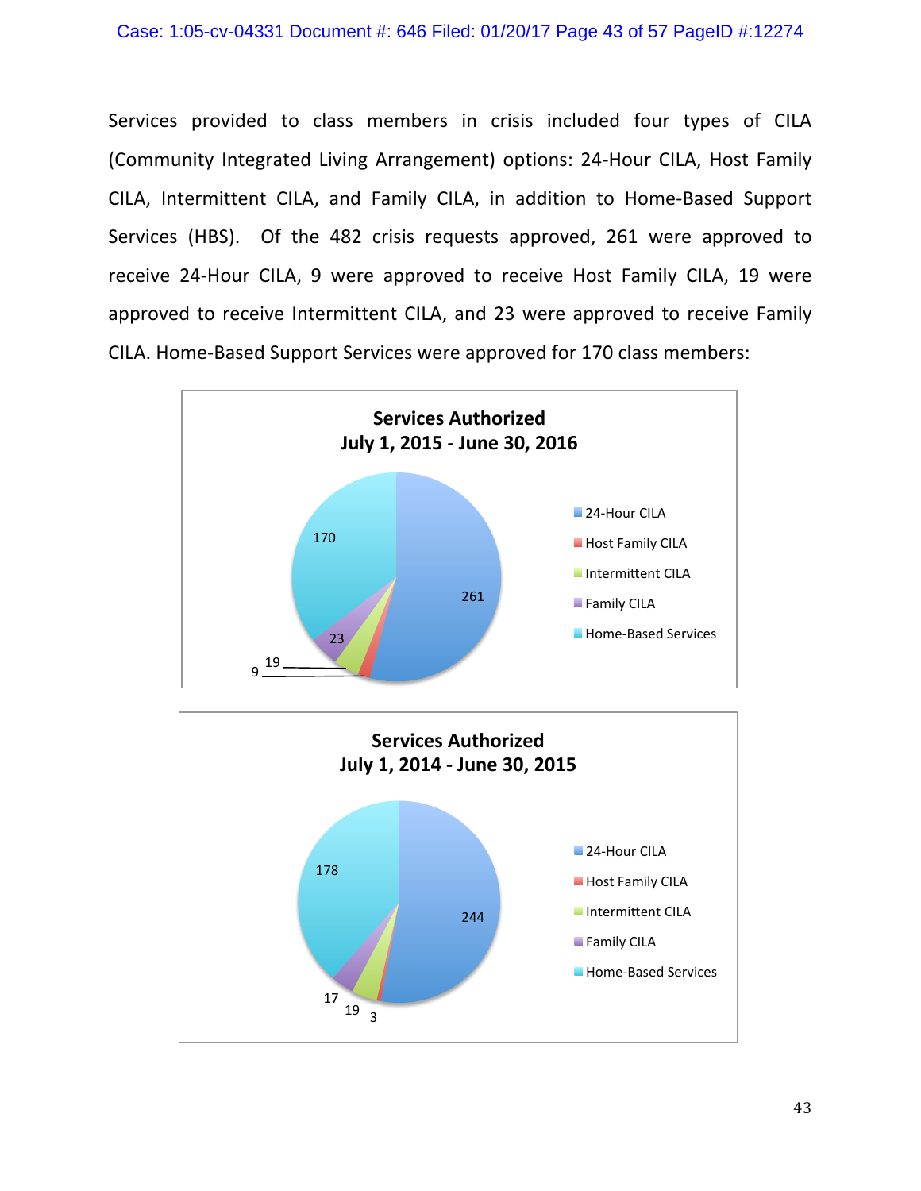Services provided to class members in crisis included four types of CILA (Community Integrated Living Arrangement) options: 24-Hour CILA, Host Family CILA, Intermittent CILA, and Family CILA, in addition to Home-Based Support Services (HBS). Of the 482 crisis requests approved, 261 were approved to receive 24-Hour CILA, 9 were approved to receive Host Family CILA, 19 were approved to receive Intermittent CILA, and 23 were approved to receive Family CILA. Home-Based Support Services were approved for 170 class members:

**Services Authorized**
**July 1, 2015 - June 30, 2016**

| Service | Number |
|---|---|
| 24-Hour CILA | 261 |
| Host Family CILA | 9 |
| Intermittent CILA | 19 |
| Family CILA | 23 |
| Home-Based Services | 170 |

**Services Authorized**
**July 1, 2014 - June 30, 2015**

| Service | Number |
|---|---|
| 24-Hour CILA | 244 |
| Host Family CILA | 3 |
| Intermittent CILA | 19 |
| Family CILA | 17 |
| Home-Based Services | 178 |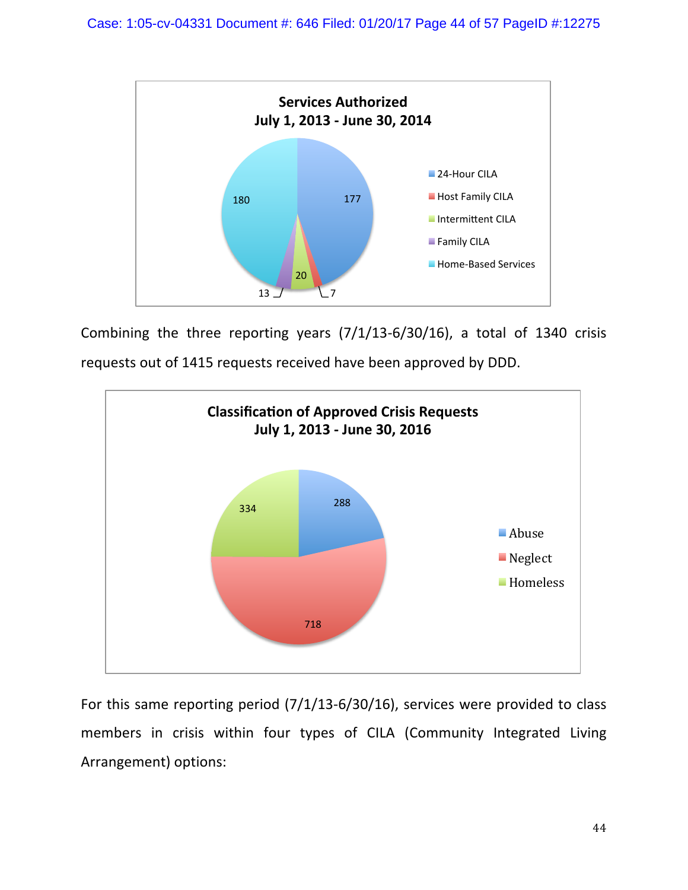**Services Authorized**
**July 1, 2013 - June 30, 2014**

| Service | Count |
| --- | --- |
| 24-Hour CILA | 177 |
| Host Family CILA | 7 |
| Intermittent CILA | 20 |
| Family CILA | 13 |
| Home-Based Services | 180 |

Combining the three reporting years (7/1/13-6/30/16), a total of 1340 crisis requests out of 1415 requests received have been approved by DDD.

**Classification of Approved Crisis Requests**
**July 1, 2013 - June 30, 2016**

| Classification | Count |
| --- | --- |
| Abuse | 288 |
| Neglect | 718 |
| Homeless | 334 |

For this same reporting period (7/1/13-6/30/16), services were provided to class members in crisis within four types of CILA (Community Integrated Living Arrangement) options: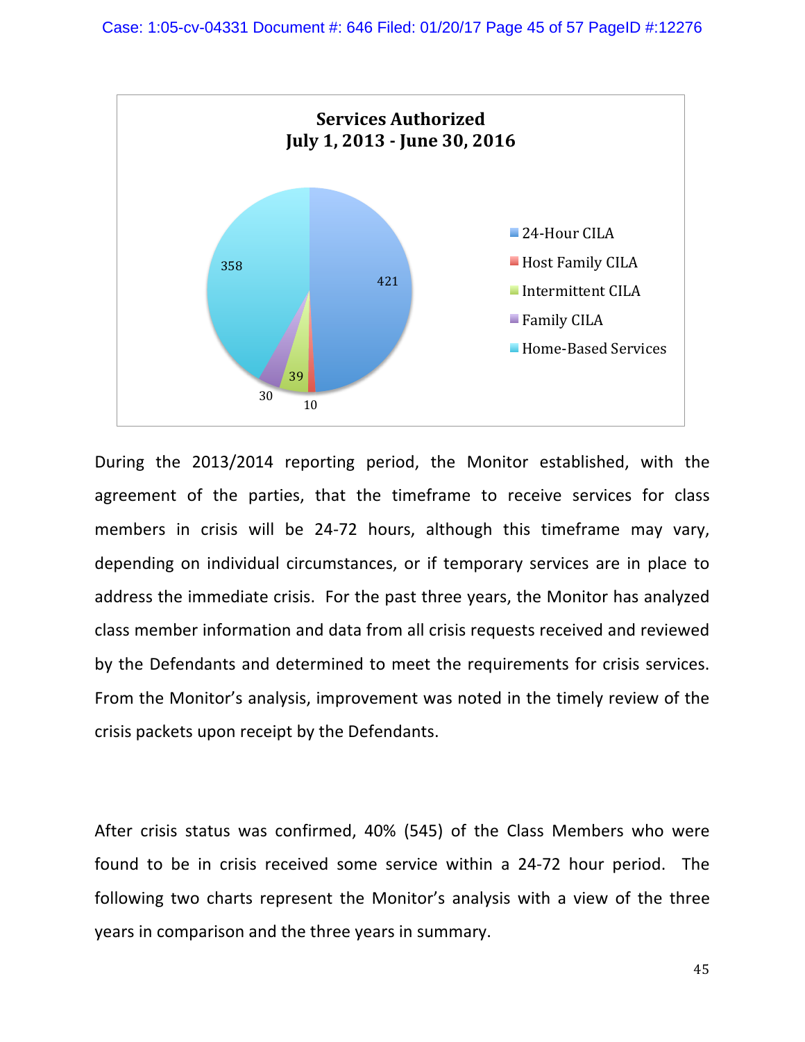**Services Authorized**
**July 1, 2013 - June 30, 2016**

| Service | Count |
|---|---|
| 24-Hour CILA | 421 |
| Host Family CILA | 10 |
| Intermittent CILA | 39 |
| Family CILA | 30 |
| Home-Based Services | 358 |

During the 2013/2014 reporting period, the Monitor established, with the agreement of the parties, that the timeframe to receive services for class members in crisis will be 24-72 hours, although this timeframe may vary, depending on individual circumstances, or if temporary services are in place to address the immediate crisis. For the past three years, the Monitor has analyzed class member information and data from all crisis requests received and reviewed by the Defendants and determined to meet the requirements for crisis services. From the Monitor's analysis, improvement was noted in the timely review of the crisis packets upon receipt by the Defendants.

After crisis status was confirmed, 40% (545) of the Class Members who were found to be in crisis received some service within a 24-72 hour period. The following two charts represent the Monitor's analysis with a view of the three years in comparison and the three years in summary.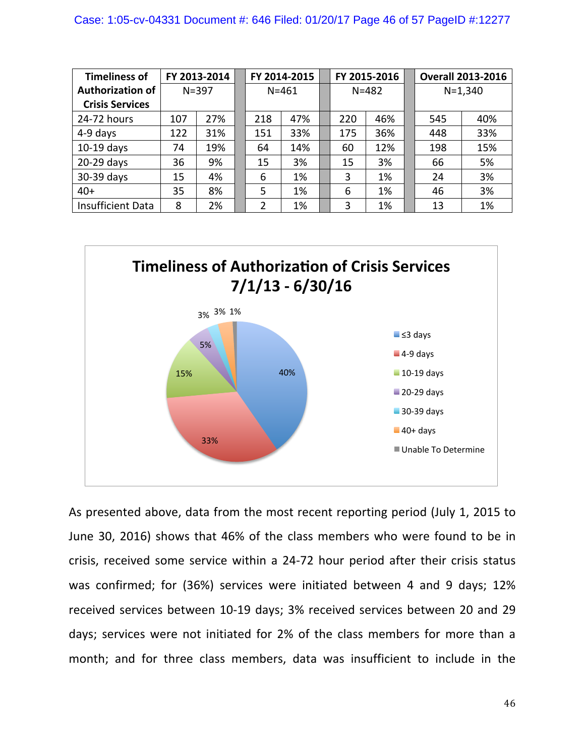| Timeliness of Authorization of Crisis Services | FY 2013-2014 N=397 | | FY 2014-2015 N=461 | | FY 2015-2016 N=482 | | Overall 2013-2016 N=1,340 | |
|---|---|---|---|---|---|---|---|---|
| 24-72 hours | 107 | 27% | 218 | 47% | 220 | 46% | 545 | 40% |
| 4-9 days | 122 | 31% | 151 | 33% | 175 | 36% | 448 | 33% |
| 10-19 days | 74 | 19% | 64 | 14% | 60 | 12% | 198 | 15% |
| 20-29 days | 36 | 9% | 15 | 3% | 15 | 3% | 66 | 5% |
| 30-39 days | 15 | 4% | 6 | 1% | 3 | 1% | 24 | 3% |
| 40+ | 35 | 8% | 5 | 1% | 6 | 1% | 46 | 3% |
| Insufficient Data | 8 | 2% | 2 | 1% | 3 | 1% | 13 | 1% |

**Timeliness of Authorization of Crisis Services 7/1/13 - 6/30/16**

| Category | Percent |
|---|---|
| ≤3 days | 40% |
| 4-9 days | 33% |
| 10-19 days | 15% |
| 20-29 days | 5% |
| 30-39 days | 3% |
| 40+ days | 3% |
| Unable To Determine | 1% |

As presented above, data from the most recent reporting period (July 1, 2015 to June 30, 2016) shows that 46% of the class members who were found to be in crisis, received some service within a 24-72 hour period after their crisis status was confirmed; for (36%) services were initiated between 4 and 9 days; 12% received services between 10-19 days; 3% received services between 20 and 29 days; services were not initiated for 2% of the class members for more than a month; and for three class members, data was insufficient to include in the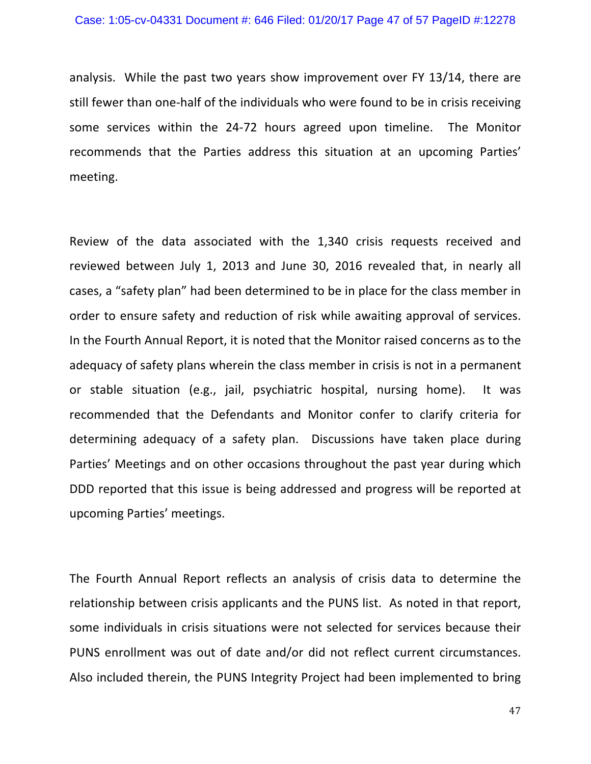analysis. While the past two years show improvement over FY 13/14, there are still fewer than one-half of the individuals who were found to be in crisis receiving some services within the 24-72 hours agreed upon timeline. The Monitor recommends that the Parties address this situation at an upcoming Parties' meeting.

Review of the data associated with the 1,340 crisis requests received and reviewed between July 1, 2013 and June 30, 2016 revealed that, in nearly all cases, a "safety plan" had been determined to be in place for the class member in order to ensure safety and reduction of risk while awaiting approval of services. In the Fourth Annual Report, it is noted that the Monitor raised concerns as to the adequacy of safety plans wherein the class member in crisis is not in a permanent or stable situation (e.g., jail, psychiatric hospital, nursing home). It was recommended that the Defendants and Monitor confer to clarify criteria for determining adequacy of a safety plan. Discussions have taken place during Parties' Meetings and on other occasions throughout the past year during which DDD reported that this issue is being addressed and progress will be reported at upcoming Parties' meetings.

The Fourth Annual Report reflects an analysis of crisis data to determine the relationship between crisis applicants and the PUNS list. As noted in that report, some individuals in crisis situations were not selected for services because their PUNS enrollment was out of date and/or did not reflect current circumstances. Also included therein, the PUNS Integrity Project had been implemented to bring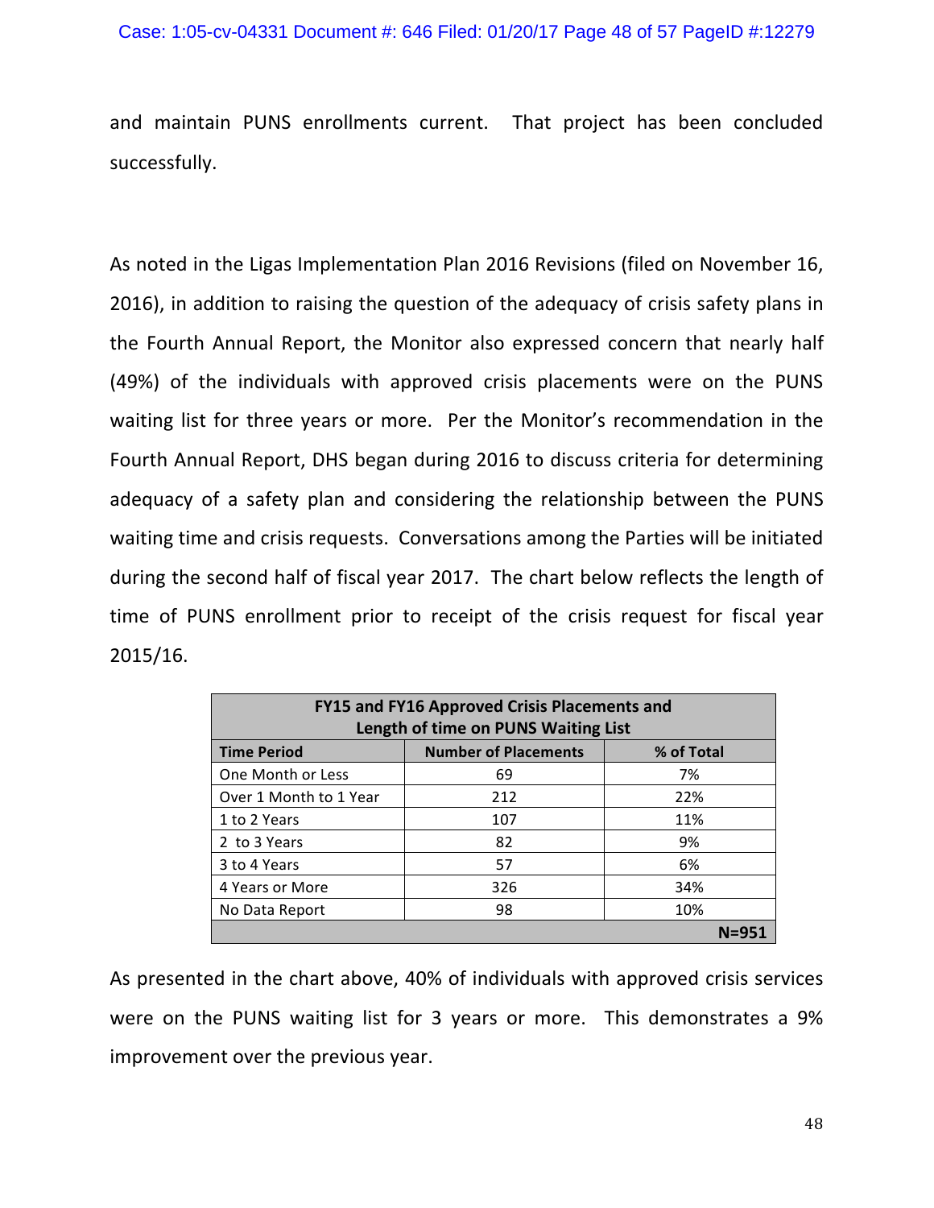and maintain PUNS enrollments current. That project has been concluded successfully.

As noted in the Ligas Implementation Plan 2016 Revisions (filed on November 16, 2016), in addition to raising the question of the adequacy of crisis safety plans in the Fourth Annual Report, the Monitor also expressed concern that nearly half (49%) of the individuals with approved crisis placements were on the PUNS waiting list for three years or more. Per the Monitor's recommendation in the Fourth Annual Report, DHS began during 2016 to discuss criteria for determining adequacy of a safety plan and considering the relationship between the PUNS waiting time and crisis requests. Conversations among the Parties will be initiated during the second half of fiscal year 2017. The chart below reflects the length of time of PUNS enrollment prior to receipt of the crisis request for fiscal year 2015/16.

| FY15 and FY16 Approved Crisis Placements and Length of time on PUNS Waiting List | | |
|---|---|---|
| **Time Period** | **Number of Placements** | **% of Total** |
| One Month or Less | 69 | 7% |
| Over 1 Month to 1 Year | 212 | 22% |
| 1 to 2 Years | 107 | 11% |
| 2 to 3 Years | 82 | 9% |
| 3 to 4 Years | 57 | 6% |
| 4 Years or More | 326 | 34% |
| No Data Report | 98 | 10% |
| | | **N=951** |

As presented in the chart above, 40% of individuals with approved crisis services were on the PUNS waiting list for 3 years or more. This demonstrates a 9% improvement over the previous year.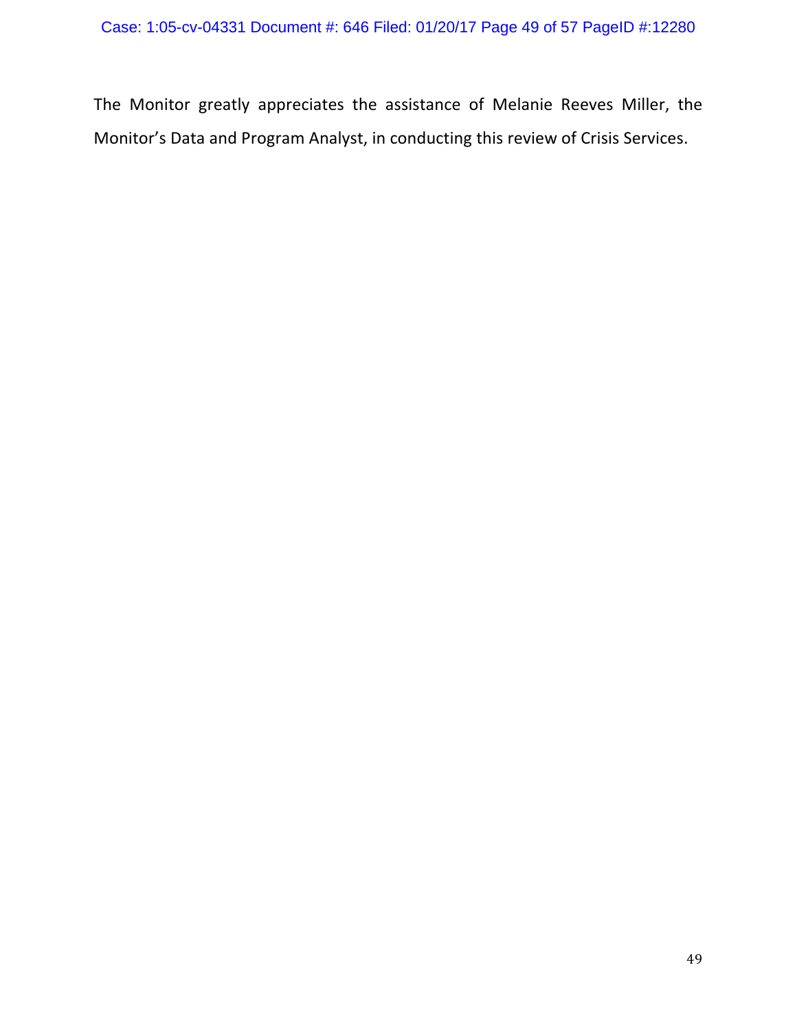The Monitor greatly appreciates the assistance of Melanie Reeves Miller, the Monitor's Data and Program Analyst, in conducting this review of Crisis Services.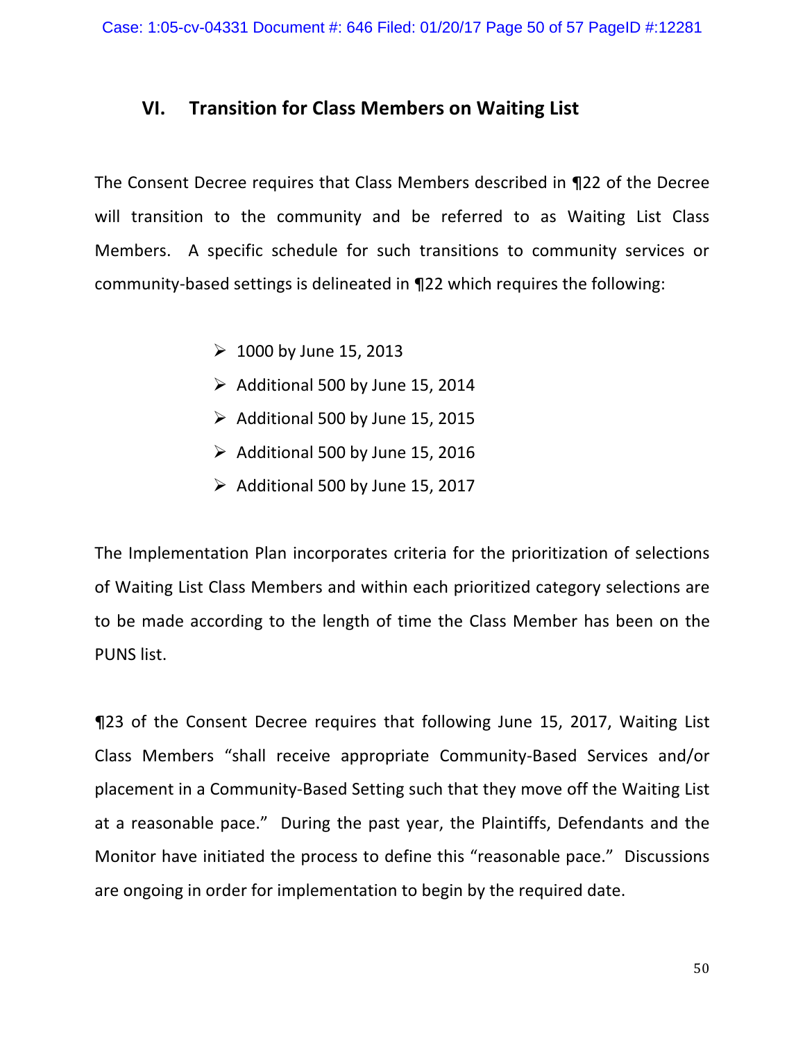## VI. Transition for Class Members on Waiting List

The Consent Decree requires that Class Members described in ¶22 of the Decree will transition to the community and be referred to as Waiting List Class Members. A specific schedule for such transitions to community services or community-based settings is delineated in ¶22 which requires the following:

- 1000 by June 15, 2013
- Additional 500 by June 15, 2014
- Additional 500 by June 15, 2015
- Additional 500 by June 15, 2016
- Additional 500 by June 15, 2017

The Implementation Plan incorporates criteria for the prioritization of selections of Waiting List Class Members and within each prioritized category selections are to be made according to the length of time the Class Member has been on the PUNS list.

¶23 of the Consent Decree requires that following June 15, 2017, Waiting List Class Members "shall receive appropriate Community-Based Services and/or placement in a Community-Based Setting such that they move off the Waiting List at a reasonable pace." During the past year, the Plaintiffs, Defendants and the Monitor have initiated the process to define this "reasonable pace." Discussions are ongoing in order for implementation to begin by the required date.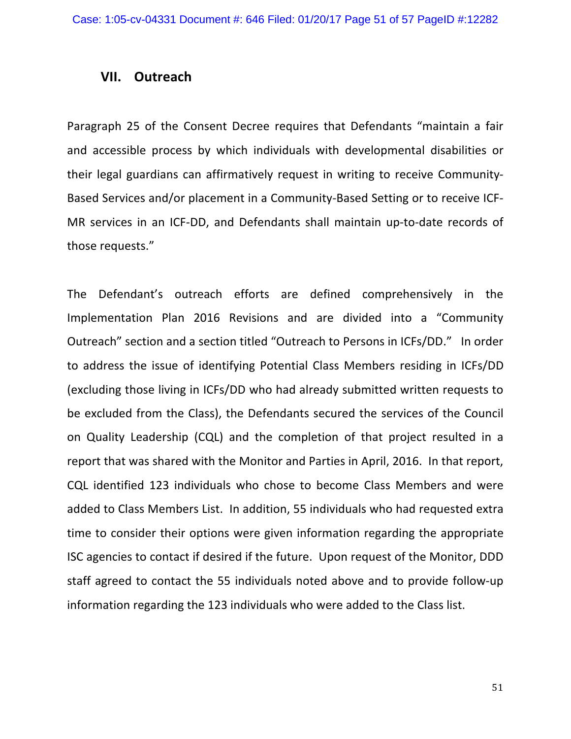## VII. Outreach

Paragraph 25 of the Consent Decree requires that Defendants "maintain a fair and accessible process by which individuals with developmental disabilities or their legal guardians can affirmatively request in writing to receive Community-Based Services and/or placement in a Community-Based Setting or to receive ICF-MR services in an ICF-DD, and Defendants shall maintain up-to-date records of those requests."

The Defendant's outreach efforts are defined comprehensively in the Implementation Plan 2016 Revisions and are divided into a "Community Outreach" section and a section titled "Outreach to Persons in ICFs/DD." In order to address the issue of identifying Potential Class Members residing in ICFs/DD (excluding those living in ICFs/DD who had already submitted written requests to be excluded from the Class), the Defendants secured the services of the Council on Quality Leadership (CQL) and the completion of that project resulted in a report that was shared with the Monitor and Parties in April, 2016. In that report, CQL identified 123 individuals who chose to become Class Members and were added to Class Members List. In addition, 55 individuals who had requested extra time to consider their options were given information regarding the appropriate ISC agencies to contact if desired if the future. Upon request of the Monitor, DDD staff agreed to contact the 55 individuals noted above and to provide follow-up information regarding the 123 individuals who were added to the Class list.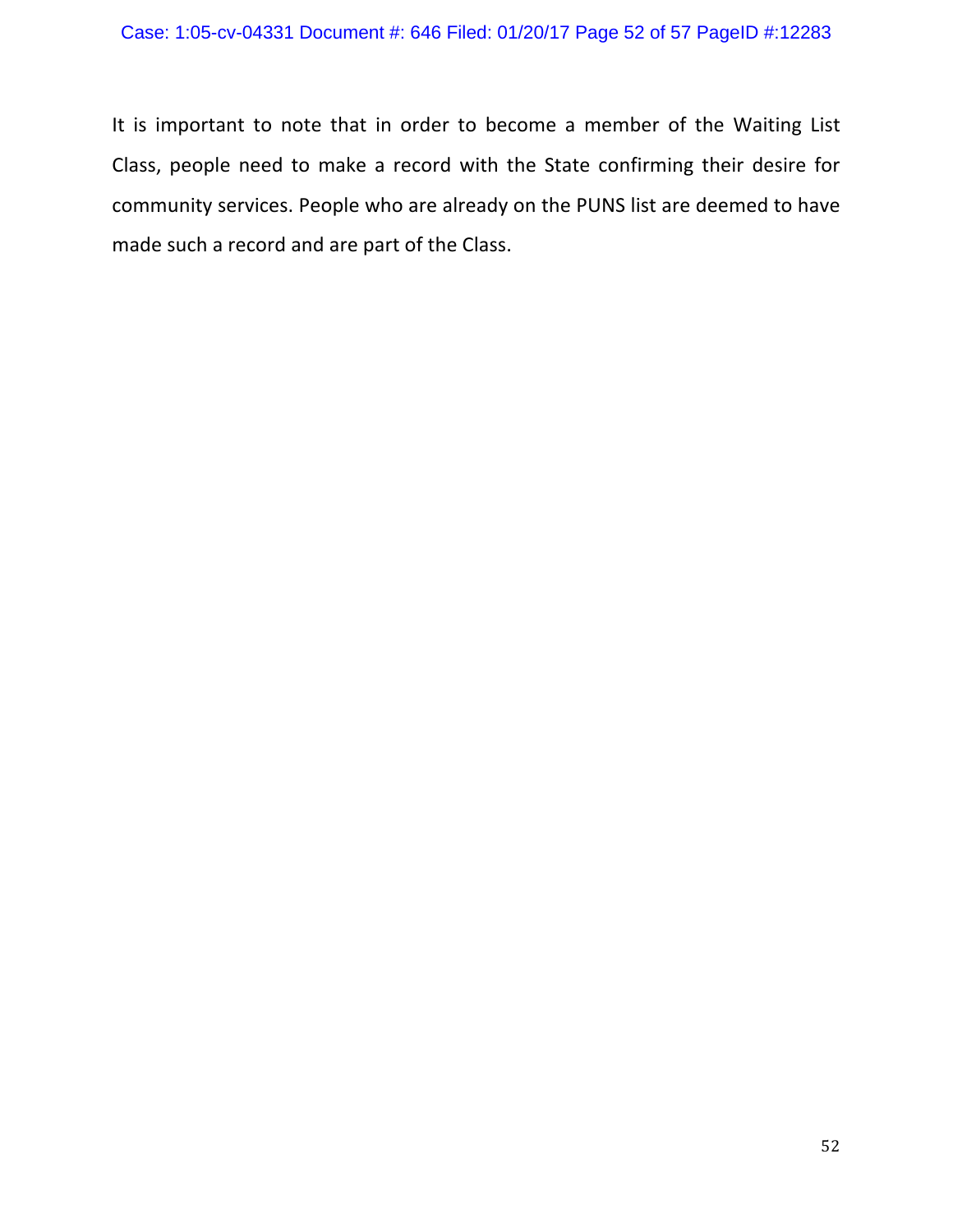It is important to note that in order to become a member of the Waiting List Class, people need to make a record with the State confirming their desire for community services. People who are already on the PUNS list are deemed to have made such a record and are part of the Class.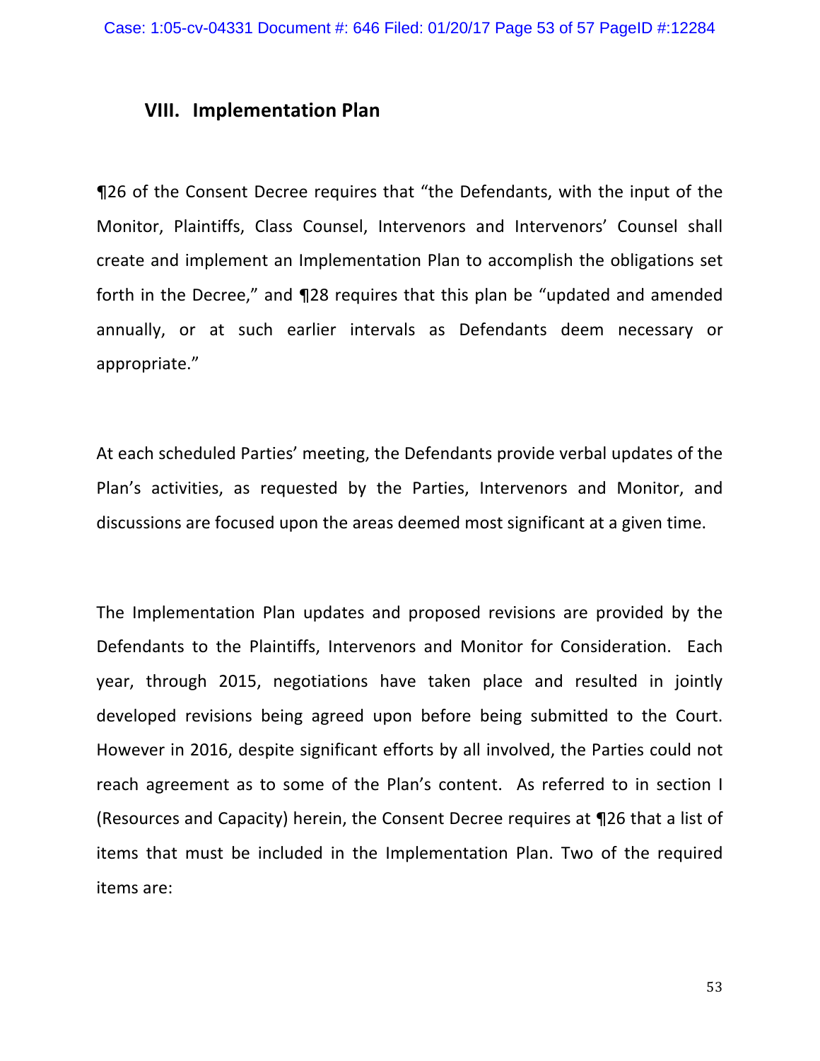## VIII. Implementation Plan

¶26 of the Consent Decree requires that "the Defendants, with the input of the Monitor, Plaintiffs, Class Counsel, Intervenors and Intervenors' Counsel shall create and implement an Implementation Plan to accomplish the obligations set forth in the Decree," and ¶28 requires that this plan be "updated and amended annually, or at such earlier intervals as Defendants deem necessary or appropriate."

At each scheduled Parties' meeting, the Defendants provide verbal updates of the Plan's activities, as requested by the Parties, Intervenors and Monitor, and discussions are focused upon the areas deemed most significant at a given time.

The Implementation Plan updates and proposed revisions are provided by the Defendants to the Plaintiffs, Intervenors and Monitor for Consideration. Each year, through 2015, negotiations have taken place and resulted in jointly developed revisions being agreed upon before being submitted to the Court. However in 2016, despite significant efforts by all involved, the Parties could not reach agreement as to some of the Plan's content. As referred to in section I (Resources and Capacity) herein, the Consent Decree requires at ¶26 that a list of items that must be included in the Implementation Plan. Two of the required items are: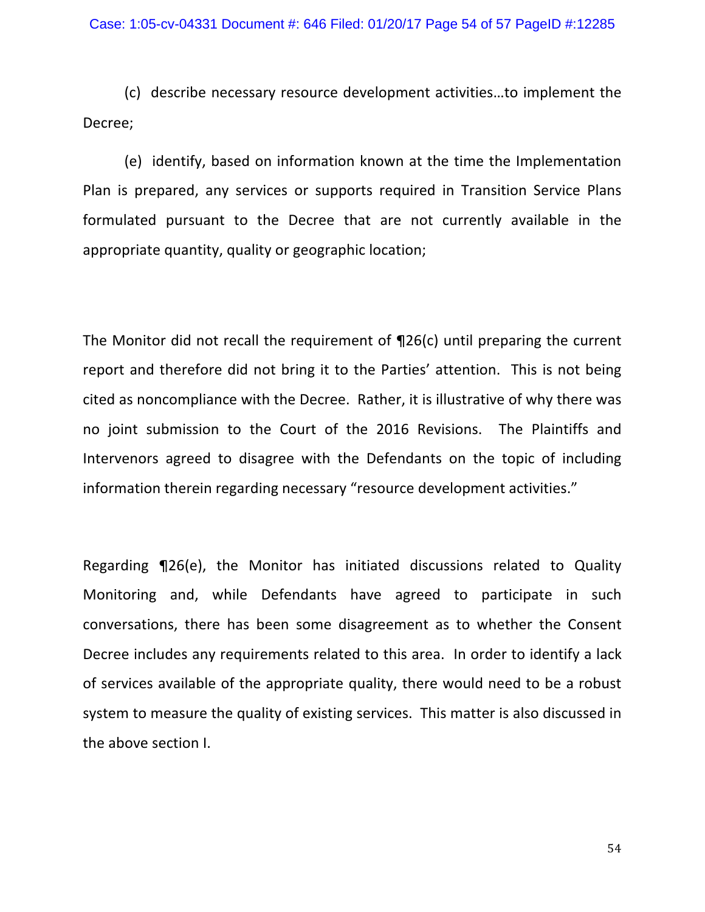(c) describe necessary resource development activities…to implement the Decree;

(e) identify, based on information known at the time the Implementation Plan is prepared, any services or supports required in Transition Service Plans formulated pursuant to the Decree that are not currently available in the appropriate quantity, quality or geographic location;

The Monitor did not recall the requirement of ¶26(c) until preparing the current report and therefore did not bring it to the Parties' attention. This is not being cited as noncompliance with the Decree. Rather, it is illustrative of why there was no joint submission to the Court of the 2016 Revisions. The Plaintiffs and Intervenors agreed to disagree with the Defendants on the topic of including information therein regarding necessary "resource development activities."

Regarding ¶26(e), the Monitor has initiated discussions related to Quality Monitoring and, while Defendants have agreed to participate in such conversations, there has been some disagreement as to whether the Consent Decree includes any requirements related to this area. In order to identify a lack of services available of the appropriate quality, there would need to be a robust system to measure the quality of existing services. This matter is also discussed in the above section I.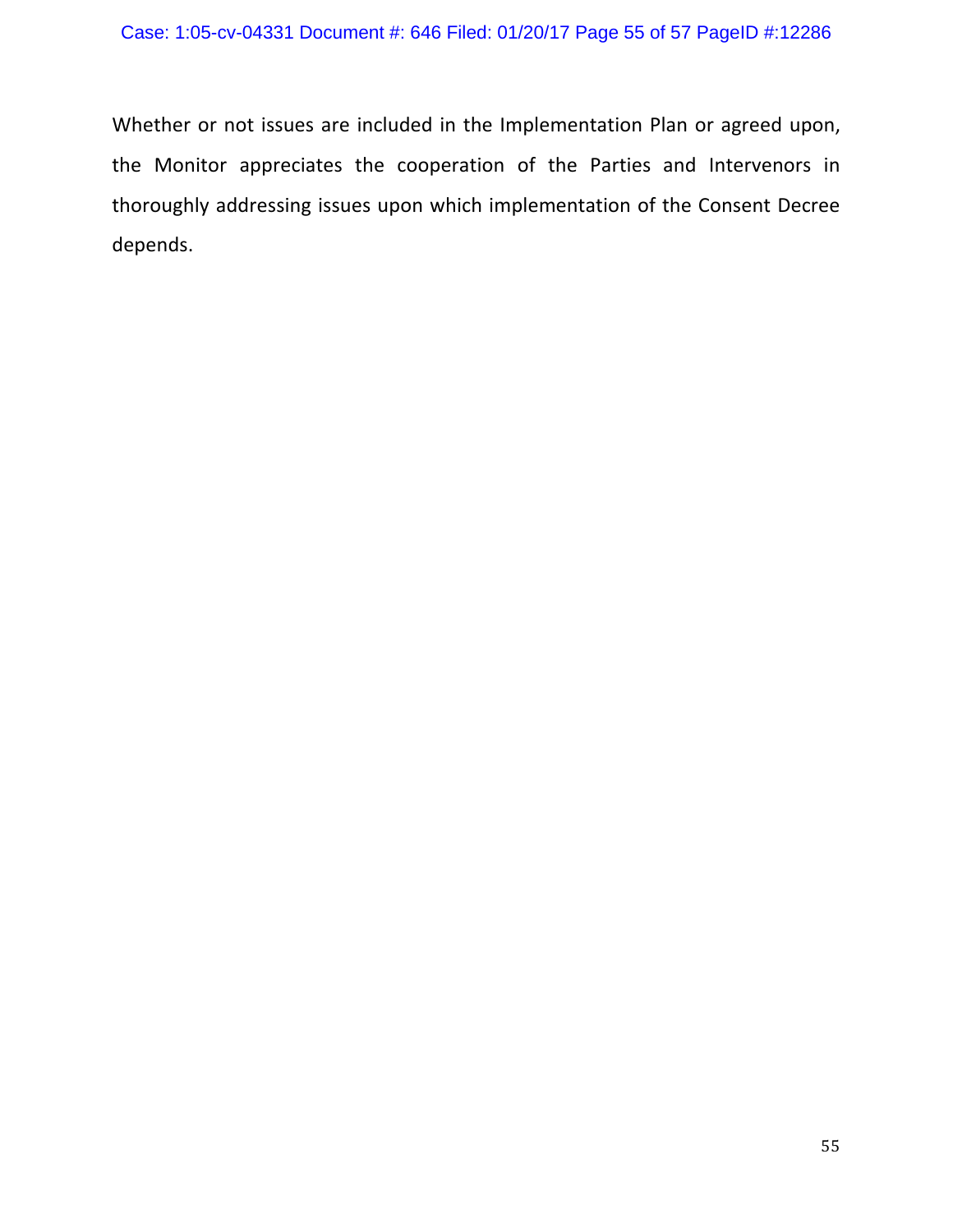Whether or not issues are included in the Implementation Plan or agreed upon, the Monitor appreciates the cooperation of the Parties and Intervenors in thoroughly addressing issues upon which implementation of the Consent Decree depends.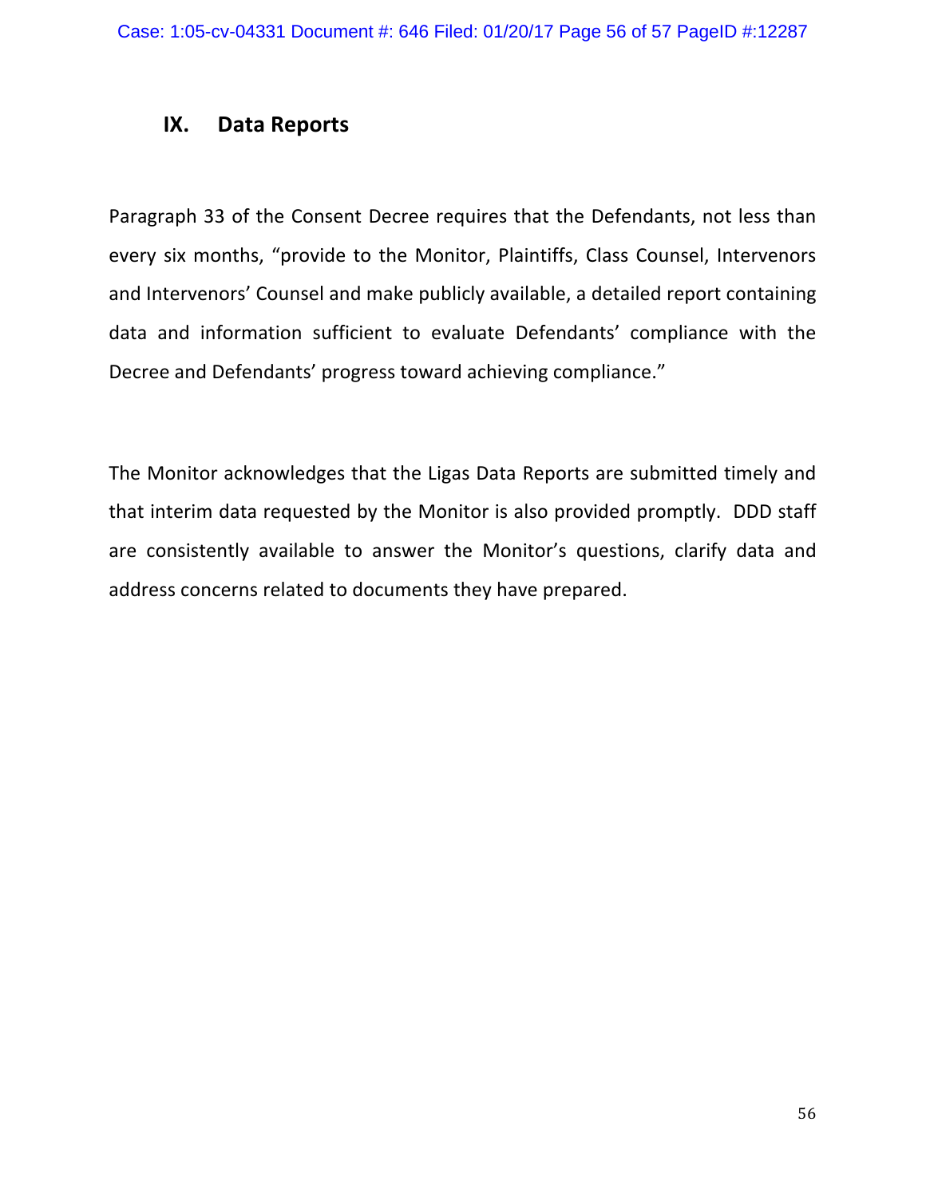## IX. Data Reports

Paragraph 33 of the Consent Decree requires that the Defendants, not less than every six months, "provide to the Monitor, Plaintiffs, Class Counsel, Intervenors and Intervenors' Counsel and make publicly available, a detailed report containing data and information sufficient to evaluate Defendants' compliance with the Decree and Defendants' progress toward achieving compliance."

The Monitor acknowledges that the Ligas Data Reports are submitted timely and that interim data requested by the Monitor is also provided promptly. DDD staff are consistently available to answer the Monitor's questions, clarify data and address concerns related to documents they have prepared.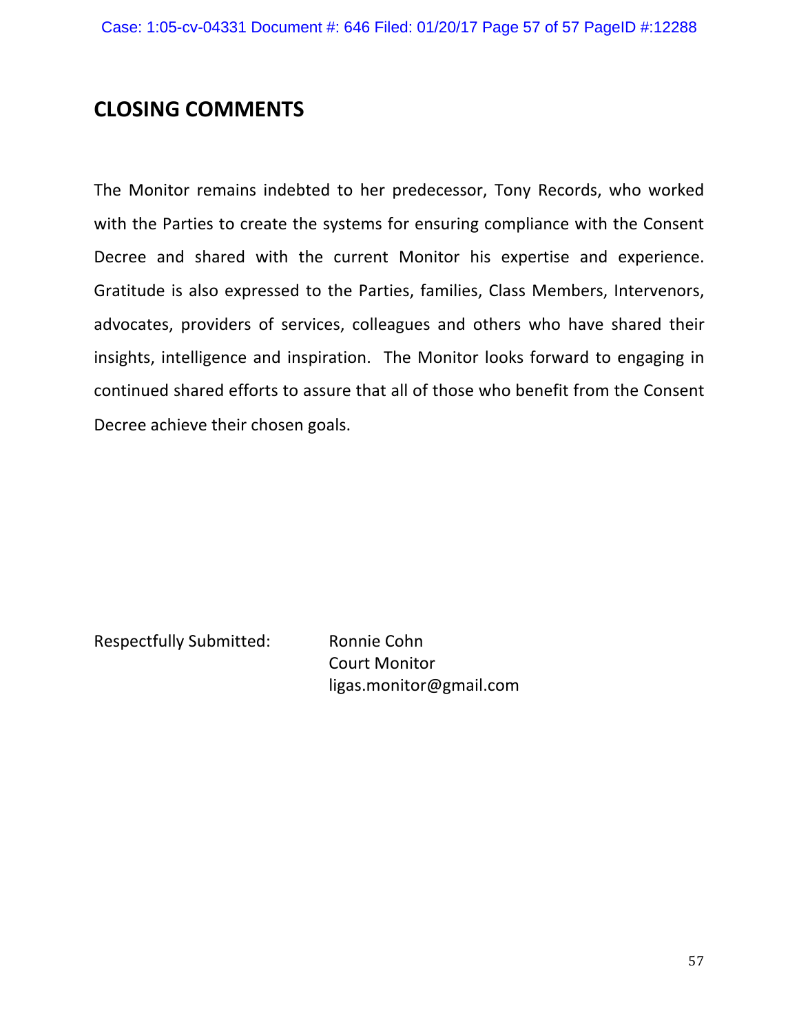## CLOSING COMMENTS

The Monitor remains indebted to her predecessor, Tony Records, who worked with the Parties to create the systems for ensuring compliance with the Consent Decree and shared with the current Monitor his expertise and experience. Gratitude is also expressed to the Parties, families, Class Members, Intervenors, advocates, providers of services, colleagues and others who have shared their insights, intelligence and inspiration. The Monitor looks forward to engaging in continued shared efforts to assure that all of those who benefit from the Consent Decree achieve their chosen goals.

Respectfully Submitted:

Ronnie Cohn
Court Monitor
ligas.monitor@gmail.com